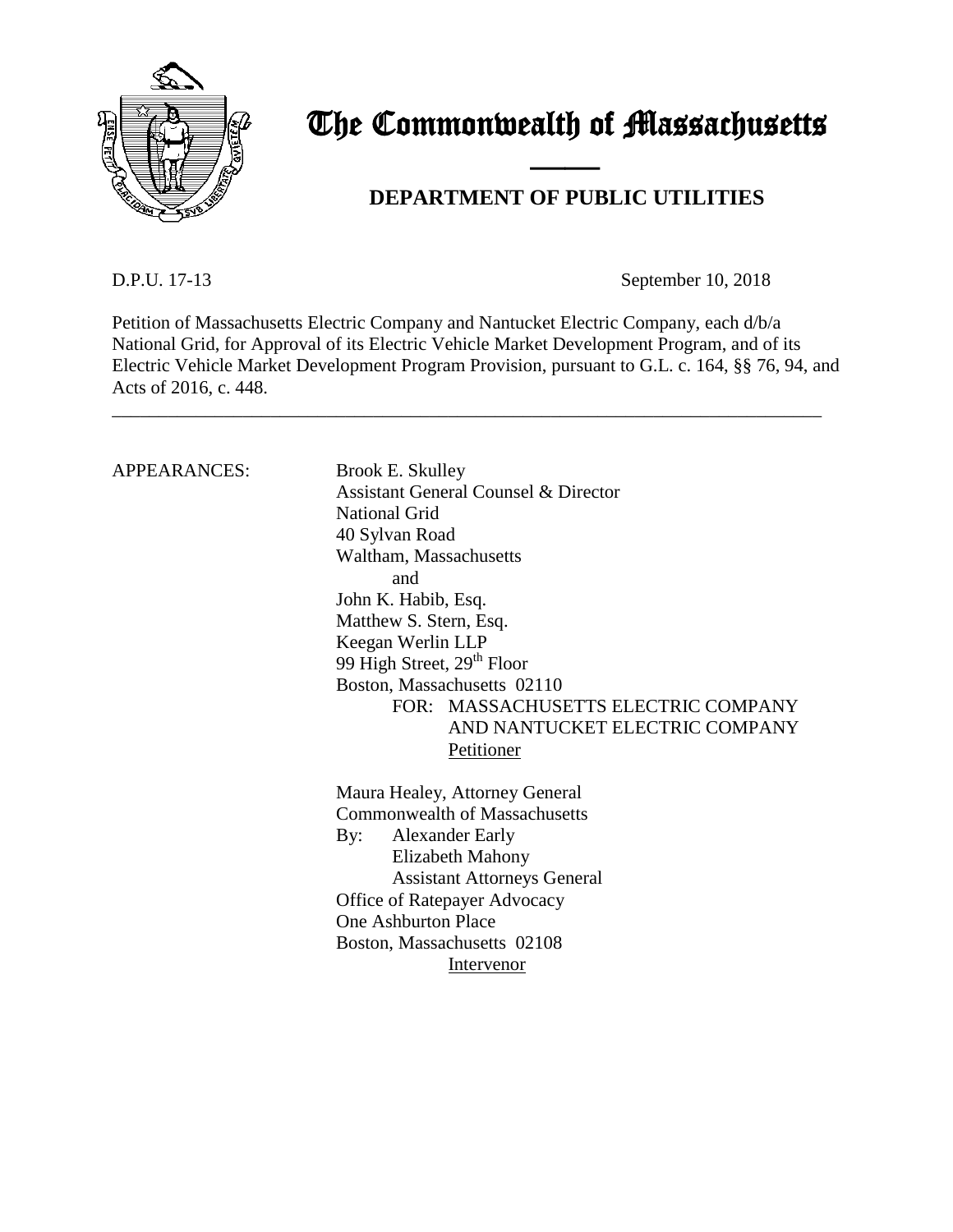# The Commonwealth of Massachusetts

## DEPARTMENT OF PUBLIC UTILITIES

D.P.U. 17-13 September 10, 2018

Petition of Massachusetts Electric Company and Nantucket Electric Company, each d/b/a National Grid, for Approval of its Electric Vehicle Market Development Program, and of its Electric Vehicle Market Development Program Provision, pursuant to G.L. c. 164, §§ 76, 94, and Acts of 2016, c. 448.

---

APPEARANCES:

Brook E. Skulley
Assistant General Counsel & Director
National Grid
40 Sylvan Road
Waltham, Massachusetts
and
John K. Habib, Esq.
Matthew S. Stern, Esq.
Keegan Werlin LLP
99 High Street, 29th Floor
Boston, Massachusetts 02110
FOR: MASSACHUSETTS ELECTRIC COMPANY AND NANTUCKET ELECTRIC COMPANY
Petitioner

Maura Healey, Attorney General
Commonwealth of Massachusetts
By: Alexander Early
Elizabeth Mahony
Assistant Attorneys General
Office of Ratepayer Advocacy
One Ashburton Place
Boston, Massachusetts 02108
Intervenor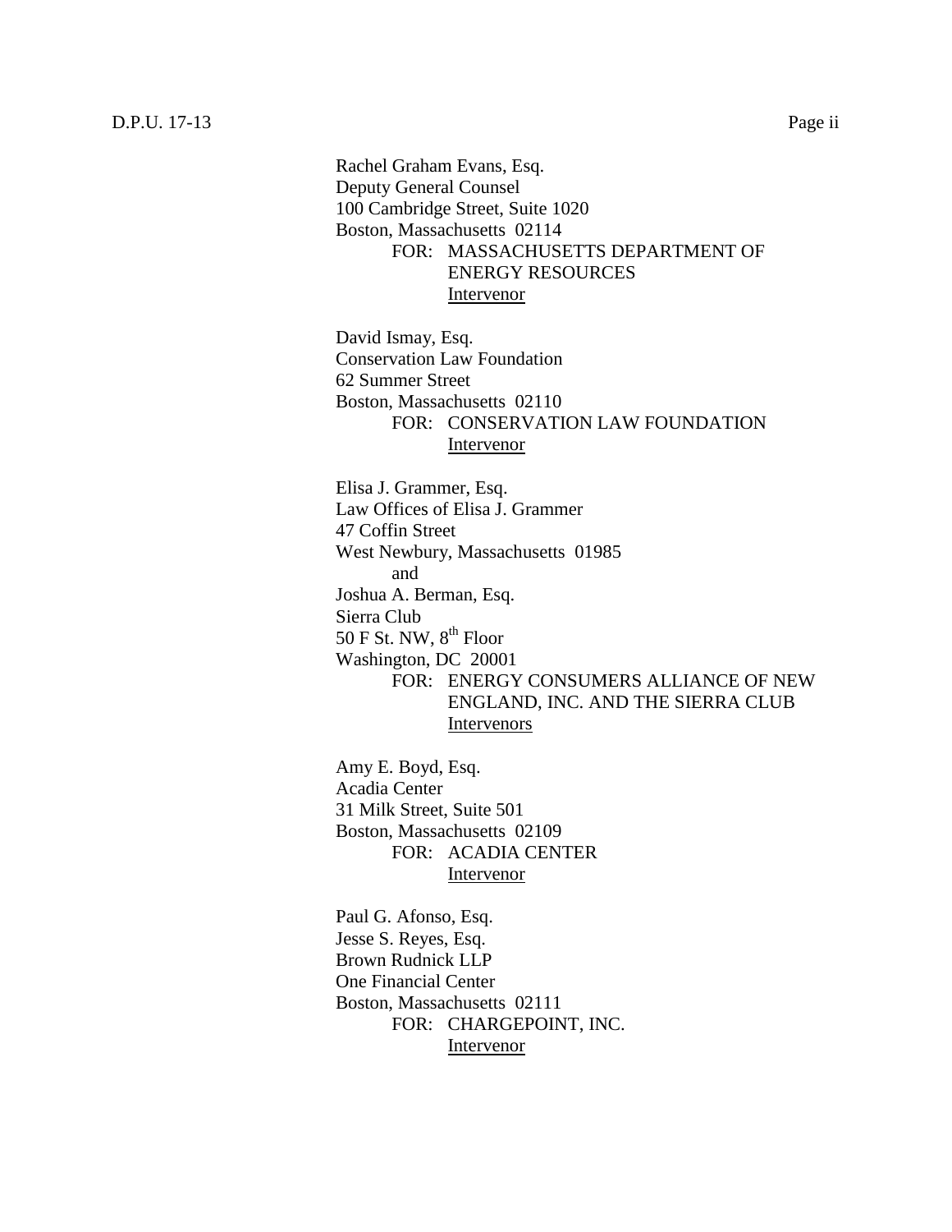Rachel Graham Evans, Esq.
Deputy General Counsel
100 Cambridge Street, Suite 1020
Boston, Massachusetts 02114
FOR: MASSACHUSETTS DEPARTMENT OF ENERGY RESOURCES
Intervenor

David Ismay, Esq.
Conservation Law Foundation
62 Summer Street
Boston, Massachusetts 02110
FOR: CONSERVATION LAW FOUNDATION
Intervenor

Elisa J. Grammer, Esq.
Law Offices of Elisa J. Grammer
47 Coffin Street
West Newbury, Massachusetts 01985
and
Joshua A. Berman, Esq.
Sierra Club
50 F St. NW, 8th Floor
Washington, DC 20001
FOR: ENERGY CONSUMERS ALLIANCE OF NEW ENGLAND, INC. AND THE SIERRA CLUB
Intervenors

Amy E. Boyd, Esq.
Acadia Center
31 Milk Street, Suite 501
Boston, Massachusetts 02109
FOR: ACADIA CENTER
Intervenor

Paul G. Afonso, Esq.
Jesse S. Reyes, Esq.
Brown Rudnick LLP
One Financial Center
Boston, Massachusetts 02111
FOR: CHARGEPOINT, INC.
Intervenor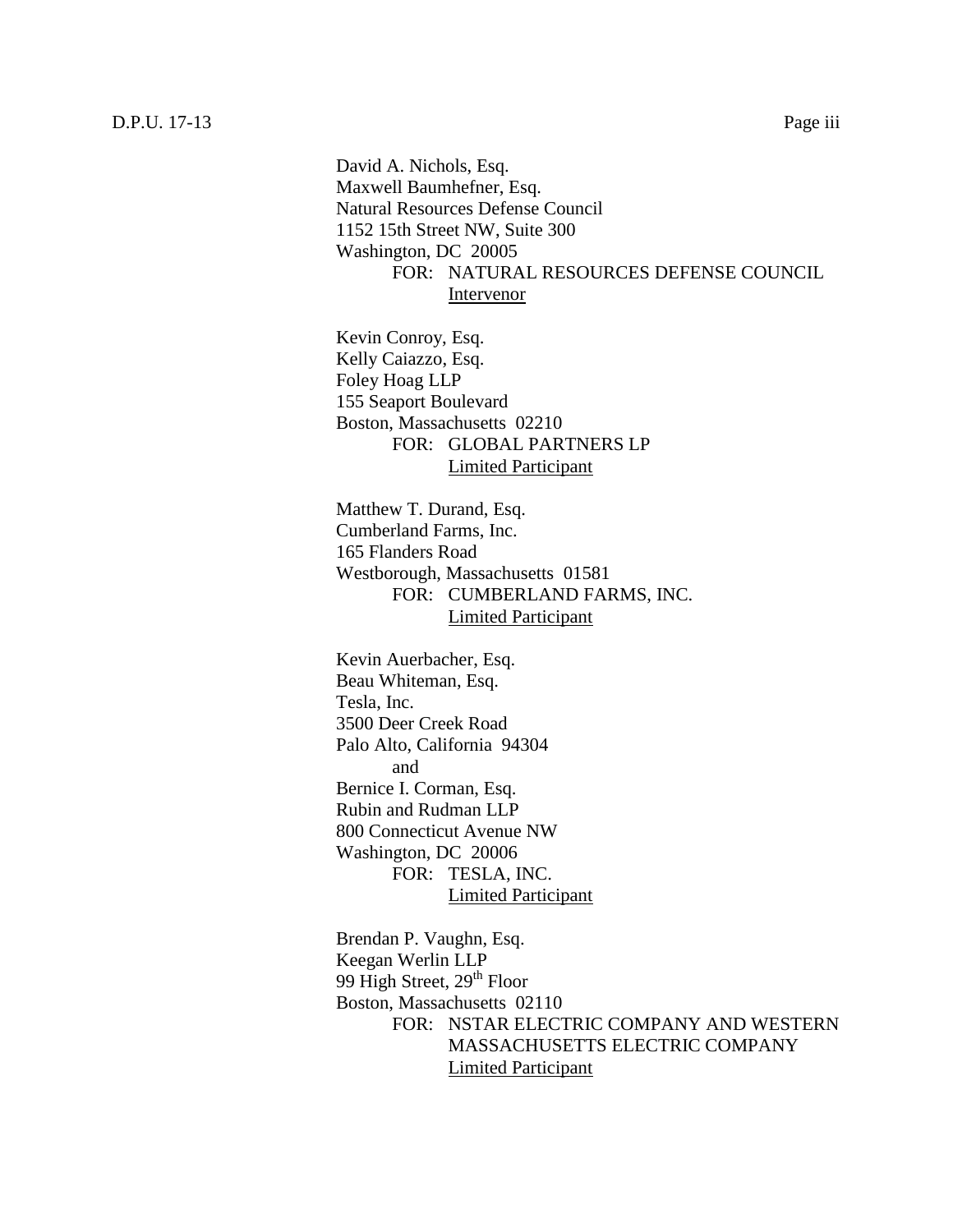David A. Nichols, Esq.
Maxwell Baumhefner, Esq.
Natural Resources Defense Council
1152 15th Street NW, Suite 300
Washington, DC 20005
FOR: NATURAL RESOURCES DEFENSE COUNCIL
Intervenor

Kevin Conroy, Esq.
Kelly Caiazzo, Esq.
Foley Hoag LLP
155 Seaport Boulevard
Boston, Massachusetts 02210
FOR: GLOBAL PARTNERS LP
Limited Participant

Matthew T. Durand, Esq.
Cumberland Farms, Inc.
165 Flanders Road
Westborough, Massachusetts 01581
FOR: CUMBERLAND FARMS, INC.
Limited Participant

Kevin Auerbacher, Esq.
Beau Whiteman, Esq.
Tesla, Inc.
3500 Deer Creek Road
Palo Alto, California 94304
and
Bernice I. Corman, Esq.
Rubin and Rudman LLP
800 Connecticut Avenue NW
Washington, DC 20006
FOR: TESLA, INC.
Limited Participant

Brendan P. Vaughn, Esq.
Keegan Werlin LLP
99 High Street, 29th Floor
Boston, Massachusetts 02110
FOR: NSTAR ELECTRIC COMPANY AND WESTERN MASSACHUSETTS ELECTRIC COMPANY
Limited Participant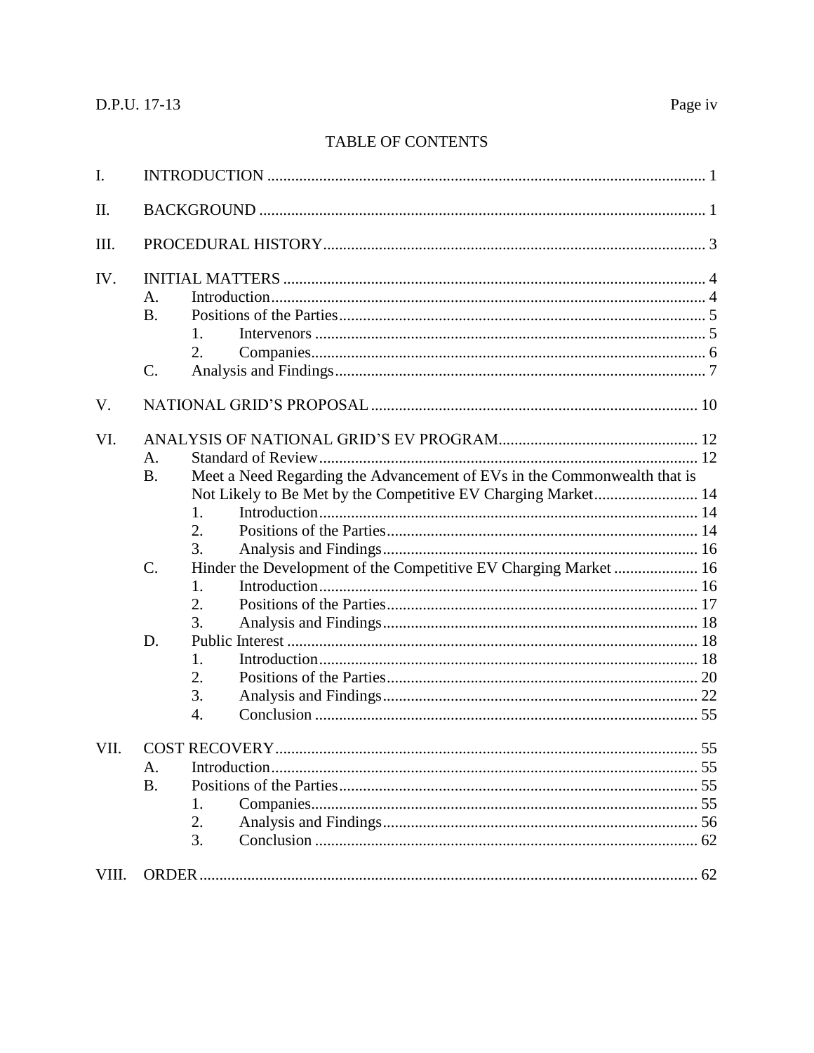## TABLE OF CONTENTS

I. INTRODUCTION ..... 1

II. BACKGROUND ..... 1

III. PROCEDURAL HISTORY ..... 3

IV. INITIAL MATTERS ..... 4
- A. Introduction ..... 4
- B. Positions of the Parties ..... 5
  - 1. Intervenors ..... 5
  - 2. Companies ..... 6
- C. Analysis and Findings ..... 7

V. NATIONAL GRID'S PROPOSAL ..... 10

VI. ANALYSIS OF NATIONAL GRID'S EV PROGRAM ..... 12
- A. Standard of Review ..... 12
- B. Meet a Need Regarding the Advancement of EVs in the Commonwealth that is Not Likely to Be Met by the Competitive EV Charging Market ..... 14
  - 1. Introduction ..... 14
  - 2. Positions of the Parties ..... 14
  - 3. Analysis and Findings ..... 16
- C. Hinder the Development of the Competitive EV Charging Market ..... 16
  - 1. Introduction ..... 16
  - 2. Positions of the Parties ..... 17
  - 3. Analysis and Findings ..... 18
- D. Public Interest ..... 18
  - 1. Introduction ..... 18
  - 2. Positions of the Parties ..... 20
  - 3. Analysis and Findings ..... 22
  - 4. Conclusion ..... 55

VII. COST RECOVERY ..... 55
- A. Introduction ..... 55
- B. Positions of the Parties ..... 55
  - 1. Companies ..... 55
  - 2. Analysis and Findings ..... 56
  - 3. Conclusion ..... 62

VIII. ORDER ..... 62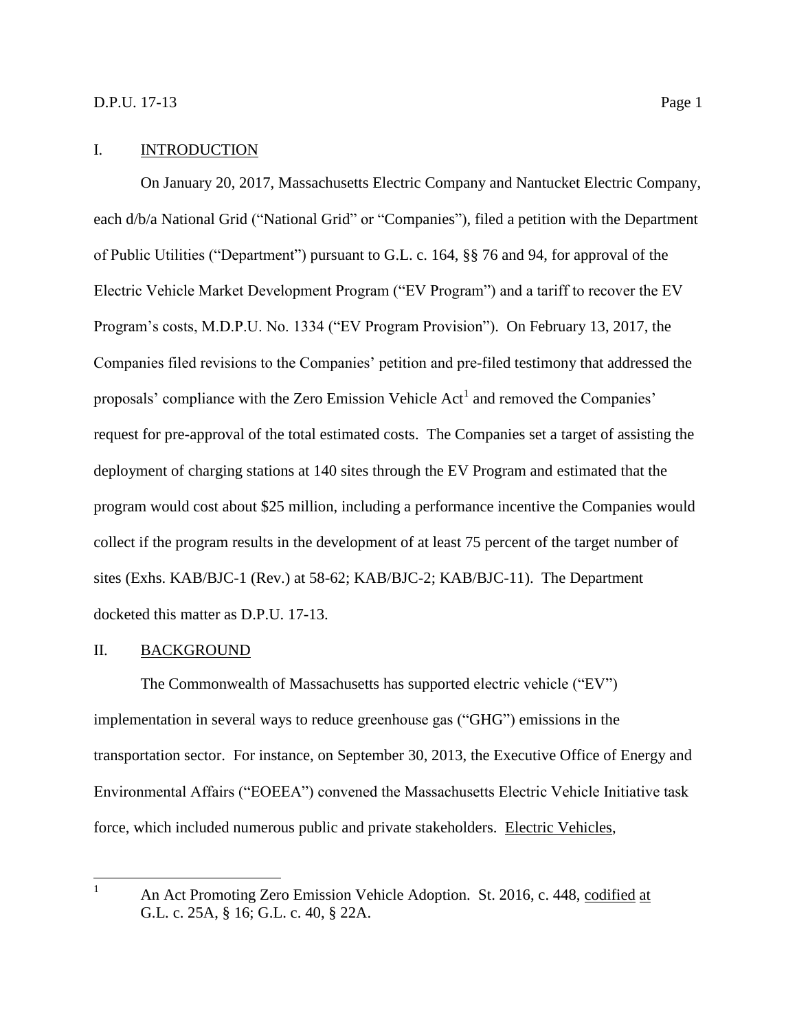## I. INTRODUCTION

On January 20, 2017, Massachusetts Electric Company and Nantucket Electric Company, each d/b/a National Grid ("National Grid" or "Companies"), filed a petition with the Department of Public Utilities ("Department") pursuant to G.L. c. 164, §§ 76 and 94, for approval of the Electric Vehicle Market Development Program ("EV Program") and a tariff to recover the EV Program's costs, M.D.P.U. No. 1334 ("EV Program Provision"). On February 13, 2017, the Companies filed revisions to the Companies' petition and pre-filed testimony that addressed the proposals' compliance with the Zero Emission Vehicle Act[1] and removed the Companies' request for pre-approval of the total estimated costs. The Companies set a target of assisting the deployment of charging stations at 140 sites through the EV Program and estimated that the program would cost about $25 million, including a performance incentive the Companies would collect if the program results in the development of at least 75 percent of the target number of sites (Exhs. KAB/BJC-1 (Rev.) at 58-62; KAB/BJC-2; KAB/BJC-11). The Department docketed this matter as D.P.U. 17-13.

## II. BACKGROUND

The Commonwealth of Massachusetts has supported electric vehicle ("EV") implementation in several ways to reduce greenhouse gas ("GHG") emissions in the transportation sector. For instance, on September 30, 2013, the Executive Office of Energy and Environmental Affairs ("EOEEA") convened the Massachusetts Electric Vehicle Initiative task force, which included numerous public and private stakeholders. Electric Vehicles,

---

[1] An Act Promoting Zero Emission Vehicle Adoption. St. 2016, c. 448, codified at G.L. c. 25A, § 16; G.L. c. 40, § 22A.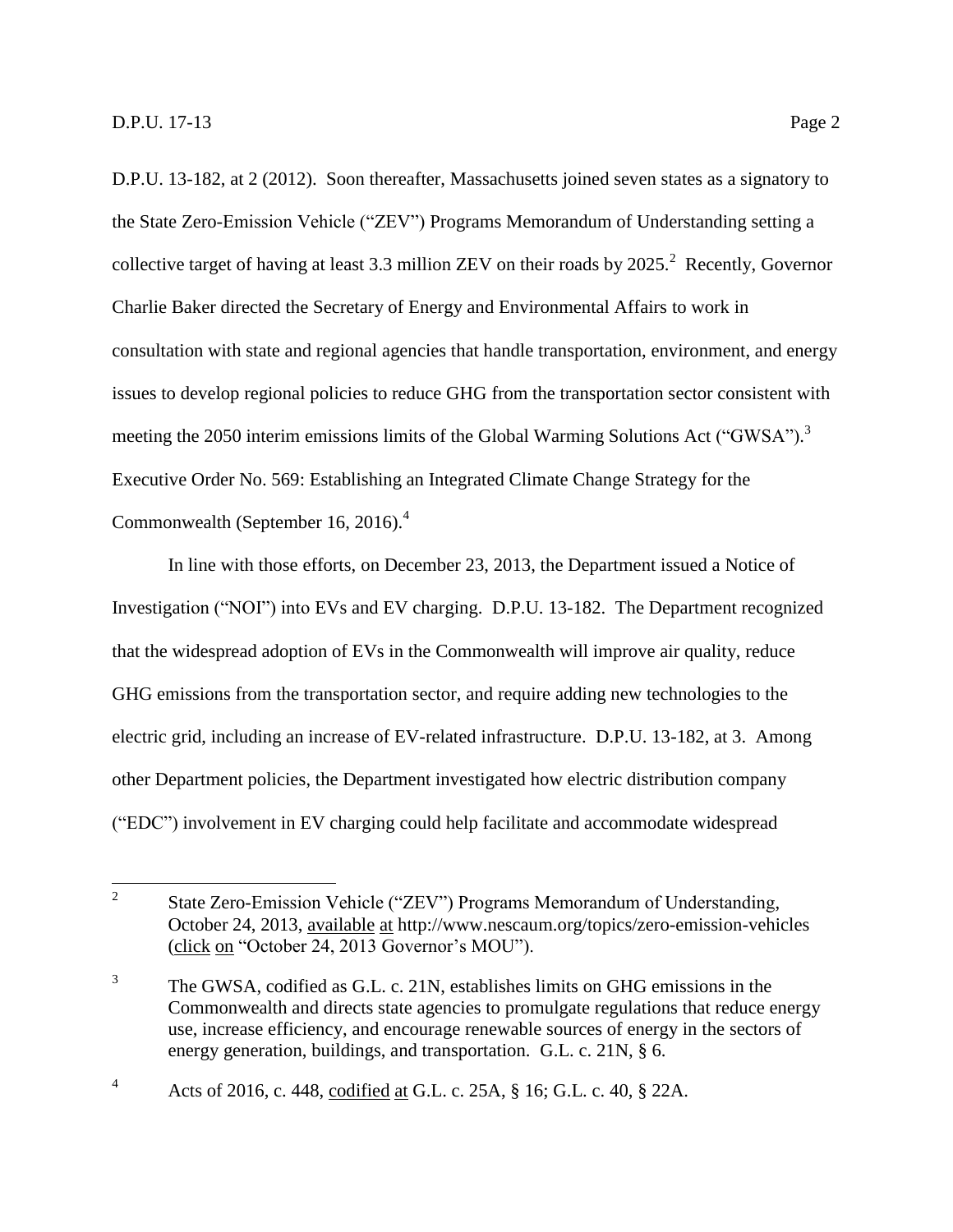D.P.U. 13-182, at 2 (2012). Soon thereafter, Massachusetts joined seven states as a signatory to the State Zero-Emission Vehicle ("ZEV") Programs Memorandum of Understanding setting a collective target of having at least 3.3 million ZEV on their roads by 2025.[2] Recently, Governor Charlie Baker directed the Secretary of Energy and Environmental Affairs to work in consultation with state and regional agencies that handle transportation, environment, and energy issues to develop regional policies to reduce GHG from the transportation sector consistent with meeting the 2050 interim emissions limits of the Global Warming Solutions Act ("GWSA").[3] Executive Order No. 569: Establishing an Integrated Climate Change Strategy for the Commonwealth (September 16, 2016).[4]

In line with those efforts, on December 23, 2013, the Department issued a Notice of Investigation ("NOI") into EVs and EV charging. D.P.U. 13-182. The Department recognized that the widespread adoption of EVs in the Commonwealth will improve air quality, reduce GHG emissions from the transportation sector, and require adding new technologies to the electric grid, including an increase of EV-related infrastructure. D.P.U. 13-182, at 3. Among other Department policies, the Department investigated how electric distribution company ("EDC") involvement in EV charging could help facilitate and accommodate widespread

---

[2] State Zero-Emission Vehicle ("ZEV") Programs Memorandum of Understanding, October 24, 2013, available at http://www.nescaum.org/topics/zero-emission-vehicles (click on "October 24, 2013 Governor's MOU").

[3] The GWSA, codified as G.L. c. 21N, establishes limits on GHG emissions in the Commonwealth and directs state agencies to promulgate regulations that reduce energy use, increase efficiency, and encourage renewable sources of energy in the sectors of energy generation, buildings, and transportation. G.L. c. 21N, § 6.

[4] Acts of 2016, c. 448, codified at G.L. c. 25A, § 16; G.L. c. 40, § 22A.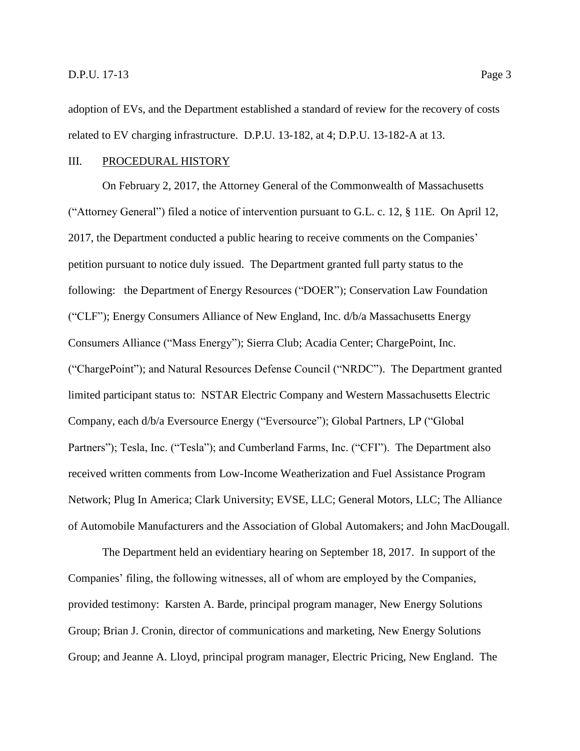adoption of EVs, and the Department established a standard of review for the recovery of costs related to EV charging infrastructure. D.P.U. 13-182, at 4; D.P.U. 13-182-A at 13.

## III. PROCEDURAL HISTORY

On February 2, 2017, the Attorney General of the Commonwealth of Massachusetts ("Attorney General") filed a notice of intervention pursuant to G.L. c. 12, § 11E. On April 12, 2017, the Department conducted a public hearing to receive comments on the Companies' petition pursuant to notice duly issued. The Department granted full party status to the following: the Department of Energy Resources ("DOER"); Conservation Law Foundation ("CLF"); Energy Consumers Alliance of New England, Inc. d/b/a Massachusetts Energy Consumers Alliance ("Mass Energy"); Sierra Club; Acadia Center; ChargePoint, Inc. ("ChargePoint"); and Natural Resources Defense Council ("NRDC"). The Department granted limited participant status to: NSTAR Electric Company and Western Massachusetts Electric Company, each d/b/a Eversource Energy ("Eversource"); Global Partners, LP ("Global Partners"); Tesla, Inc. ("Tesla"); and Cumberland Farms, Inc. ("CFI"). The Department also received written comments from Low-Income Weatherization and Fuel Assistance Program Network; Plug In America; Clark University; EVSE, LLC; General Motors, LLC; The Alliance of Automobile Manufacturers and the Association of Global Automakers; and John MacDougall.

The Department held an evidentiary hearing on September 18, 2017. In support of the Companies' filing, the following witnesses, all of whom are employed by the Companies, provided testimony: Karsten A. Barde, principal program manager, New Energy Solutions Group; Brian J. Cronin, director of communications and marketing, New Energy Solutions Group; and Jeanne A. Lloyd, principal program manager, Electric Pricing, New England. The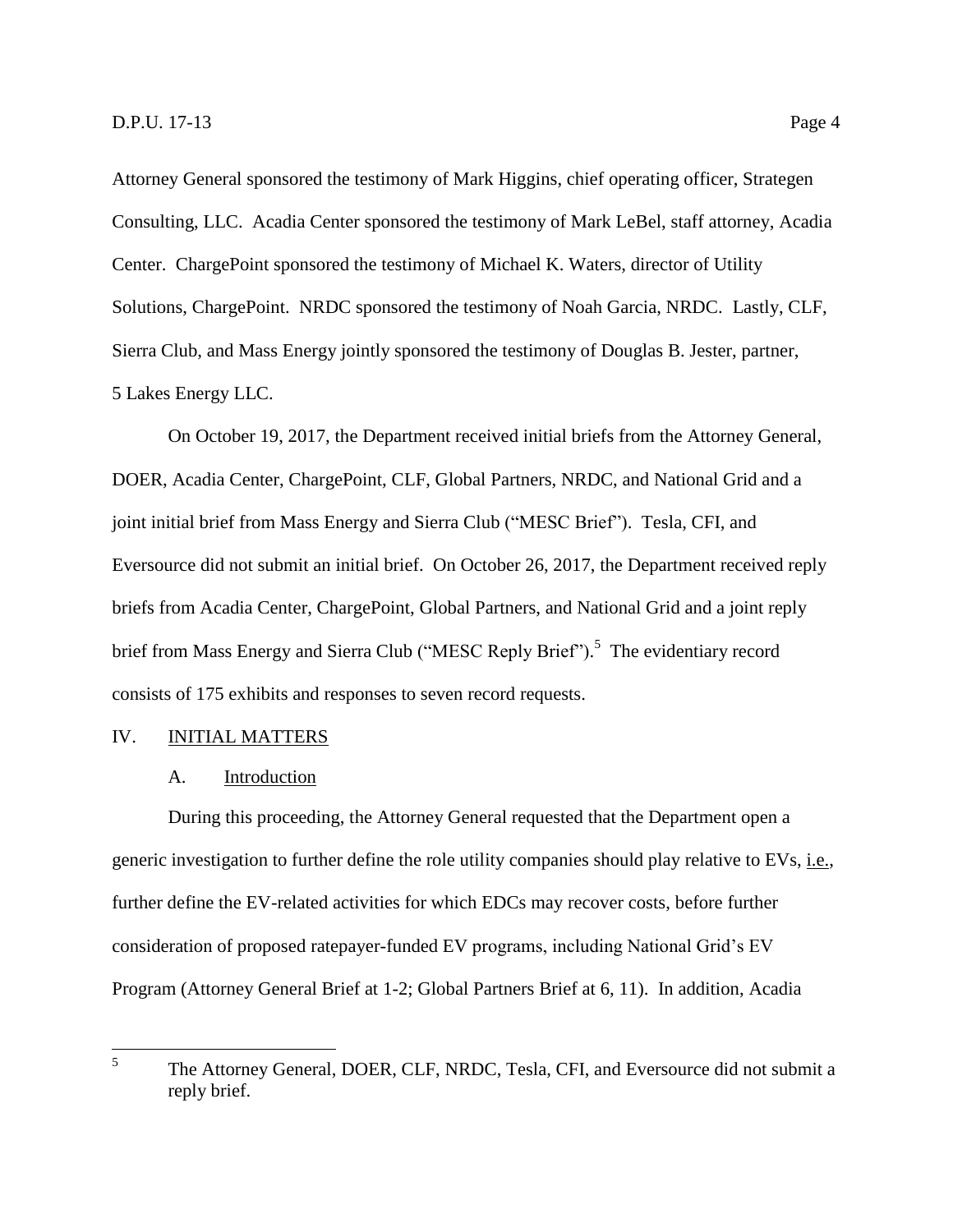Attorney General sponsored the testimony of Mark Higgins, chief operating officer, Strategen Consulting, LLC. Acadia Center sponsored the testimony of Mark LeBel, staff attorney, Acadia Center. ChargePoint sponsored the testimony of Michael K. Waters, director of Utility Solutions, ChargePoint. NRDC sponsored the testimony of Noah Garcia, NRDC. Lastly, CLF, Sierra Club, and Mass Energy jointly sponsored the testimony of Douglas B. Jester, partner, 5 Lakes Energy LLC.

On October 19, 2017, the Department received initial briefs from the Attorney General, DOER, Acadia Center, ChargePoint, CLF, Global Partners, NRDC, and National Grid and a joint initial brief from Mass Energy and Sierra Club ("MESC Brief"). Tesla, CFI, and Eversource did not submit an initial brief. On October 26, 2017, the Department received reply briefs from Acadia Center, ChargePoint, Global Partners, and National Grid and a joint reply brief from Mass Energy and Sierra Club ("MESC Reply Brief").[5] The evidentiary record consists of 175 exhibits and responses to seven record requests.

## IV. INITIAL MATTERS

### A. Introduction

During this proceeding, the Attorney General requested that the Department open a generic investigation to further define the role utility companies should play relative to EVs, i.e., further define the EV-related activities for which EDCs may recover costs, before further consideration of proposed ratepayer-funded EV programs, including National Grid's EV Program (Attorney General Brief at 1-2; Global Partners Brief at 6, 11). In addition, Acadia

---

[5] The Attorney General, DOER, CLF, NRDC, Tesla, CFI, and Eversource did not submit a reply brief.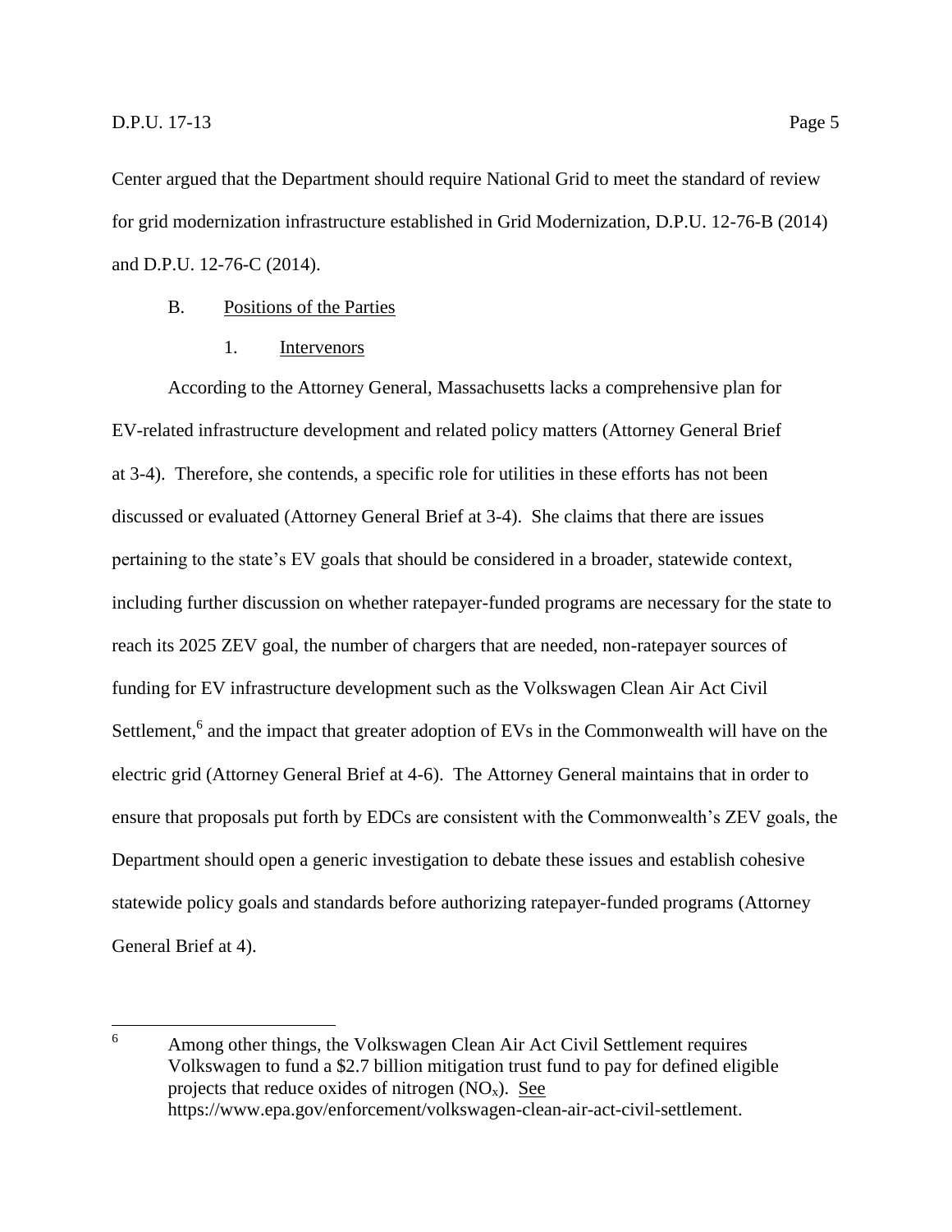Center argued that the Department should require National Grid to meet the standard of review for grid modernization infrastructure established in Grid Modernization, D.P.U. 12-76-B (2014) and D.P.U. 12-76-C (2014).

### B. Positions of the Parties

#### 1. Intervenors

According to the Attorney General, Massachusetts lacks a comprehensive plan for EV-related infrastructure development and related policy matters (Attorney General Brief at 3-4). Therefore, she contends, a specific role for utilities in these efforts has not been discussed or evaluated (Attorney General Brief at 3-4). She claims that there are issues pertaining to the state's EV goals that should be considered in a broader, statewide context, including further discussion on whether ratepayer-funded programs are necessary for the state to reach its 2025 ZEV goal, the number of chargers that are needed, non-ratepayer sources of funding for EV infrastructure development such as the Volkswagen Clean Air Act Civil Settlement,[6] and the impact that greater adoption of EVs in the Commonwealth will have on the electric grid (Attorney General Brief at 4-6). The Attorney General maintains that in order to ensure that proposals put forth by EDCs are consistent with the Commonwealth's ZEV goals, the Department should open a generic investigation to debate these issues and establish cohesive statewide policy goals and standards before authorizing ratepayer-funded programs (Attorney General Brief at 4).

---

[6] Among other things, the Volkswagen Clean Air Act Civil Settlement requires Volkswagen to fund a $2.7 billion mitigation trust fund to pay for defined eligible projects that reduce oxides of nitrogen ($NO_x$). See https://www.epa.gov/enforcement/volkswagen-clean-air-act-civil-settlement.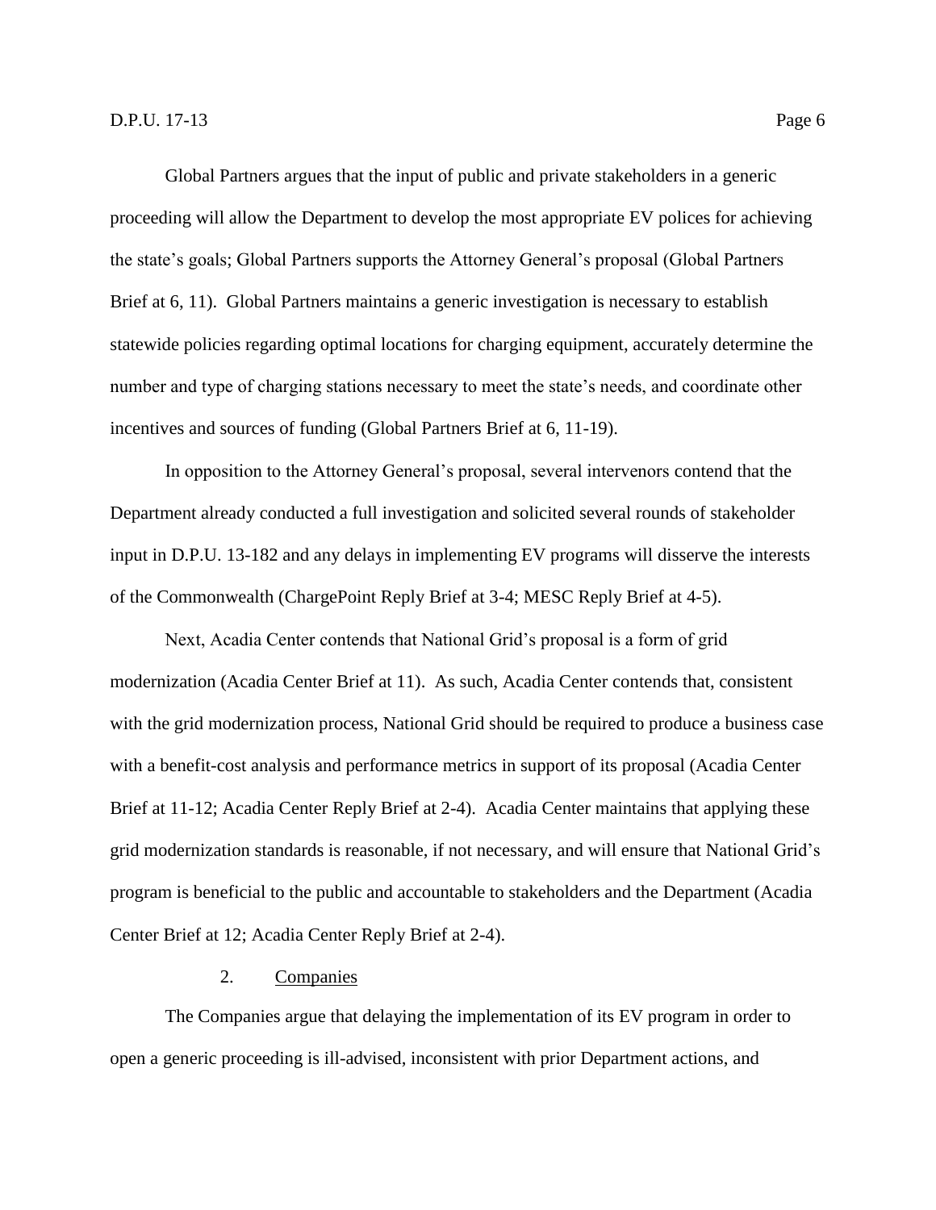Global Partners argues that the input of public and private stakeholders in a generic proceeding will allow the Department to develop the most appropriate EV polices for achieving the state's goals; Global Partners supports the Attorney General's proposal (Global Partners Brief at 6, 11). Global Partners maintains a generic investigation is necessary to establish statewide policies regarding optimal locations for charging equipment, accurately determine the number and type of charging stations necessary to meet the state's needs, and coordinate other incentives and sources of funding (Global Partners Brief at 6, 11-19).

In opposition to the Attorney General's proposal, several intervenors contend that the Department already conducted a full investigation and solicited several rounds of stakeholder input in D.P.U. 13-182 and any delays in implementing EV programs will disserve the interests of the Commonwealth (ChargePoint Reply Brief at 3-4; MESC Reply Brief at 4-5).

Next, Acadia Center contends that National Grid's proposal is a form of grid modernization (Acadia Center Brief at 11). As such, Acadia Center contends that, consistent with the grid modernization process, National Grid should be required to produce a business case with a benefit-cost analysis and performance metrics in support of its proposal (Acadia Center Brief at 11-12; Acadia Center Reply Brief at 2-4). Acadia Center maintains that applying these grid modernization standards is reasonable, if not necessary, and will ensure that National Grid's program is beneficial to the public and accountable to stakeholders and the Department (Acadia Center Brief at 12; Acadia Center Reply Brief at 2-4).

### 2. Companies

The Companies argue that delaying the implementation of its EV program in order to open a generic proceeding is ill-advised, inconsistent with prior Department actions, and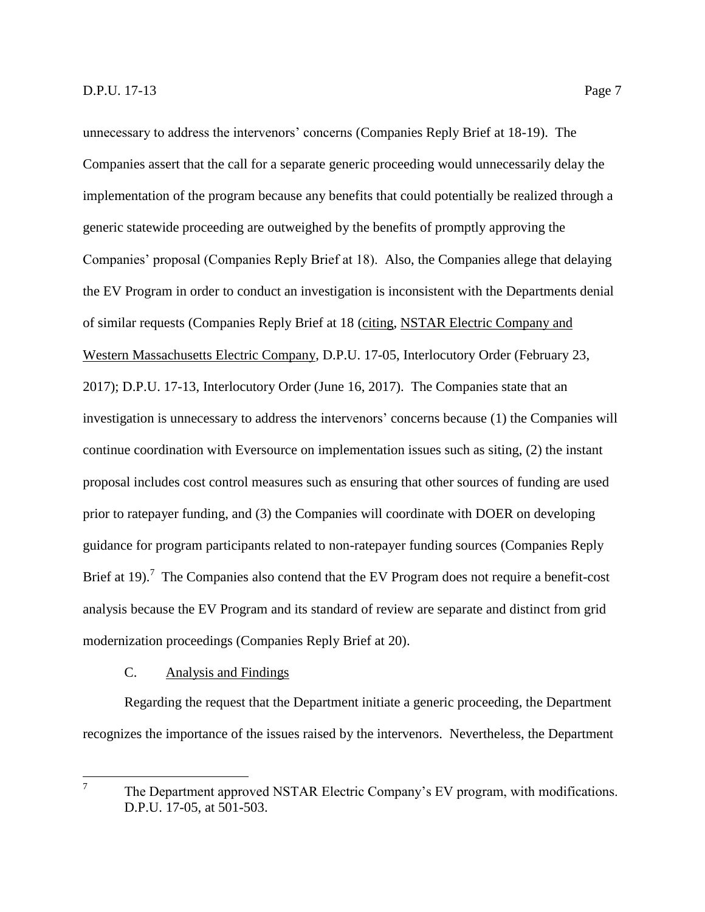unnecessary to address the intervenors' concerns (Companies Reply Brief at 18-19). The Companies assert that the call for a separate generic proceeding would unnecessarily delay the implementation of the program because any benefits that could potentially be realized through a generic statewide proceeding are outweighed by the benefits of promptly approving the Companies' proposal (Companies Reply Brief at 18). Also, the Companies allege that delaying the EV Program in order to conduct an investigation is inconsistent with the Departments denial of similar requests (Companies Reply Brief at 18 (citing, NSTAR Electric Company and Western Massachusetts Electric Company, D.P.U. 17-05, Interlocutory Order (February 23, 2017); D.P.U. 17-13, Interlocutory Order (June 16, 2017). The Companies state that an investigation is unnecessary to address the intervenors' concerns because (1) the Companies will continue coordination with Eversource on implementation issues such as siting, (2) the instant proposal includes cost control measures such as ensuring that other sources of funding are used prior to ratepayer funding, and (3) the Companies will coordinate with DOER on developing guidance for program participants related to non-ratepayer funding sources (Companies Reply Brief at 19).[7] The Companies also contend that the EV Program does not require a benefit-cost analysis because the EV Program and its standard of review are separate and distinct from grid modernization proceedings (Companies Reply Brief at 20).

### C. Analysis and Findings

Regarding the request that the Department initiate a generic proceeding, the Department recognizes the importance of the issues raised by the intervenors. Nevertheless, the Department

[7] The Department approved NSTAR Electric Company's EV program, with modifications. D.P.U. 17-05, at 501-503.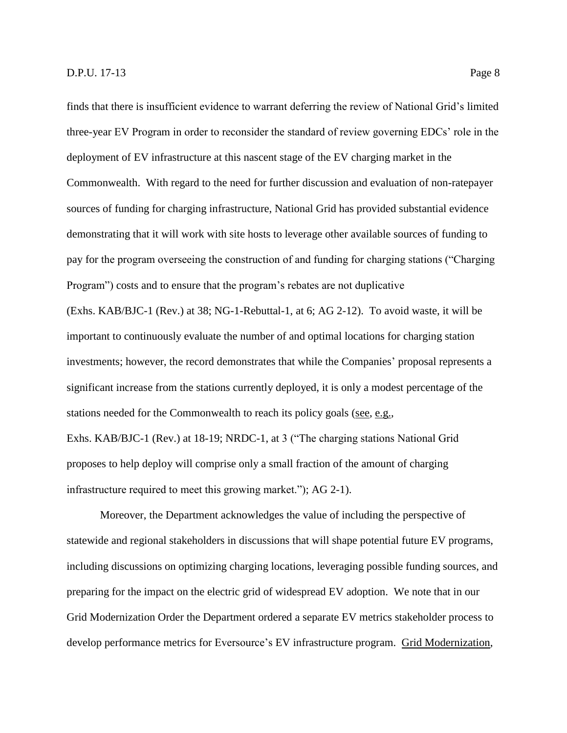finds that there is insufficient evidence to warrant deferring the review of National Grid's limited three-year EV Program in order to reconsider the standard of review governing EDCs' role in the deployment of EV infrastructure at this nascent stage of the EV charging market in the Commonwealth. With regard to the need for further discussion and evaluation of non-ratepayer sources of funding for charging infrastructure, National Grid has provided substantial evidence demonstrating that it will work with site hosts to leverage other available sources of funding to pay for the program overseeing the construction of and funding for charging stations ("Charging Program") costs and to ensure that the program's rebates are not duplicative (Exhs. KAB/BJC-1 (Rev.) at 38; NG-1-Rebuttal-1, at 6; AG 2-12). To avoid waste, it will be important to continuously evaluate the number of and optimal locations for charging station investments; however, the record demonstrates that while the Companies' proposal represents a significant increase from the stations currently deployed, it is only a modest percentage of the stations needed for the Commonwealth to reach its policy goals (see, e.g., Exhs. KAB/BJC-1 (Rev.) at 18-19; NRDC-1, at 3 ("The charging stations National Grid proposes to help deploy will comprise only a small fraction of the amount of charging infrastructure required to meet this growing market."); AG 2-1).

Moreover, the Department acknowledges the value of including the perspective of statewide and regional stakeholders in discussions that will shape potential future EV programs, including discussions on optimizing charging locations, leveraging possible funding sources, and preparing for the impact on the electric grid of widespread EV adoption. We note that in our Grid Modernization Order the Department ordered a separate EV metrics stakeholder process to develop performance metrics for Eversource's EV infrastructure program. Grid Modernization,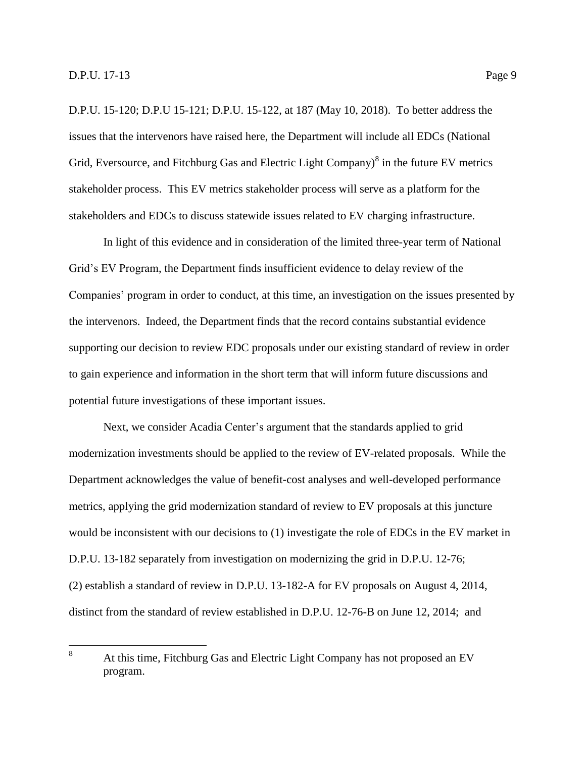D.P.U. 15-120; D.P.U 15-121; D.P.U. 15-122, at 187 (May 10, 2018). To better address the issues that the intervenors have raised here, the Department will include all EDCs (National Grid, Eversource, and Fitchburg Gas and Electric Light Company)[8] in the future EV metrics stakeholder process. This EV metrics stakeholder process will serve as a platform for the stakeholders and EDCs to discuss statewide issues related to EV charging infrastructure.

In light of this evidence and in consideration of the limited three-year term of National Grid's EV Program, the Department finds insufficient evidence to delay review of the Companies' program in order to conduct, at this time, an investigation on the issues presented by the intervenors. Indeed, the Department finds that the record contains substantial evidence supporting our decision to review EDC proposals under our existing standard of review in order to gain experience and information in the short term that will inform future discussions and potential future investigations of these important issues.

Next, we consider Acadia Center's argument that the standards applied to grid modernization investments should be applied to the review of EV-related proposals. While the Department acknowledges the value of benefit-cost analyses and well-developed performance metrics, applying the grid modernization standard of review to EV proposals at this juncture would be inconsistent with our decisions to (1) investigate the role of EDCs in the EV market in D.P.U. 13-182 separately from investigation on modernizing the grid in D.P.U. 12-76; (2) establish a standard of review in D.P.U. 13-182-A for EV proposals on August 4, 2014, distinct from the standard of review established in D.P.U. 12-76-B on June 12, 2014; and

---

[8] At this time, Fitchburg Gas and Electric Light Company has not proposed an EV program.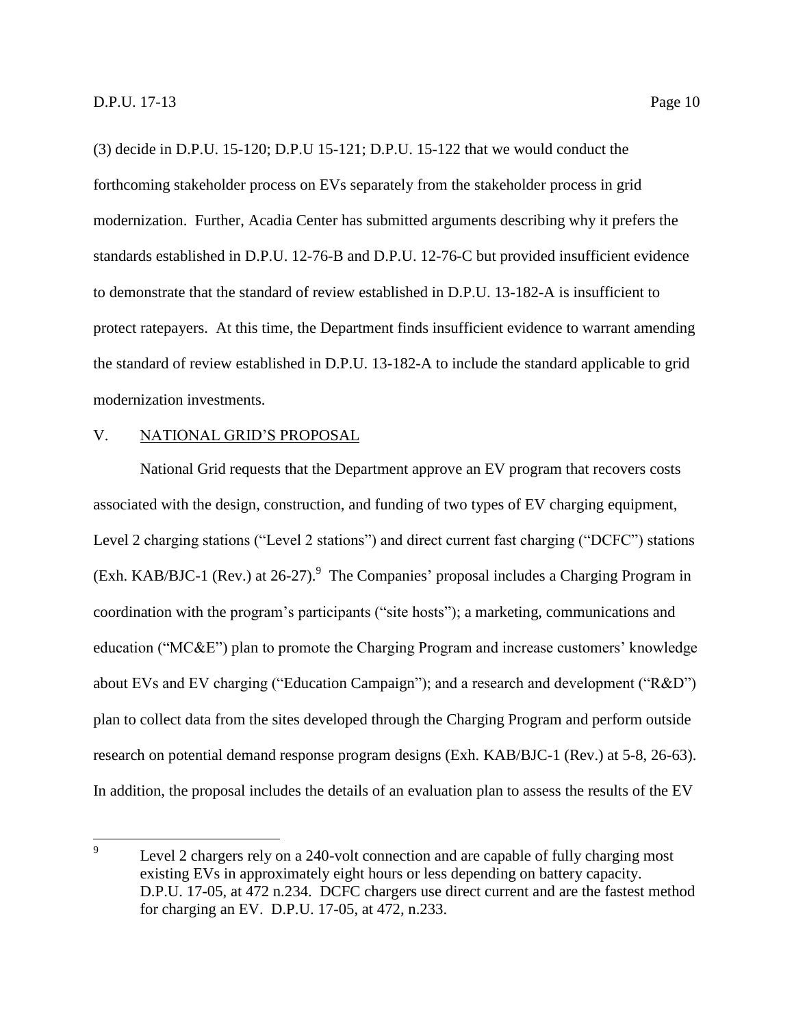(3) decide in D.P.U. 15-120; D.P.U 15-121; D.P.U. 15-122 that we would conduct the forthcoming stakeholder process on EVs separately from the stakeholder process in grid modernization. Further, Acadia Center has submitted arguments describing why it prefers the standards established in D.P.U. 12-76-B and D.P.U. 12-76-C but provided insufficient evidence to demonstrate that the standard of review established in D.P.U. 13-182-A is insufficient to protect ratepayers. At this time, the Department finds insufficient evidence to warrant amending the standard of review established in D.P.U. 13-182-A to include the standard applicable to grid modernization investments.

## V. NATIONAL GRID'S PROPOSAL

National Grid requests that the Department approve an EV program that recovers costs associated with the design, construction, and funding of two types of EV charging equipment, Level 2 charging stations ("Level 2 stations") and direct current fast charging ("DCFC") stations (Exh. KAB/BJC-1 (Rev.) at 26-27).[9] The Companies' proposal includes a Charging Program in coordination with the program's participants ("site hosts"); a marketing, communications and education ("MC&E") plan to promote the Charging Program and increase customers' knowledge about EVs and EV charging ("Education Campaign"); and a research and development ("R&D") plan to collect data from the sites developed through the Charging Program and perform outside research on potential demand response program designs (Exh. KAB/BJC-1 (Rev.) at 5-8, 26-63). In addition, the proposal includes the details of an evaluation plan to assess the results of the EV

---

[9] Level 2 chargers rely on a 240-volt connection and are capable of fully charging most existing EVs in approximately eight hours or less depending on battery capacity. D.P.U. 17-05, at 472 n.234. DCFC chargers use direct current and are the fastest method for charging an EV. D.P.U. 17-05, at 472, n.233.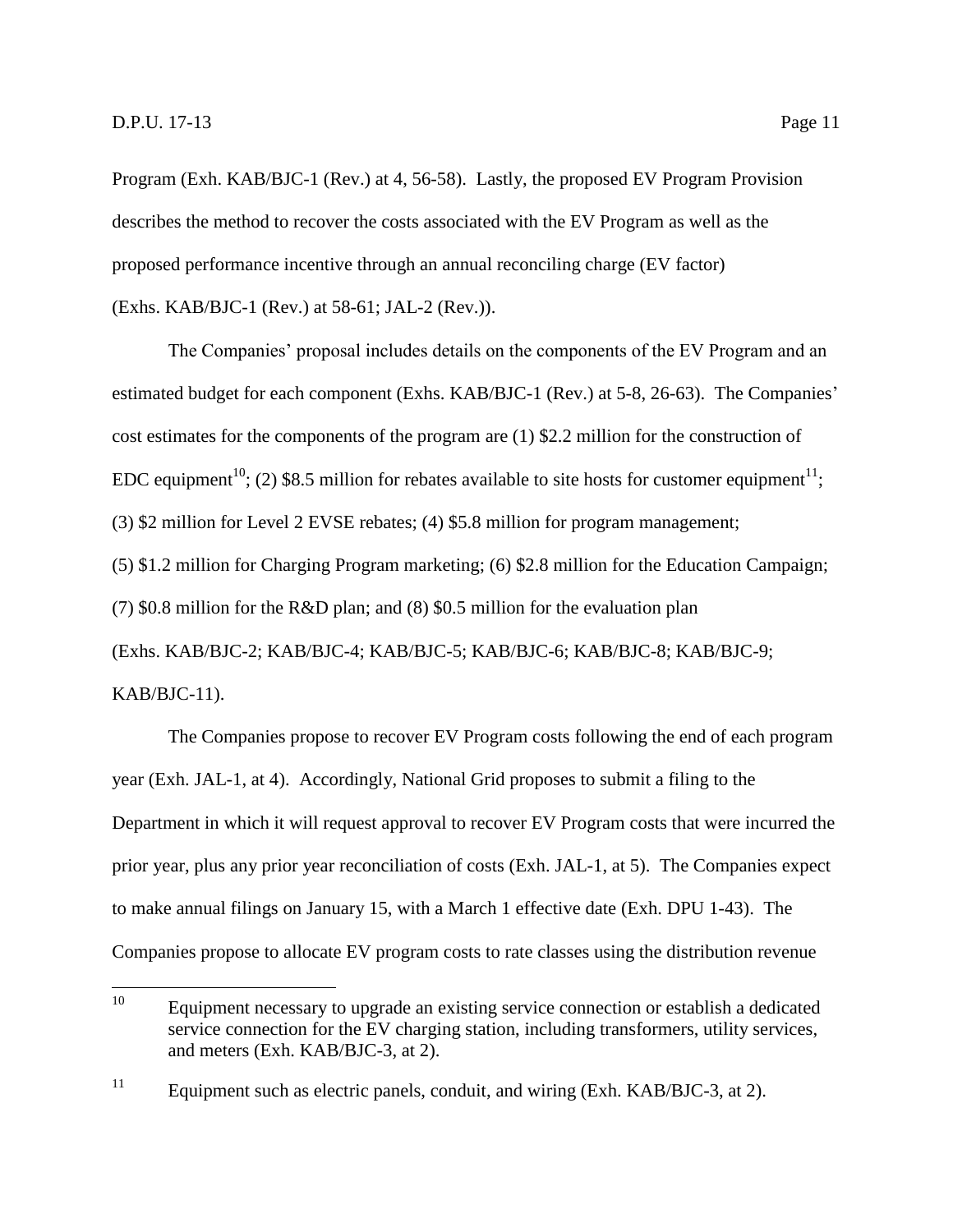Program (Exh. KAB/BJC-1 (Rev.) at 4, 56-58). Lastly, the proposed EV Program Provision describes the method to recover the costs associated with the EV Program as well as the proposed performance incentive through an annual reconciling charge (EV factor) (Exhs. KAB/BJC-1 (Rev.) at 58-61; JAL-2 (Rev.)).

The Companies' proposal includes details on the components of the EV Program and an estimated budget for each component (Exhs. KAB/BJC-1 (Rev.) at 5-8, 26-63). The Companies' cost estimates for the components of the program are (1) $2.2 million for the construction of EDC equipment[10]; (2) $8.5 million for rebates available to site hosts for customer equipment[11]; (3) $2 million for Level 2 EVSE rebates; (4) $5.8 million for program management; (5) $1.2 million for Charging Program marketing; (6) $2.8 million for the Education Campaign; (7) $0.8 million for the R&D plan; and (8) $0.5 million for the evaluation plan (Exhs. KAB/BJC-2; KAB/BJC-4; KAB/BJC-5; KAB/BJC-6; KAB/BJC-8; KAB/BJC-9; KAB/BJC-11).

The Companies propose to recover EV Program costs following the end of each program year (Exh. JAL-1, at 4). Accordingly, National Grid proposes to submit a filing to the Department in which it will request approval to recover EV Program costs that were incurred the prior year, plus any prior year reconciliation of costs (Exh. JAL-1, at 5). The Companies expect to make annual filings on January 15, with a March 1 effective date (Exh. DPU 1-43). The Companies propose to allocate EV program costs to rate classes using the distribution revenue

---

[10] Equipment necessary to upgrade an existing service connection or establish a dedicated service connection for the EV charging station, including transformers, utility services, and meters (Exh. KAB/BJC-3, at 2).

[11] Equipment such as electric panels, conduit, and wiring (Exh. KAB/BJC-3, at 2).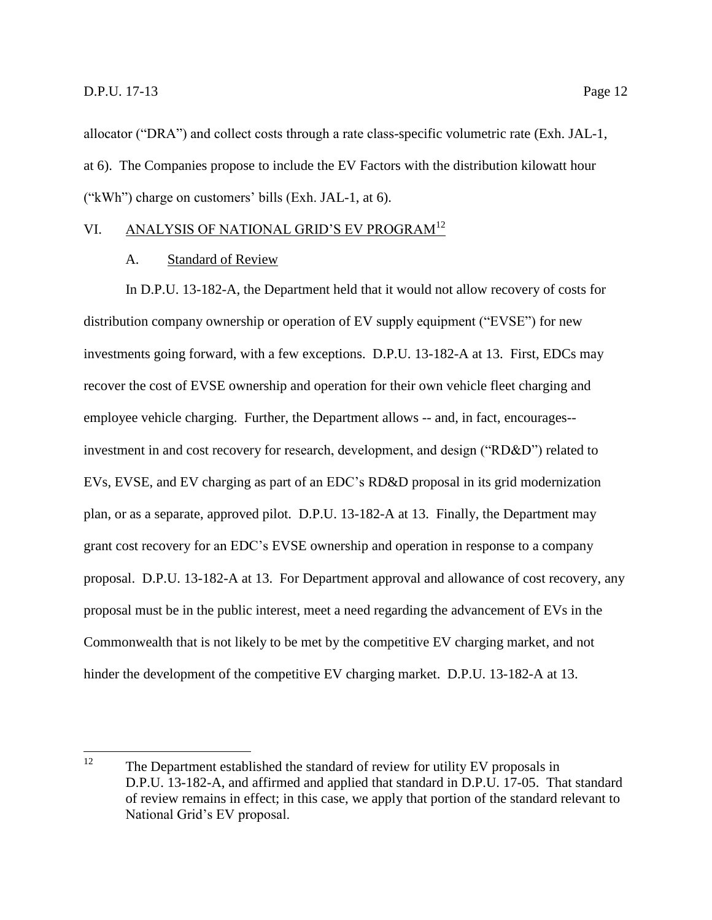allocator ("DRA") and collect costs through a rate class-specific volumetric rate (Exh. JAL-1, at 6). The Companies propose to include the EV Factors with the distribution kilowatt hour ("kWh") charge on customers' bills (Exh. JAL-1, at 6).

## VI. ANALYSIS OF NATIONAL GRID'S EV PROGRAM[12]

### A. Standard of Review

In D.P.U. 13-182-A, the Department held that it would not allow recovery of costs for distribution company ownership or operation of EV supply equipment ("EVSE") for new investments going forward, with a few exceptions. D.P.U. 13-182-A at 13. First, EDCs may recover the cost of EVSE ownership and operation for their own vehicle fleet charging and employee vehicle charging. Further, the Department allows -- and, in fact, encourages-- investment in and cost recovery for research, development, and design ("RD&D") related to EVs, EVSE, and EV charging as part of an EDC's RD&D proposal in its grid modernization plan, or as a separate, approved pilot. D.P.U. 13-182-A at 13. Finally, the Department may grant cost recovery for an EDC's EVSE ownership and operation in response to a company proposal. D.P.U. 13-182-A at 13. For Department approval and allowance of cost recovery, any proposal must be in the public interest, meet a need regarding the advancement of EVs in the Commonwealth that is not likely to be met by the competitive EV charging market, and not hinder the development of the competitive EV charging market. D.P.U. 13-182-A at 13.

---

[12] The Department established the standard of review for utility EV proposals in D.P.U. 13-182-A, and affirmed and applied that standard in D.P.U. 17-05. That standard of review remains in effect; in this case, we apply that portion of the standard relevant to National Grid's EV proposal.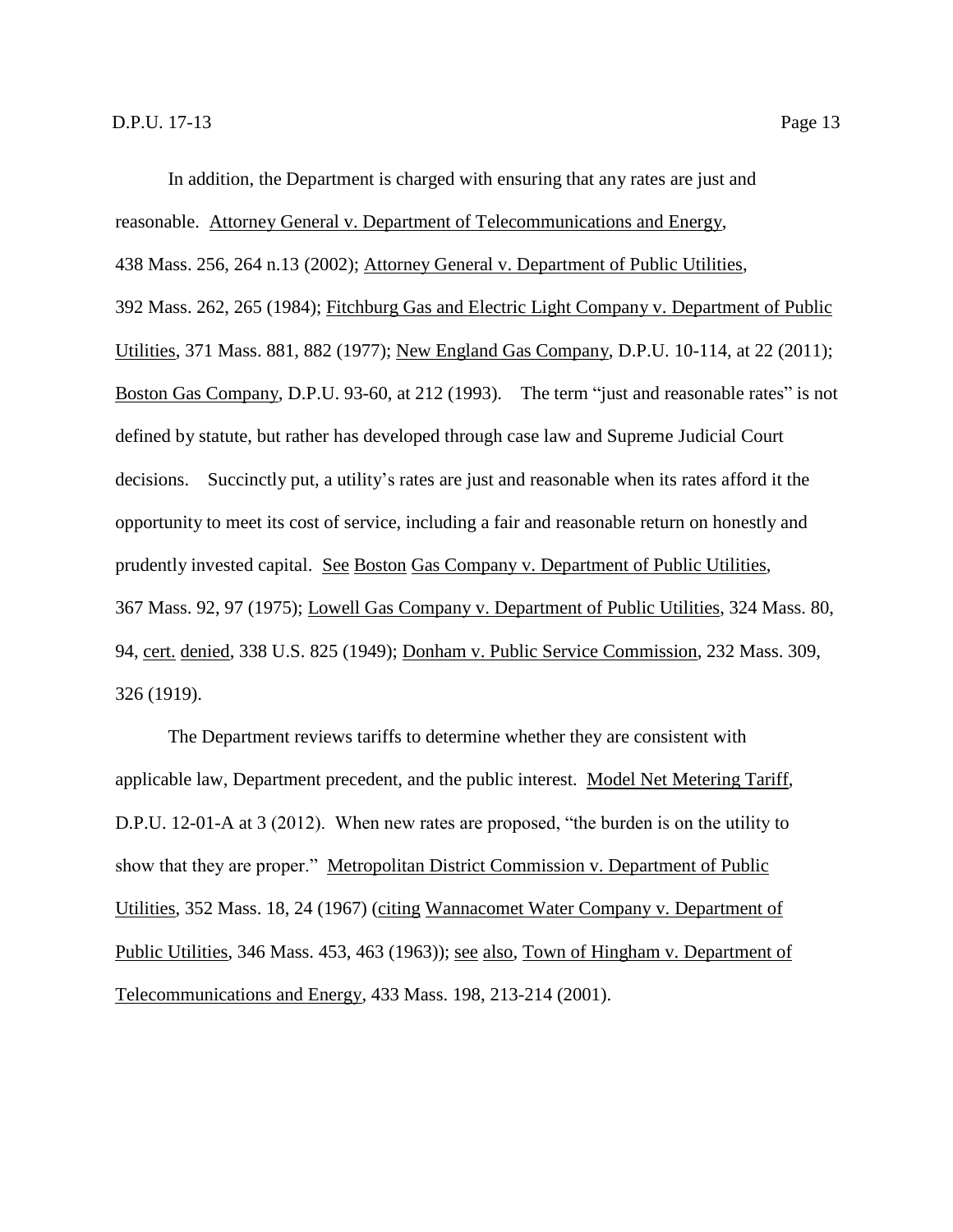In addition, the Department is charged with ensuring that any rates are just and reasonable. Attorney General v. Department of Telecommunications and Energy, 438 Mass. 256, 264 n.13 (2002); Attorney General v. Department of Public Utilities, 392 Mass. 262, 265 (1984); Fitchburg Gas and Electric Light Company v. Department of Public Utilities, 371 Mass. 881, 882 (1977); New England Gas Company, D.P.U. 10-114, at 22 (2011); Boston Gas Company, D.P.U. 93-60, at 212 (1993). The term "just and reasonable rates" is not defined by statute, but rather has developed through case law and Supreme Judicial Court decisions. Succinctly put, a utility's rates are just and reasonable when its rates afford it the opportunity to meet its cost of service, including a fair and reasonable return on honestly and prudently invested capital. See Boston Gas Company v. Department of Public Utilities, 367 Mass. 92, 97 (1975); Lowell Gas Company v. Department of Public Utilities, 324 Mass. 80, 94, cert. denied, 338 U.S. 825 (1949); Donham v. Public Service Commission, 232 Mass. 309, 326 (1919).

The Department reviews tariffs to determine whether they are consistent with applicable law, Department precedent, and the public interest. Model Net Metering Tariff, D.P.U. 12-01-A at 3 (2012). When new rates are proposed, "the burden is on the utility to show that they are proper." Metropolitan District Commission v. Department of Public Utilities, 352 Mass. 18, 24 (1967) (citing Wannacomet Water Company v. Department of Public Utilities, 346 Mass. 453, 463 (1963)); see also, Town of Hingham v. Department of Telecommunications and Energy, 433 Mass. 198, 213-214 (2001).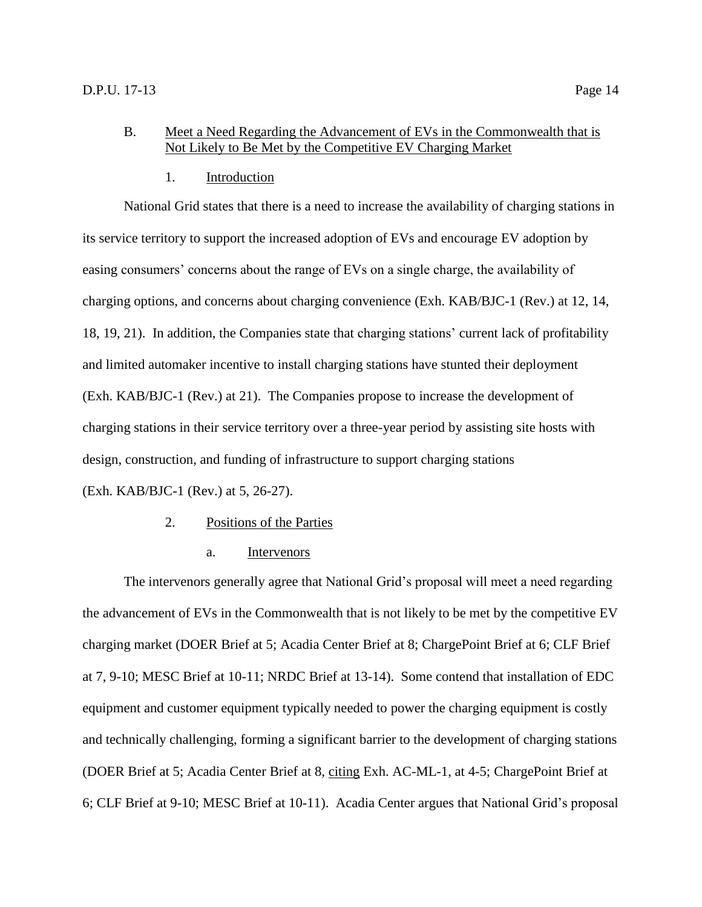### B. Meet a Need Regarding the Advancement of EVs in the Commonwealth that is Not Likely to Be Met by the Competitive EV Charging Market

#### 1. Introduction

National Grid states that there is a need to increase the availability of charging stations in its service territory to support the increased adoption of EVs and encourage EV adoption by easing consumers' concerns about the range of EVs on a single charge, the availability of charging options, and concerns about charging convenience (Exh. KAB/BJC-1 (Rev.) at 12, 14, 18, 19, 21). In addition, the Companies state that charging stations' current lack of profitability and limited automaker incentive to install charging stations have stunted their deployment (Exh. KAB/BJC-1 (Rev.) at 21). The Companies propose to increase the development of charging stations in their service territory over a three-year period by assisting site hosts with design, construction, and funding of infrastructure to support charging stations (Exh. KAB/BJC-1 (Rev.) at 5, 26-27).

#### 2. Positions of the Parties

##### a. Intervenors

The intervenors generally agree that National Grid's proposal will meet a need regarding the advancement of EVs in the Commonwealth that is not likely to be met by the competitive EV charging market (DOER Brief at 5; Acadia Center Brief at 8; ChargePoint Brief at 6; CLF Brief at 7, 9-10; MESC Brief at 10-11; NRDC Brief at 13-14). Some contend that installation of EDC equipment and customer equipment typically needed to power the charging equipment is costly and technically challenging, forming a significant barrier to the development of charging stations (DOER Brief at 5; Acadia Center Brief at 8, citing Exh. AC-ML-1, at 4-5; ChargePoint Brief at 6; CLF Brief at 9-10; MESC Brief at 10-11). Acadia Center argues that National Grid's proposal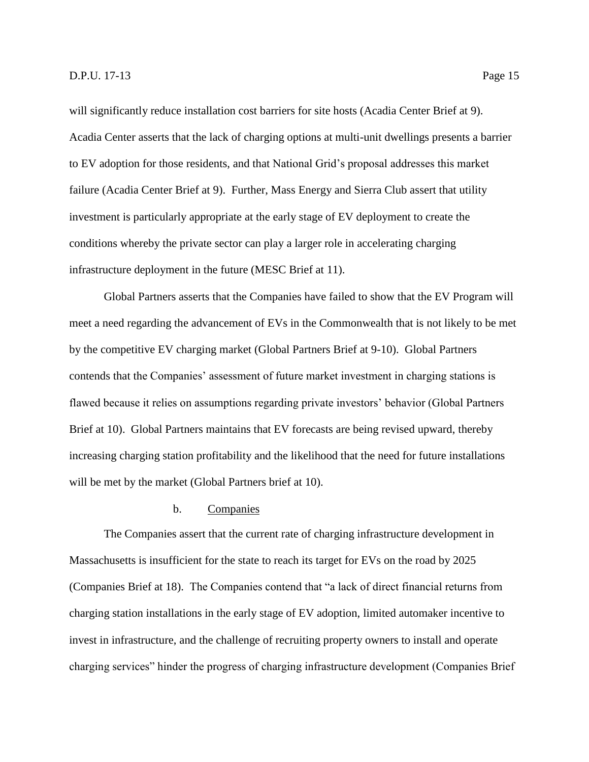will significantly reduce installation cost barriers for site hosts (Acadia Center Brief at 9). Acadia Center asserts that the lack of charging options at multi-unit dwellings presents a barrier to EV adoption for those residents, and that National Grid's proposal addresses this market failure (Acadia Center Brief at 9). Further, Mass Energy and Sierra Club assert that utility investment is particularly appropriate at the early stage of EV deployment to create the conditions whereby the private sector can play a larger role in accelerating charging infrastructure deployment in the future (MESC Brief at 11).

Global Partners asserts that the Companies have failed to show that the EV Program will meet a need regarding the advancement of EVs in the Commonwealth that is not likely to be met by the competitive EV charging market (Global Partners Brief at 9-10). Global Partners contends that the Companies' assessment of future market investment in charging stations is flawed because it relies on assumptions regarding private investors' behavior (Global Partners Brief at 10). Global Partners maintains that EV forecasts are being revised upward, thereby increasing charging station profitability and the likelihood that the need for future installations will be met by the market (Global Partners brief at 10).

b. Companies

The Companies assert that the current rate of charging infrastructure development in Massachusetts is insufficient for the state to reach its target for EVs on the road by 2025 (Companies Brief at 18). The Companies contend that "a lack of direct financial returns from charging station installations in the early stage of EV adoption, limited automaker incentive to invest in infrastructure, and the challenge of recruiting property owners to install and operate charging services" hinder the progress of charging infrastructure development (Companies Brief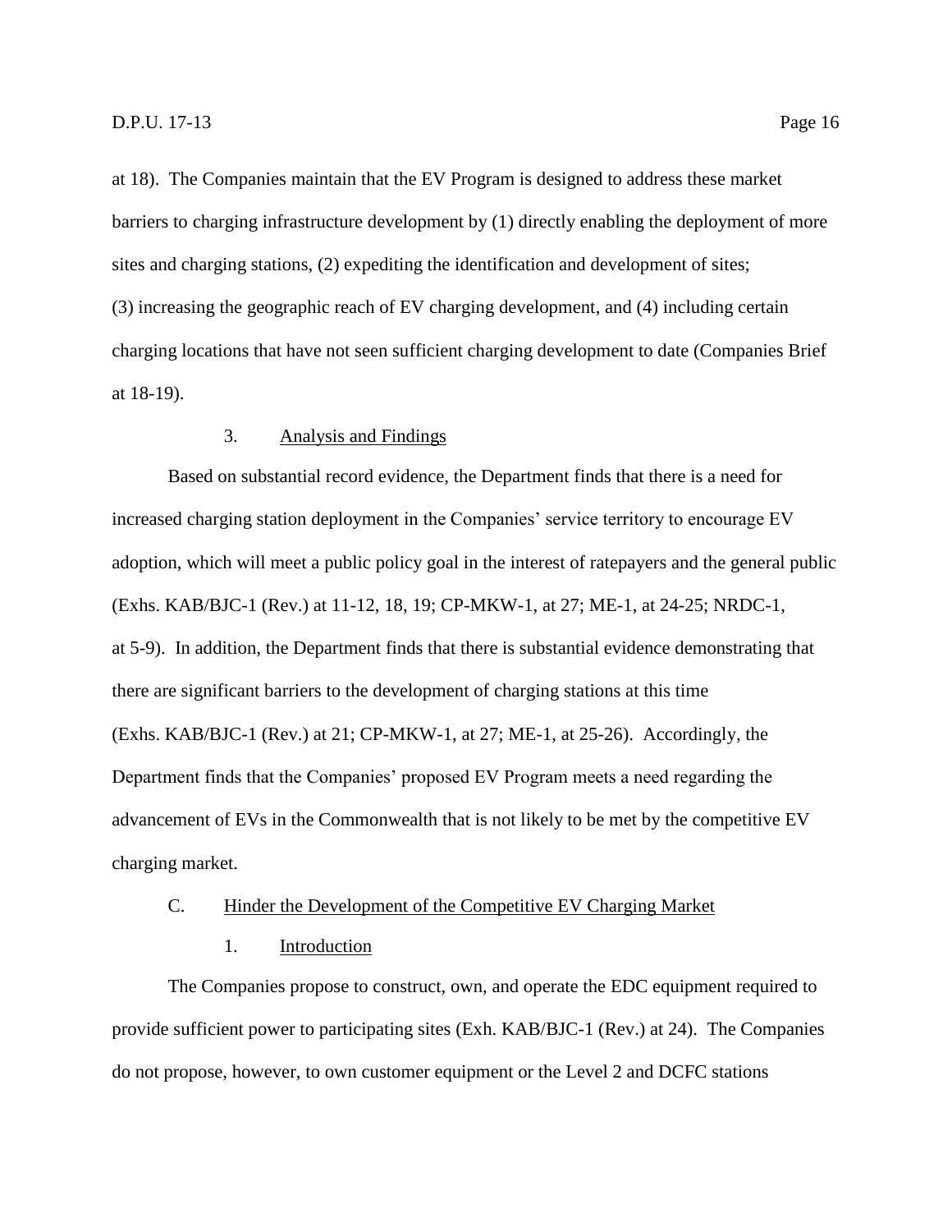at 18). The Companies maintain that the EV Program is designed to address these market barriers to charging infrastructure development by (1) directly enabling the deployment of more sites and charging stations, (2) expediting the identification and development of sites; (3) increasing the geographic reach of EV charging development, and (4) including certain charging locations that have not seen sufficient charging development to date (Companies Brief at 18-19).

### 3. Analysis and Findings

Based on substantial record evidence, the Department finds that there is a need for increased charging station deployment in the Companies' service territory to encourage EV adoption, which will meet a public policy goal in the interest of ratepayers and the general public (Exhs. KAB/BJC-1 (Rev.) at 11-12, 18, 19; CP-MKW-1, at 27; ME-1, at 24-25; NRDC-1, at 5-9). In addition, the Department finds that there is substantial evidence demonstrating that there are significant barriers to the development of charging stations at this time (Exhs. KAB/BJC-1 (Rev.) at 21; CP-MKW-1, at 27; ME-1, at 25-26). Accordingly, the Department finds that the Companies' proposed EV Program meets a need regarding the advancement of EVs in the Commonwealth that is not likely to be met by the competitive EV charging market.

## C. Hinder the Development of the Competitive EV Charging Market

### 1. Introduction

The Companies propose to construct, own, and operate the EDC equipment required to provide sufficient power to participating sites (Exh. KAB/BJC-1 (Rev.) at 24). The Companies do not propose, however, to own customer equipment or the Level 2 and DCFC stations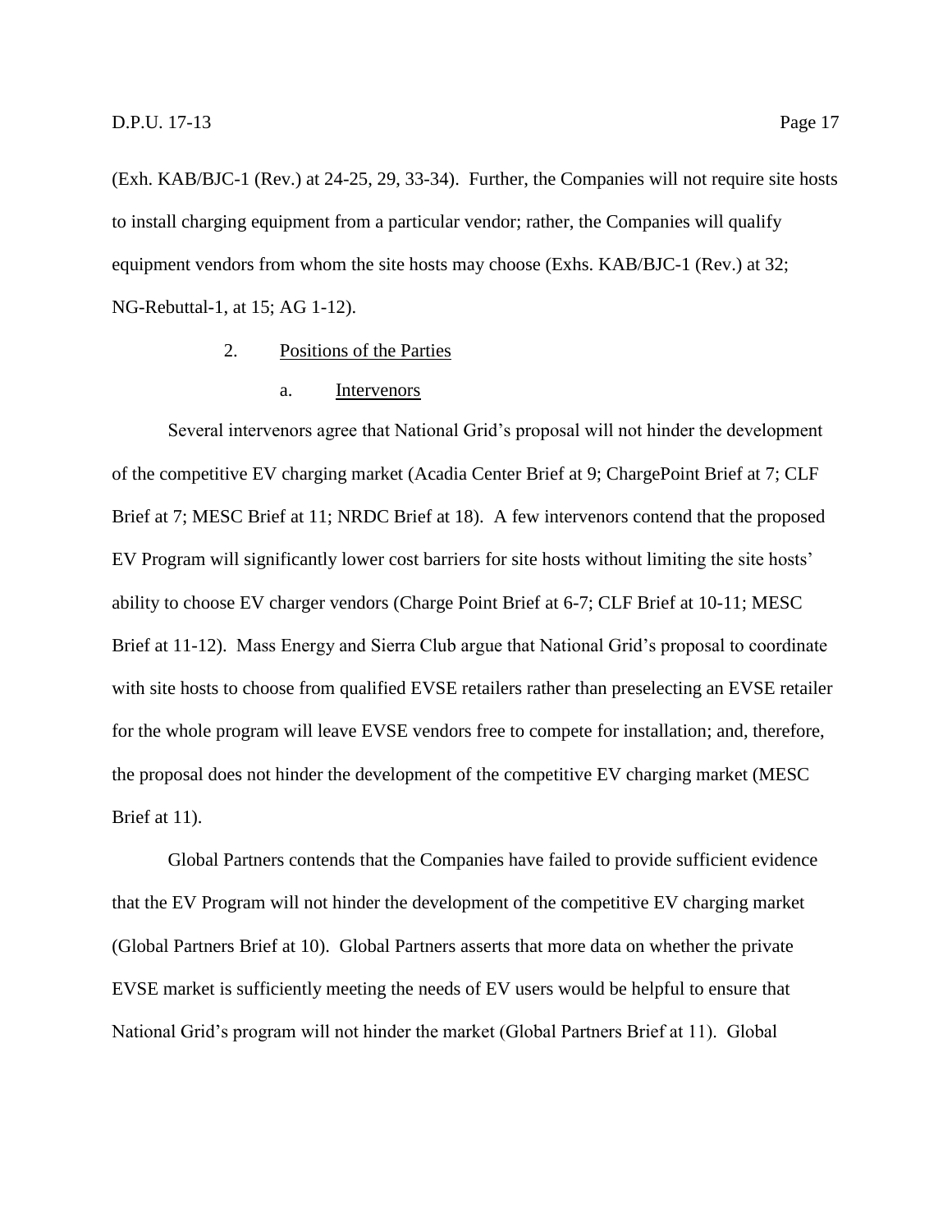(Exh. KAB/BJC-1 (Rev.) at 24-25, 29, 33-34). Further, the Companies will not require site hosts to install charging equipment from a particular vendor; rather, the Companies will qualify equipment vendors from whom the site hosts may choose (Exhs. KAB/BJC-1 (Rev.) at 32; NG-Rebuttal-1, at 15; AG 1-12).

### 2. Positions of the Parties

#### a. Intervenors

Several intervenors agree that National Grid's proposal will not hinder the development of the competitive EV charging market (Acadia Center Brief at 9; ChargePoint Brief at 7; CLF Brief at 7; MESC Brief at 11; NRDC Brief at 18). A few intervenors contend that the proposed EV Program will significantly lower cost barriers for site hosts without limiting the site hosts' ability to choose EV charger vendors (Charge Point Brief at 6-7; CLF Brief at 10-11; MESC Brief at 11-12). Mass Energy and Sierra Club argue that National Grid's proposal to coordinate with site hosts to choose from qualified EVSE retailers rather than preselecting an EVSE retailer for the whole program will leave EVSE vendors free to compete for installation; and, therefore, the proposal does not hinder the development of the competitive EV charging market (MESC Brief at 11).

Global Partners contends that the Companies have failed to provide sufficient evidence that the EV Program will not hinder the development of the competitive EV charging market (Global Partners Brief at 10). Global Partners asserts that more data on whether the private EVSE market is sufficiently meeting the needs of EV users would be helpful to ensure that National Grid's program will not hinder the market (Global Partners Brief at 11). Global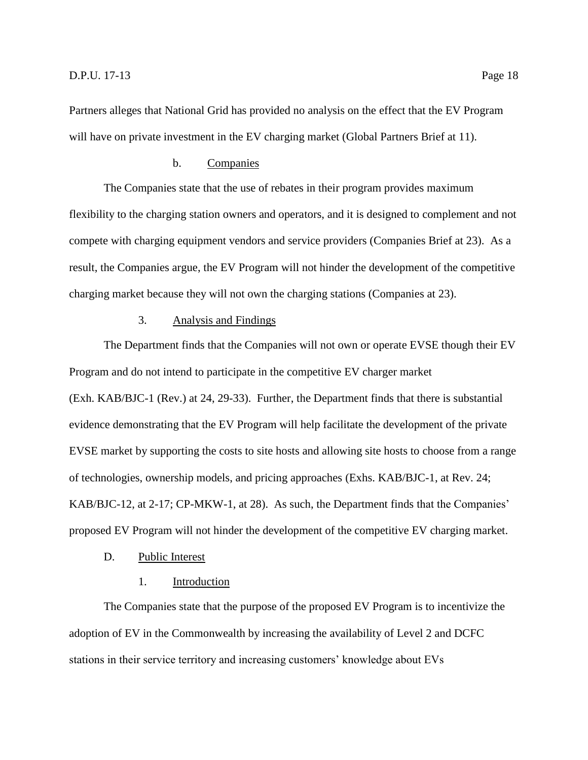Partners alleges that National Grid has provided no analysis on the effect that the EV Program will have on private investment in the EV charging market (Global Partners Brief at 11).

#### b. Companies

The Companies state that the use of rebates in their program provides maximum flexibility to the charging station owners and operators, and it is designed to complement and not compete with charging equipment vendors and service providers (Companies Brief at 23). As a result, the Companies argue, the EV Program will not hinder the development of the competitive charging market because they will not own the charging stations (Companies at 23).

### 3. Analysis and Findings

The Department finds that the Companies will not own or operate EVSE though their EV Program and do not intend to participate in the competitive EV charger market (Exh. KAB/BJC-1 (Rev.) at 24, 29-33). Further, the Department finds that there is substantial evidence demonstrating that the EV Program will help facilitate the development of the private EVSE market by supporting the costs to site hosts and allowing site hosts to choose from a range of technologies, ownership models, and pricing approaches (Exhs. KAB/BJC-1, at Rev. 24; KAB/BJC-12, at 2-17; CP-MKW-1, at 28). As such, the Department finds that the Companies' proposed EV Program will not hinder the development of the competitive EV charging market.

## D. Public Interest

### 1. Introduction

The Companies state that the purpose of the proposed EV Program is to incentivize the adoption of EV in the Commonwealth by increasing the availability of Level 2 and DCFC stations in their service territory and increasing customers' knowledge about EVs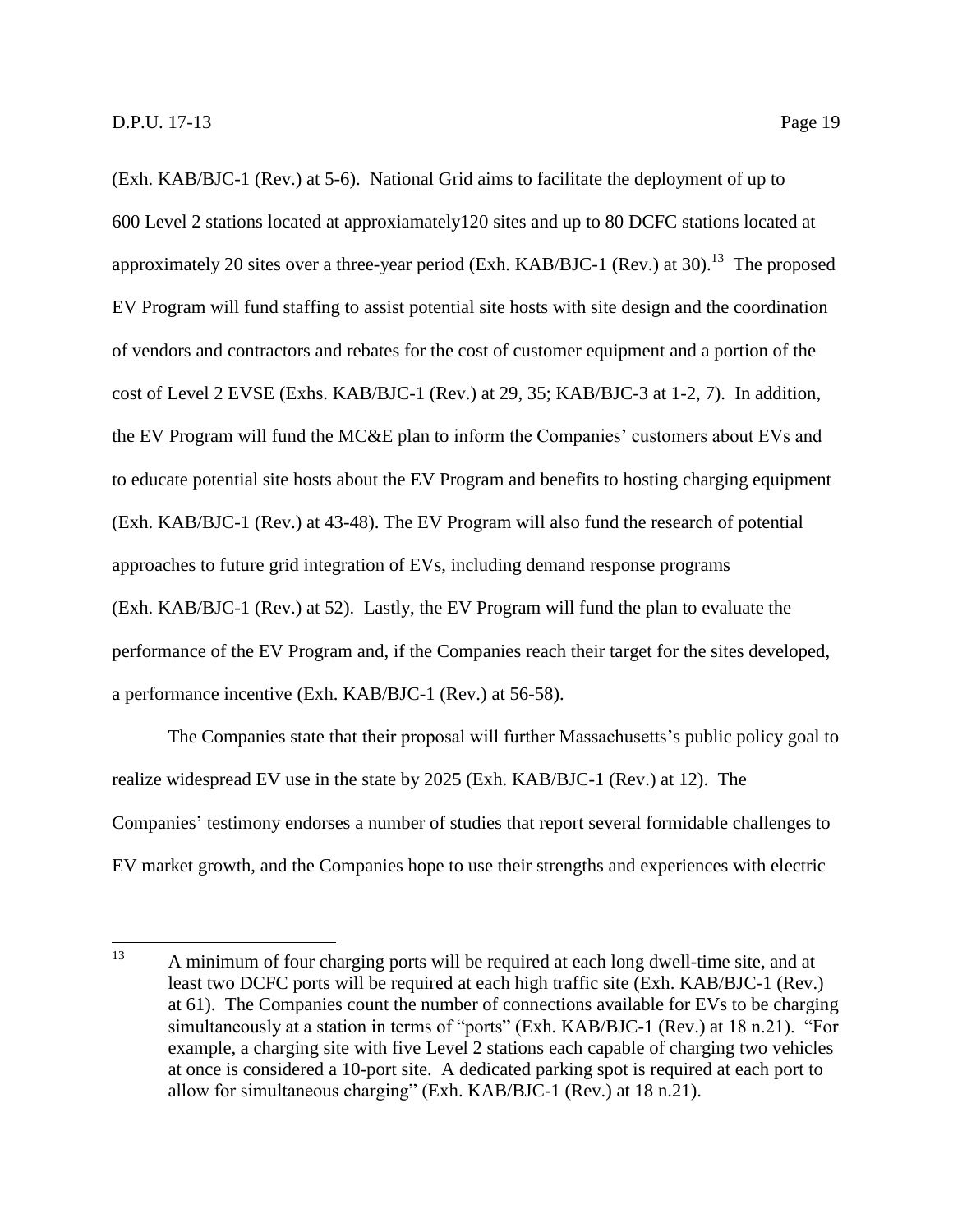(Exh. KAB/BJC-1 (Rev.) at 5-6). National Grid aims to facilitate the deployment of up to 600 Level 2 stations located at approxiamately120 sites and up to 80 DCFC stations located at approximately 20 sites over a three-year period (Exh. KAB/BJC-1 (Rev.) at 30).[13] The proposed EV Program will fund staffing to assist potential site hosts with site design and the coordination of vendors and contractors and rebates for the cost of customer equipment and a portion of the cost of Level 2 EVSE (Exhs. KAB/BJC-1 (Rev.) at 29, 35; KAB/BJC-3 at 1-2, 7). In addition, the EV Program will fund the MC&E plan to inform the Companies' customers about EVs and to educate potential site hosts about the EV Program and benefits to hosting charging equipment (Exh. KAB/BJC-1 (Rev.) at 43-48). The EV Program will also fund the research of potential approaches to future grid integration of EVs, including demand response programs (Exh. KAB/BJC-1 (Rev.) at 52). Lastly, the EV Program will fund the plan to evaluate the performance of the EV Program and, if the Companies reach their target for the sites developed, a performance incentive (Exh. KAB/BJC-1 (Rev.) at 56-58).

The Companies state that their proposal will further Massachusetts's public policy goal to realize widespread EV use in the state by 2025 (Exh. KAB/BJC-1 (Rev.) at 12). The Companies' testimony endorses a number of studies that report several formidable challenges to EV market growth, and the Companies hope to use their strengths and experiences with electric

---

[13] A minimum of four charging ports will be required at each long dwell-time site, and at least two DCFC ports will be required at each high traffic site (Exh. KAB/BJC-1 (Rev.) at 61). The Companies count the number of connections available for EVs to be charging simultaneously at a station in terms of "ports" (Exh. KAB/BJC-1 (Rev.) at 18 n.21). "For example, a charging site with five Level 2 stations each capable of charging two vehicles at once is considered a 10-port site. A dedicated parking spot is required at each port to allow for simultaneous charging" (Exh. KAB/BJC-1 (Rev.) at 18 n.21).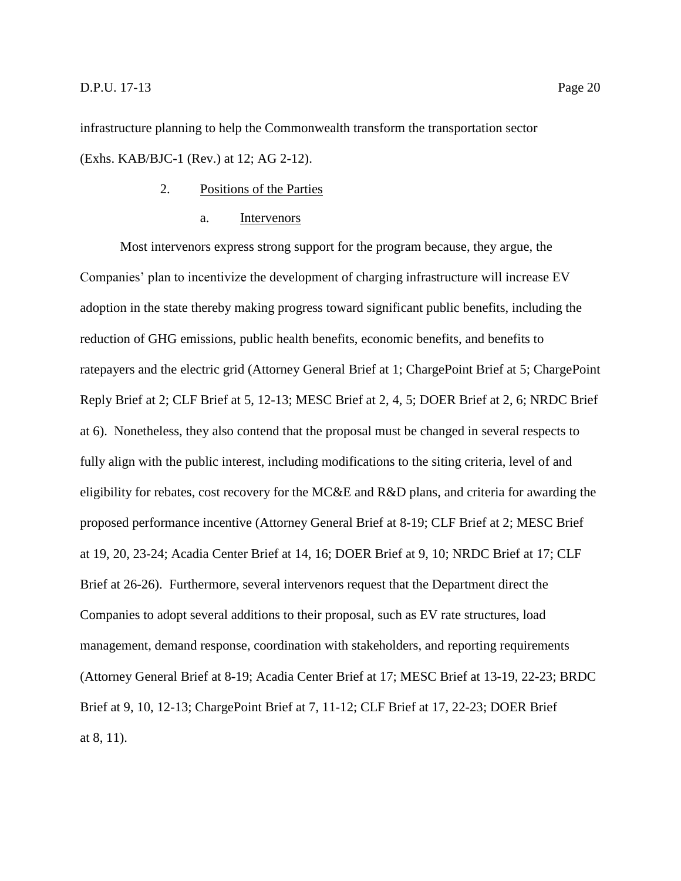infrastructure planning to help the Commonwealth transform the transportation sector (Exhs. KAB/BJC-1 (Rev.) at 12; AG 2-12).

### 2. Positions of the Parties

#### a. Intervenors

Most intervenors express strong support for the program because, they argue, the Companies' plan to incentivize the development of charging infrastructure will increase EV adoption in the state thereby making progress toward significant public benefits, including the reduction of GHG emissions, public health benefits, economic benefits, and benefits to ratepayers and the electric grid (Attorney General Brief at 1; ChargePoint Brief at 5; ChargePoint Reply Brief at 2; CLF Brief at 5, 12-13; MESC Brief at 2, 4, 5; DOER Brief at 2, 6; NRDC Brief at 6). Nonetheless, they also contend that the proposal must be changed in several respects to fully align with the public interest, including modifications to the siting criteria, level of and eligibility for rebates, cost recovery for the MC&E and R&D plans, and criteria for awarding the proposed performance incentive (Attorney General Brief at 8-19; CLF Brief at 2; MESC Brief at 19, 20, 23-24; Acadia Center Brief at 14, 16; DOER Brief at 9, 10; NRDC Brief at 17; CLF Brief at 26-26). Furthermore, several intervenors request that the Department direct the Companies to adopt several additions to their proposal, such as EV rate structures, load management, demand response, coordination with stakeholders, and reporting requirements (Attorney General Brief at 8-19; Acadia Center Brief at 17; MESC Brief at 13-19, 22-23; BRDC Brief at 9, 10, 12-13; ChargePoint Brief at 7, 11-12; CLF Brief at 17, 22-23; DOER Brief at 8, 11).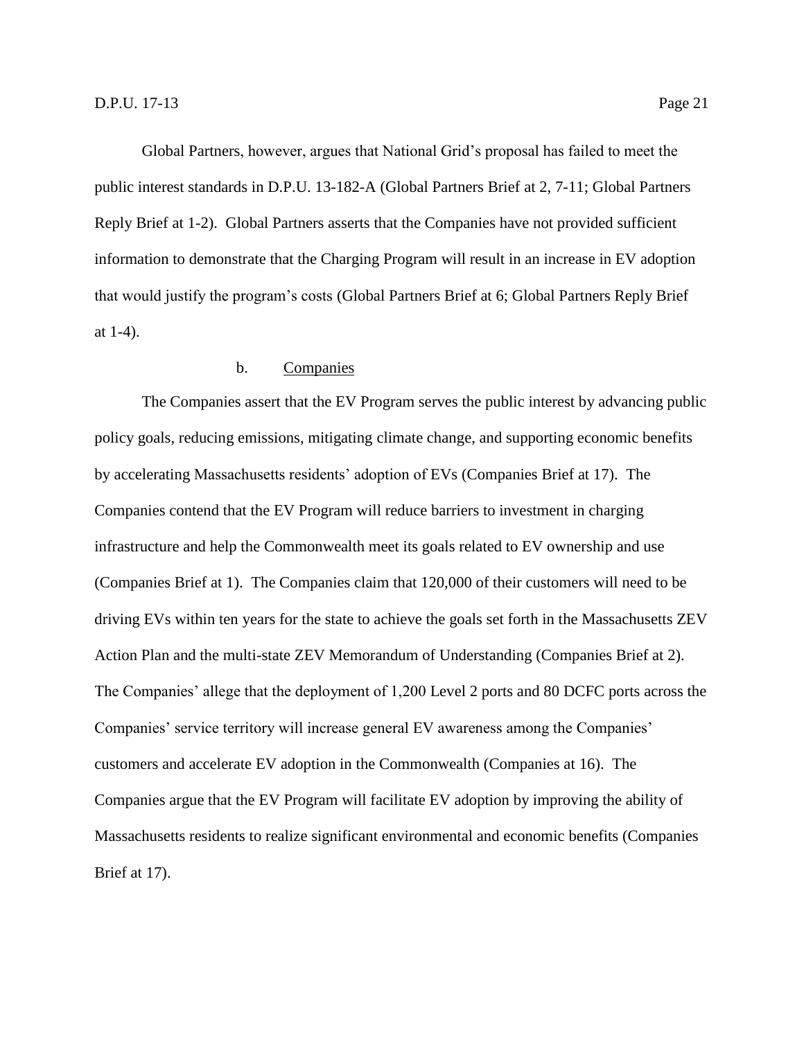Global Partners, however, argues that National Grid's proposal has failed to meet the public interest standards in D.P.U. 13-182-A (Global Partners Brief at 2, 7-11; Global Partners Reply Brief at 1-2). Global Partners asserts that the Companies have not provided sufficient information to demonstrate that the Charging Program will result in an increase in EV adoption that would justify the program's costs (Global Partners Brief at 6; Global Partners Reply Brief at 1-4).

b. Companies

The Companies assert that the EV Program serves the public interest by advancing public policy goals, reducing emissions, mitigating climate change, and supporting economic benefits by accelerating Massachusetts residents' adoption of EVs (Companies Brief at 17). The Companies contend that the EV Program will reduce barriers to investment in charging infrastructure and help the Commonwealth meet its goals related to EV ownership and use (Companies Brief at 1). The Companies claim that 120,000 of their customers will need to be driving EVs within ten years for the state to achieve the goals set forth in the Massachusetts ZEV Action Plan and the multi-state ZEV Memorandum of Understanding (Companies Brief at 2). The Companies' allege that the deployment of 1,200 Level 2 ports and 80 DCFC ports across the Companies' service territory will increase general EV awareness among the Companies' customers and accelerate EV adoption in the Commonwealth (Companies at 16). The Companies argue that the EV Program will facilitate EV adoption by improving the ability of Massachusetts residents to realize significant environmental and economic benefits (Companies Brief at 17).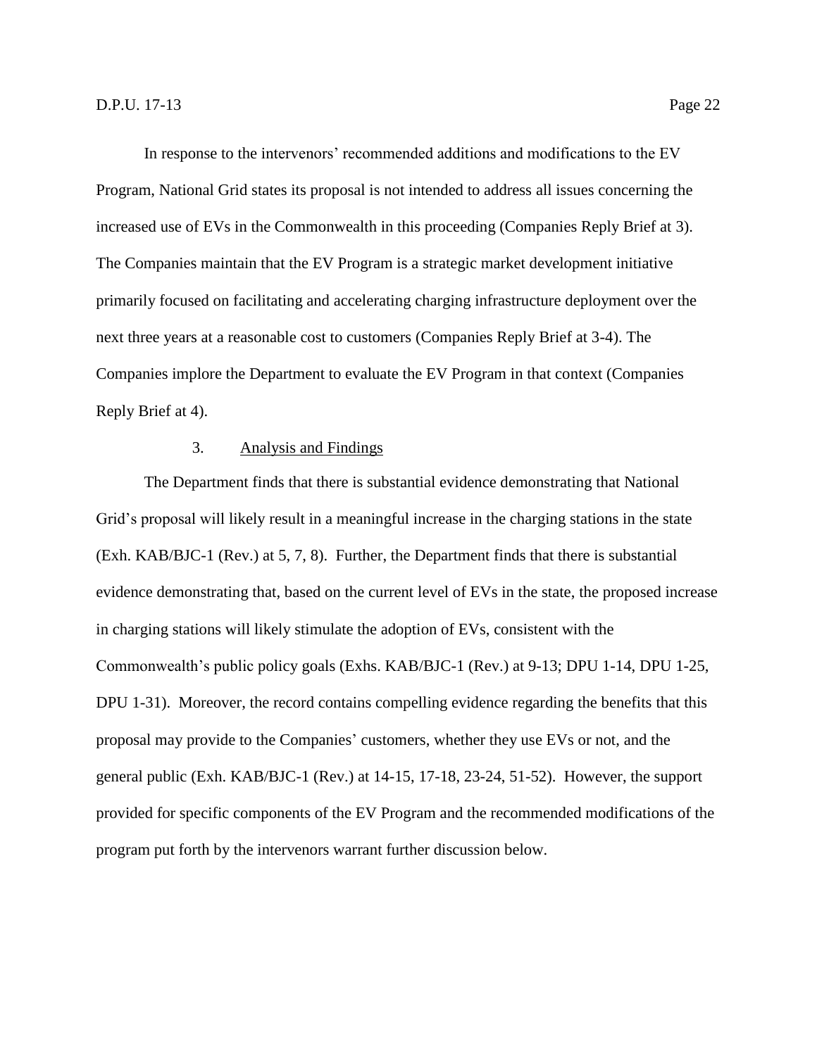In response to the intervenors' recommended additions and modifications to the EV Program, National Grid states its proposal is not intended to address all issues concerning the increased use of EVs in the Commonwealth in this proceeding (Companies Reply Brief at 3). The Companies maintain that the EV Program is a strategic market development initiative primarily focused on facilitating and accelerating charging infrastructure deployment over the next three years at a reasonable cost to customers (Companies Reply Brief at 3-4). The Companies implore the Department to evaluate the EV Program in that context (Companies Reply Brief at 4).

### 3. Analysis and Findings

The Department finds that there is substantial evidence demonstrating that National Grid's proposal will likely result in a meaningful increase in the charging stations in the state (Exh. KAB/BJC-1 (Rev.) at 5, 7, 8). Further, the Department finds that there is substantial evidence demonstrating that, based on the current level of EVs in the state, the proposed increase in charging stations will likely stimulate the adoption of EVs, consistent with the Commonwealth's public policy goals (Exhs. KAB/BJC-1 (Rev.) at 9-13; DPU 1-14, DPU 1-25, DPU 1-31). Moreover, the record contains compelling evidence regarding the benefits that this proposal may provide to the Companies' customers, whether they use EVs or not, and the general public (Exh. KAB/BJC-1 (Rev.) at 14-15, 17-18, 23-24, 51-52). However, the support provided for specific components of the EV Program and the recommended modifications of the program put forth by the intervenors warrant further discussion below.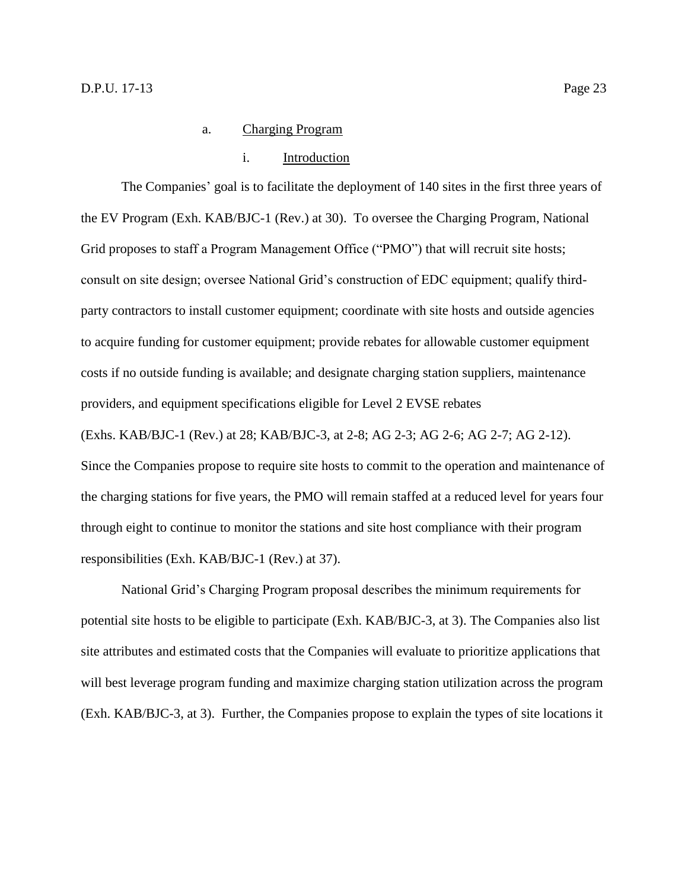a. Charging Program

i. Introduction

The Companies' goal is to facilitate the deployment of 140 sites in the first three years of the EV Program (Exh. KAB/BJC-1 (Rev.) at 30). To oversee the Charging Program, National Grid proposes to staff a Program Management Office ("PMO") that will recruit site hosts; consult on site design; oversee National Grid's construction of EDC equipment; qualify third-party contractors to install customer equipment; coordinate with site hosts and outside agencies to acquire funding for customer equipment; provide rebates for allowable customer equipment costs if no outside funding is available; and designate charging station suppliers, maintenance providers, and equipment specifications eligible for Level 2 EVSE rebates (Exhs. KAB/BJC-1 (Rev.) at 28; KAB/BJC-3, at 2-8; AG 2-3; AG 2-6; AG 2-7; AG 2-12). Since the Companies propose to require site hosts to commit to the operation and maintenance of the charging stations for five years, the PMO will remain staffed at a reduced level for years four through eight to continue to monitor the stations and site host compliance with their program responsibilities (Exh. KAB/BJC-1 (Rev.) at 37).

National Grid's Charging Program proposal describes the minimum requirements for potential site hosts to be eligible to participate (Exh. KAB/BJC-3, at 3). The Companies also list site attributes and estimated costs that the Companies will evaluate to prioritize applications that will best leverage program funding and maximize charging station utilization across the program (Exh. KAB/BJC-3, at 3). Further, the Companies propose to explain the types of site locations it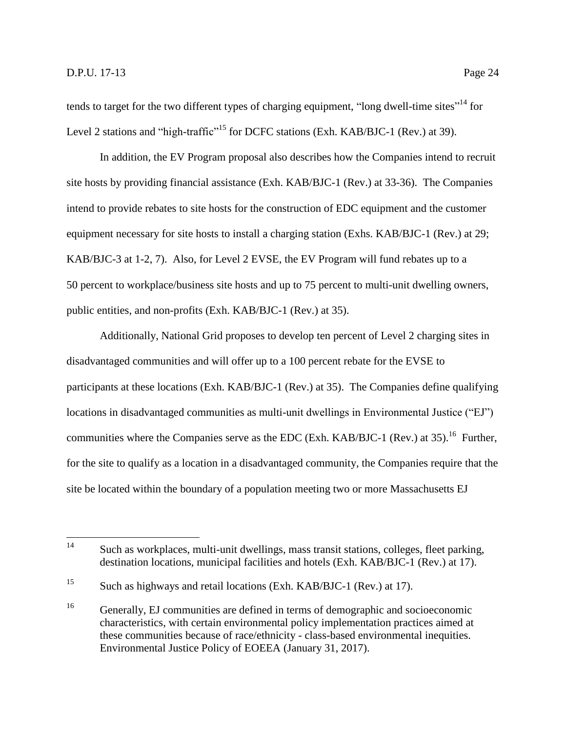tends to target for the two different types of charging equipment, "long dwell-time sites"[14] for Level 2 stations and "high-traffic"[15] for DCFC stations (Exh. KAB/BJC-1 (Rev.) at 39).

In addition, the EV Program proposal also describes how the Companies intend to recruit site hosts by providing financial assistance (Exh. KAB/BJC-1 (Rev.) at 33-36). The Companies intend to provide rebates to site hosts for the construction of EDC equipment and the customer equipment necessary for site hosts to install a charging station (Exhs. KAB/BJC-1 (Rev.) at 29; KAB/BJC-3 at 1-2, 7). Also, for Level 2 EVSE, the EV Program will fund rebates up to a 50 percent to workplace/business site hosts and up to 75 percent to multi-unit dwelling owners, public entities, and non-profits (Exh. KAB/BJC-1 (Rev.) at 35).

Additionally, National Grid proposes to develop ten percent of Level 2 charging sites in disadvantaged communities and will offer up to a 100 percent rebate for the EVSE to participants at these locations (Exh. KAB/BJC-1 (Rev.) at 35). The Companies define qualifying locations in disadvantaged communities as multi-unit dwellings in Environmental Justice ("EJ") communities where the Companies serve as the EDC (Exh. KAB/BJC-1 (Rev.) at 35).[16] Further, for the site to qualify as a location in a disadvantaged community, the Companies require that the site be located within the boundary of a population meeting two or more Massachusetts EJ

---

[14] Such as workplaces, multi-unit dwellings, mass transit stations, colleges, fleet parking, destination locations, municipal facilities and hotels (Exh. KAB/BJC-1 (Rev.) at 17).

[15] Such as highways and retail locations (Exh. KAB/BJC-1 (Rev.) at 17).

[16] Generally, EJ communities are defined in terms of demographic and socioeconomic characteristics, with certain environmental policy implementation practices aimed at these communities because of race/ethnicity - class-based environmental inequities. Environmental Justice Policy of EOEEA (January 31, 2017).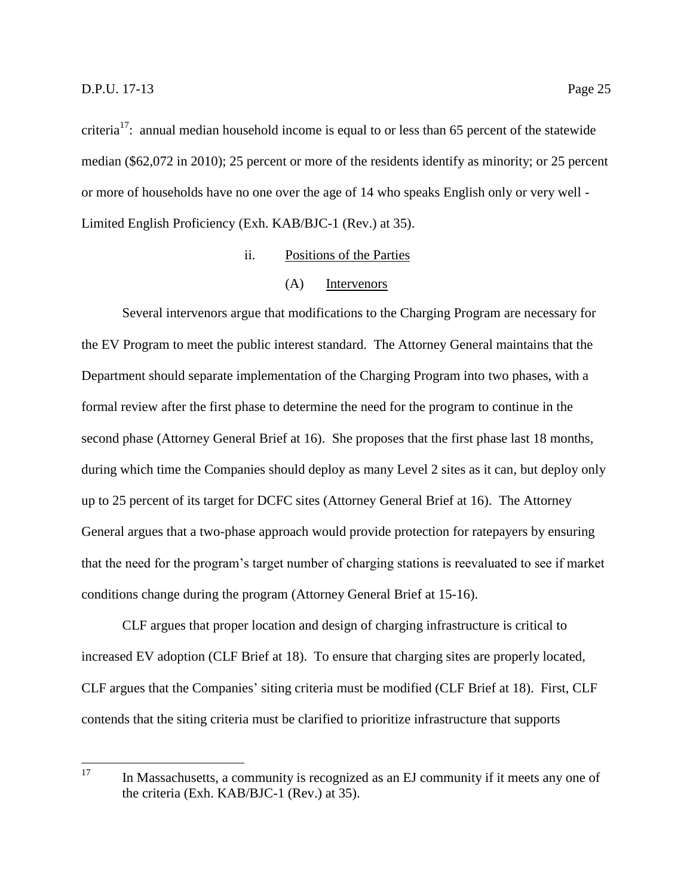criteria[17]: annual median household income is equal to or less than 65 percent of the statewide median ($62,072 in 2010); 25 percent or more of the residents identify as minority; or 25 percent or more of households have no one over the age of 14 who speaks English only or very well - Limited English Proficiency (Exh. KAB/BJC-1 (Rev.) at 35).

ii. Positions of the Parties

(A) Intervenors

Several intervenors argue that modifications to the Charging Program are necessary for the EV Program to meet the public interest standard. The Attorney General maintains that the Department should separate implementation of the Charging Program into two phases, with a formal review after the first phase to determine the need for the program to continue in the second phase (Attorney General Brief at 16). She proposes that the first phase last 18 months, during which time the Companies should deploy as many Level 2 sites as it can, but deploy only up to 25 percent of its target for DCFC sites (Attorney General Brief at 16). The Attorney General argues that a two-phase approach would provide protection for ratepayers by ensuring that the need for the program's target number of charging stations is reevaluated to see if market conditions change during the program (Attorney General Brief at 15-16).

CLF argues that proper location and design of charging infrastructure is critical to increased EV adoption (CLF Brief at 18). To ensure that charging sites are properly located, CLF argues that the Companies' siting criteria must be modified (CLF Brief at 18). First, CLF contends that the siting criteria must be clarified to prioritize infrastructure that supports

---

[17] In Massachusetts, a community is recognized as an EJ community if it meets any one of the criteria (Exh. KAB/BJC-1 (Rev.) at 35).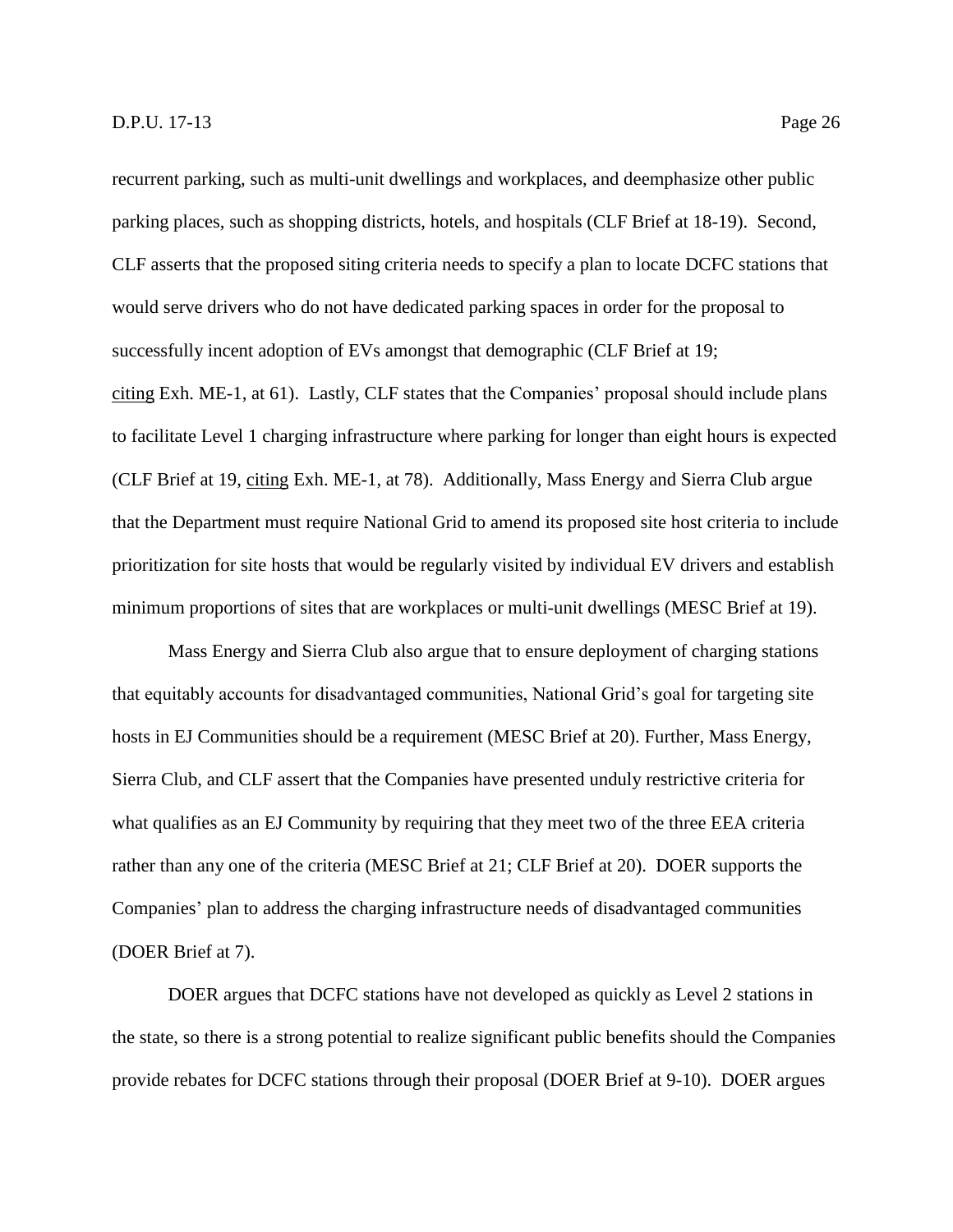recurrent parking, such as multi-unit dwellings and workplaces, and deemphasize other public parking places, such as shopping districts, hotels, and hospitals (CLF Brief at 18-19). Second, CLF asserts that the proposed siting criteria needs to specify a plan to locate DCFC stations that would serve drivers who do not have dedicated parking spaces in order for the proposal to successfully incent adoption of EVs amongst that demographic (CLF Brief at 19; citing Exh. ME-1, at 61). Lastly, CLF states that the Companies' proposal should include plans to facilitate Level 1 charging infrastructure where parking for longer than eight hours is expected (CLF Brief at 19, citing Exh. ME-1, at 78). Additionally, Mass Energy and Sierra Club argue that the Department must require National Grid to amend its proposed site host criteria to include prioritization for site hosts that would be regularly visited by individual EV drivers and establish minimum proportions of sites that are workplaces or multi-unit dwellings (MESC Brief at 19).

Mass Energy and Sierra Club also argue that to ensure deployment of charging stations that equitably accounts for disadvantaged communities, National Grid's goal for targeting site hosts in EJ Communities should be a requirement (MESC Brief at 20). Further, Mass Energy, Sierra Club, and CLF assert that the Companies have presented unduly restrictive criteria for what qualifies as an EJ Community by requiring that they meet two of the three EEA criteria rather than any one of the criteria (MESC Brief at 21; CLF Brief at 20). DOER supports the Companies' plan to address the charging infrastructure needs of disadvantaged communities (DOER Brief at 7).

DOER argues that DCFC stations have not developed as quickly as Level 2 stations in the state, so there is a strong potential to realize significant public benefits should the Companies provide rebates for DCFC stations through their proposal (DOER Brief at 9-10). DOER argues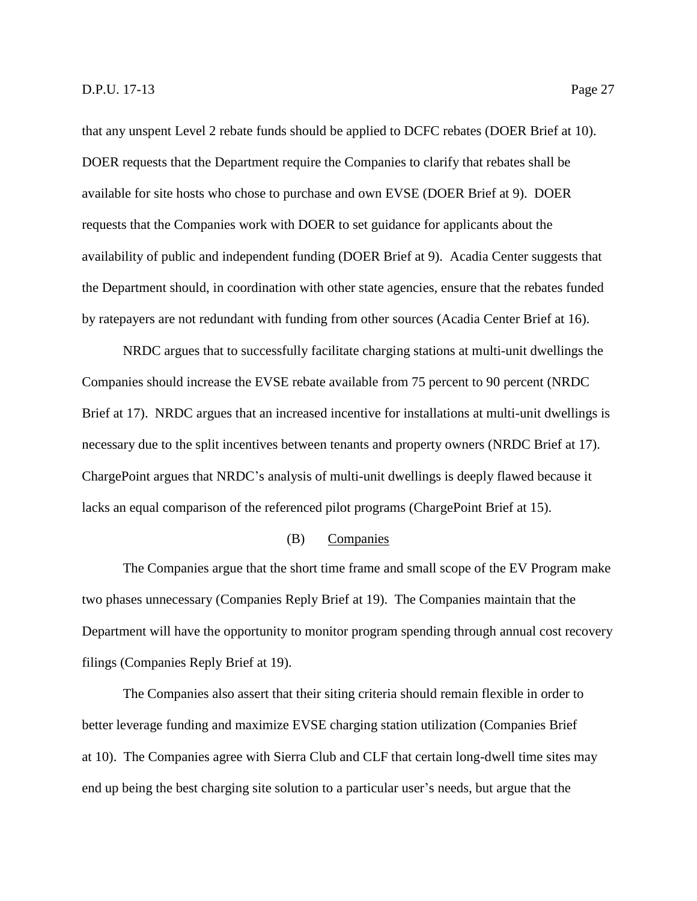that any unspent Level 2 rebate funds should be applied to DCFC rebates (DOER Brief at 10). DOER requests that the Department require the Companies to clarify that rebates shall be available for site hosts who chose to purchase and own EVSE (DOER Brief at 9). DOER requests that the Companies work with DOER to set guidance for applicants about the availability of public and independent funding (DOER Brief at 9). Acadia Center suggests that the Department should, in coordination with other state agencies, ensure that the rebates funded by ratepayers are not redundant with funding from other sources (Acadia Center Brief at 16).

NRDC argues that to successfully facilitate charging stations at multi-unit dwellings the Companies should increase the EVSE rebate available from 75 percent to 90 percent (NRDC Brief at 17). NRDC argues that an increased incentive for installations at multi-unit dwellings is necessary due to the split incentives between tenants and property owners (NRDC Brief at 17). ChargePoint argues that NRDC's analysis of multi-unit dwellings is deeply flawed because it lacks an equal comparison of the referenced pilot programs (ChargePoint Brief at 15).

(B) Companies

The Companies argue that the short time frame and small scope of the EV Program make two phases unnecessary (Companies Reply Brief at 19). The Companies maintain that the Department will have the opportunity to monitor program spending through annual cost recovery filings (Companies Reply Brief at 19).

The Companies also assert that their siting criteria should remain flexible in order to better leverage funding and maximize EVSE charging station utilization (Companies Brief at 10). The Companies agree with Sierra Club and CLF that certain long-dwell time sites may end up being the best charging site solution to a particular user's needs, but argue that the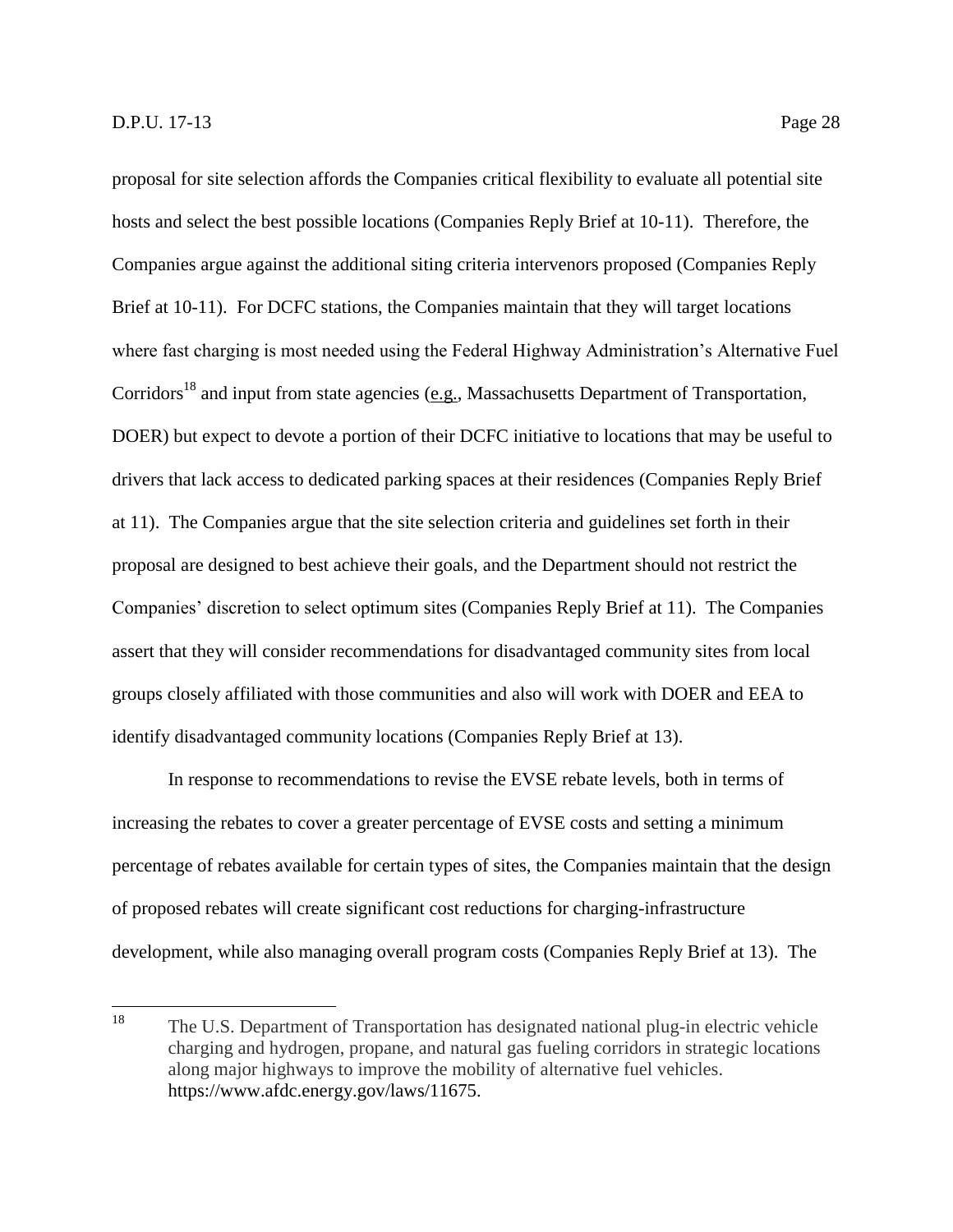proposal for site selection affords the Companies critical flexibility to evaluate all potential site hosts and select the best possible locations (Companies Reply Brief at 10-11). Therefore, the Companies argue against the additional siting criteria intervenors proposed (Companies Reply Brief at 10-11). For DCFC stations, the Companies maintain that they will target locations where fast charging is most needed using the Federal Highway Administration's Alternative Fuel Corridors[18] and input from state agencies (e.g., Massachusetts Department of Transportation, DOER) but expect to devote a portion of their DCFC initiative to locations that may be useful to drivers that lack access to dedicated parking spaces at their residences (Companies Reply Brief at 11). The Companies argue that the site selection criteria and guidelines set forth in their proposal are designed to best achieve their goals, and the Department should not restrict the Companies' discretion to select optimum sites (Companies Reply Brief at 11). The Companies assert that they will consider recommendations for disadvantaged community sites from local groups closely affiliated with those communities and also will work with DOER and EEA to identify disadvantaged community locations (Companies Reply Brief at 13).

In response to recommendations to revise the EVSE rebate levels, both in terms of increasing the rebates to cover a greater percentage of EVSE costs and setting a minimum percentage of rebates available for certain types of sites, the Companies maintain that the design of proposed rebates will create significant cost reductions for charging-infrastructure development, while also managing overall program costs (Companies Reply Brief at 13). The

---

[18] The U.S. Department of Transportation has designated national plug-in electric vehicle charging and hydrogen, propane, and natural gas fueling corridors in strategic locations along major highways to improve the mobility of alternative fuel vehicles. https://www.afdc.energy.gov/laws/11675.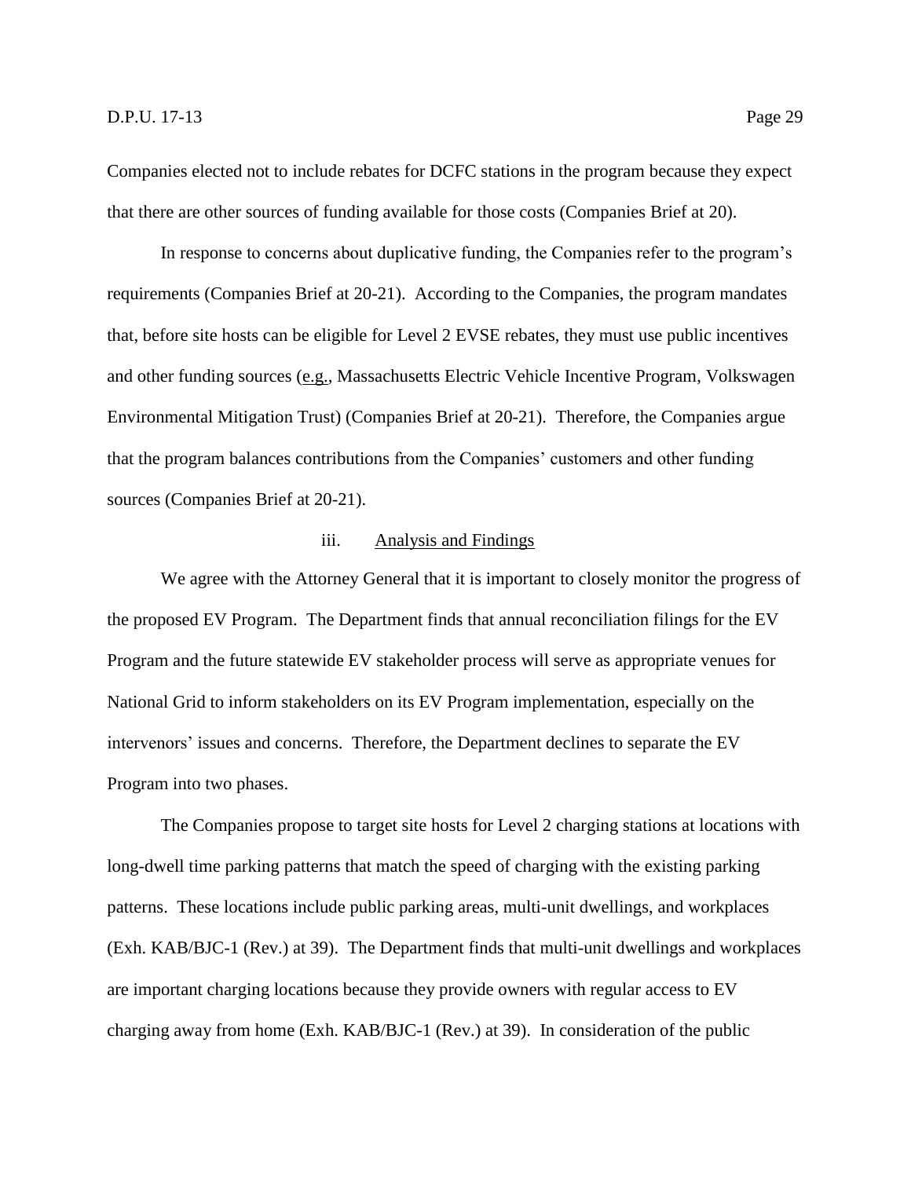Companies elected not to include rebates for DCFC stations in the program because they expect that there are other sources of funding available for those costs (Companies Brief at 20).

In response to concerns about duplicative funding, the Companies refer to the program's requirements (Companies Brief at 20-21). According to the Companies, the program mandates that, before site hosts can be eligible for Level 2 EVSE rebates, they must use public incentives and other funding sources (e.g., Massachusetts Electric Vehicle Incentive Program, Volkswagen Environmental Mitigation Trust) (Companies Brief at 20-21). Therefore, the Companies argue that the program balances contributions from the Companies' customers and other funding sources (Companies Brief at 20-21).

#### iii. Analysis and Findings

We agree with the Attorney General that it is important to closely monitor the progress of the proposed EV Program. The Department finds that annual reconciliation filings for the EV Program and the future statewide EV stakeholder process will serve as appropriate venues for National Grid to inform stakeholders on its EV Program implementation, especially on the intervenors' issues and concerns. Therefore, the Department declines to separate the EV Program into two phases.

The Companies propose to target site hosts for Level 2 charging stations at locations with long-dwell time parking patterns that match the speed of charging with the existing parking patterns. These locations include public parking areas, multi-unit dwellings, and workplaces (Exh. KAB/BJC-1 (Rev.) at 39). The Department finds that multi-unit dwellings and workplaces are important charging locations because they provide owners with regular access to EV charging away from home (Exh. KAB/BJC-1 (Rev.) at 39). In consideration of the public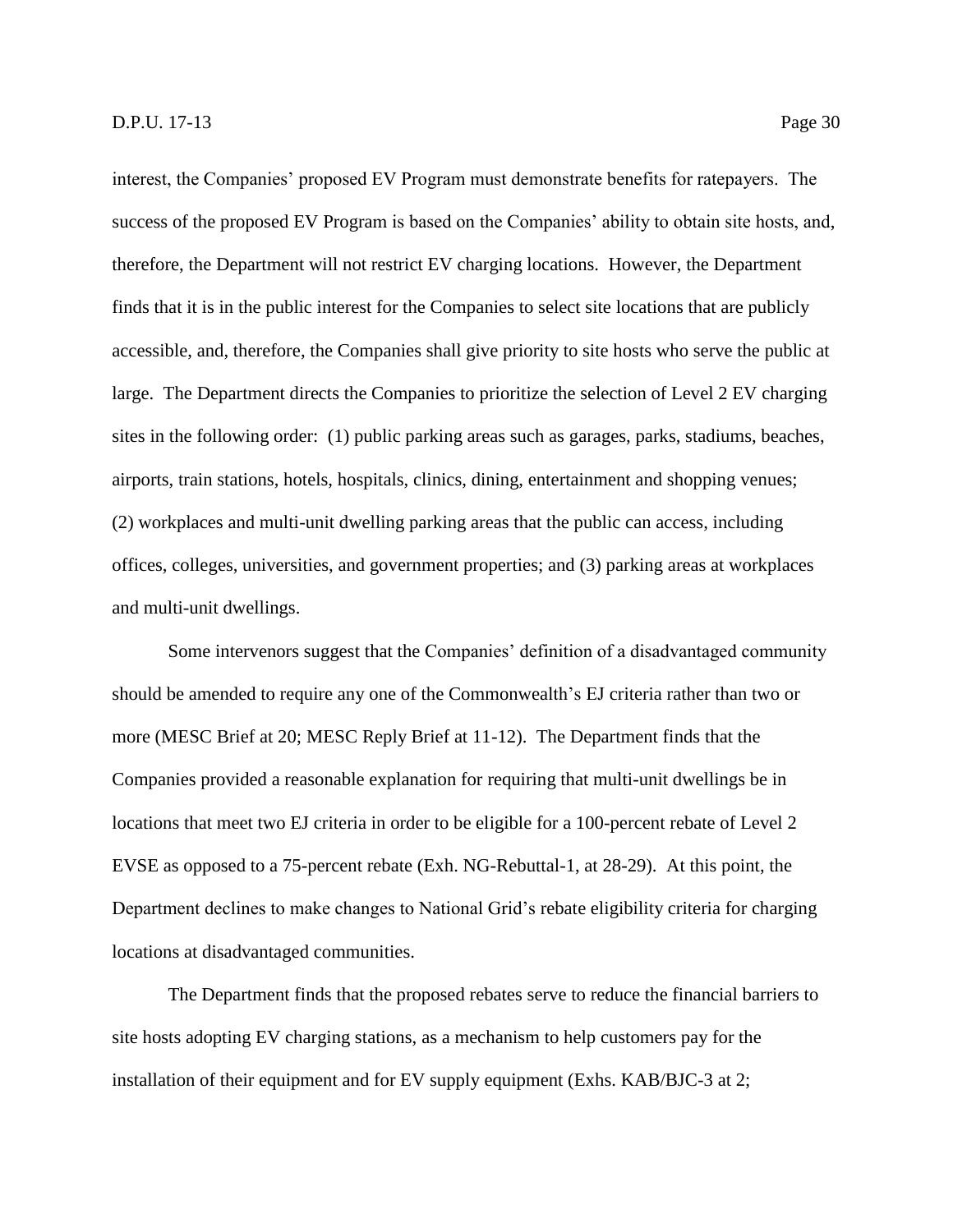interest, the Companies' proposed EV Program must demonstrate benefits for ratepayers. The success of the proposed EV Program is based on the Companies' ability to obtain site hosts, and, therefore, the Department will not restrict EV charging locations. However, the Department finds that it is in the public interest for the Companies to select site locations that are publicly accessible, and, therefore, the Companies shall give priority to site hosts who serve the public at large. The Department directs the Companies to prioritize the selection of Level 2 EV charging sites in the following order: (1) public parking areas such as garages, parks, stadiums, beaches, airports, train stations, hotels, hospitals, clinics, dining, entertainment and shopping venues; (2) workplaces and multi-unit dwelling parking areas that the public can access, including offices, colleges, universities, and government properties; and (3) parking areas at workplaces and multi-unit dwellings.

Some intervenors suggest that the Companies' definition of a disadvantaged community should be amended to require any one of the Commonwealth's EJ criteria rather than two or more (MESC Brief at 20; MESC Reply Brief at 11-12). The Department finds that the Companies provided a reasonable explanation for requiring that multi-unit dwellings be in locations that meet two EJ criteria in order to be eligible for a 100-percent rebate of Level 2 EVSE as opposed to a 75-percent rebate (Exh. NG-Rebuttal-1, at 28-29). At this point, the Department declines to make changes to National Grid's rebate eligibility criteria for charging locations at disadvantaged communities.

The Department finds that the proposed rebates serve to reduce the financial barriers to site hosts adopting EV charging stations, as a mechanism to help customers pay for the installation of their equipment and for EV supply equipment (Exhs. KAB/BJC-3 at 2;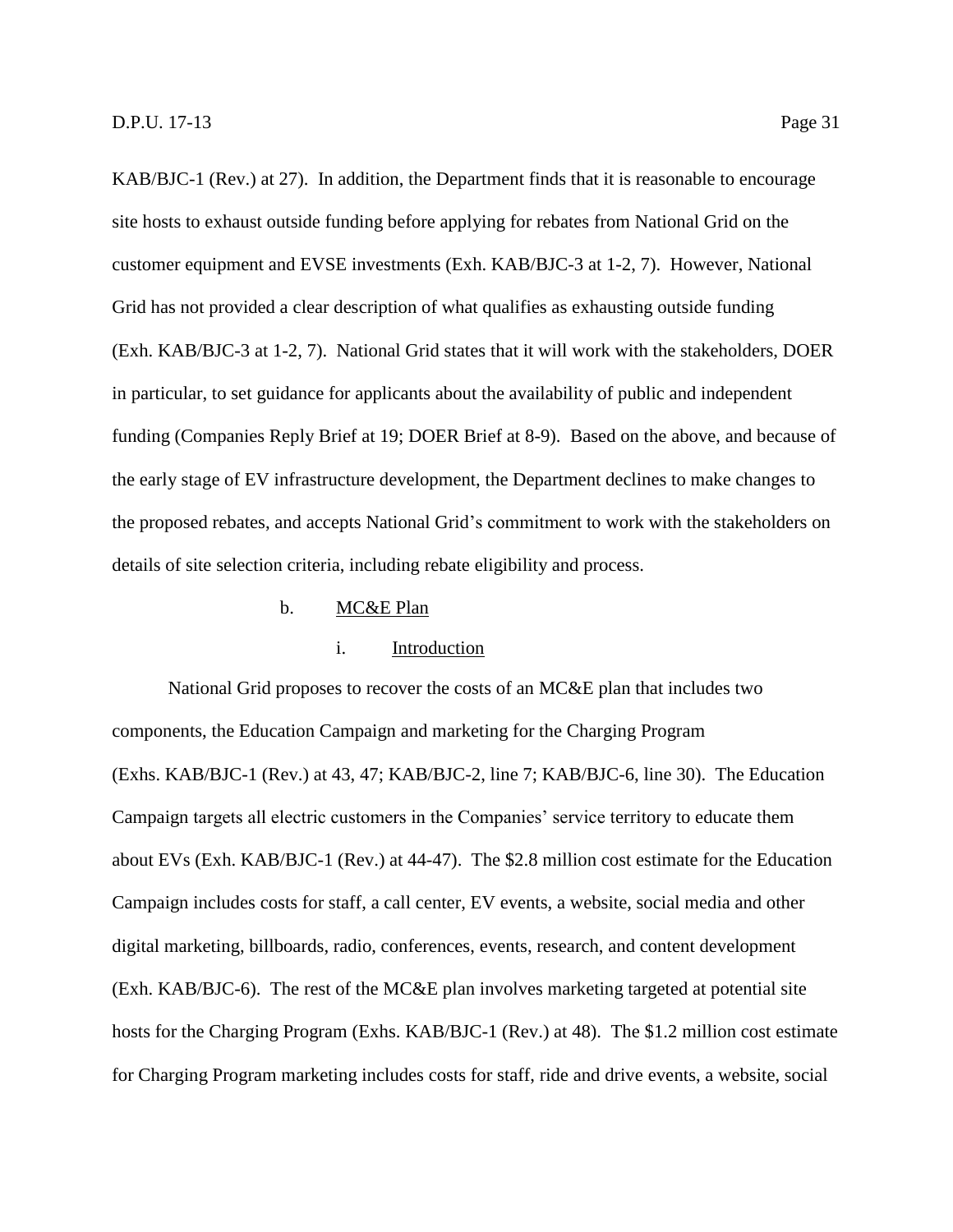KAB/BJC-1 (Rev.) at 27). In addition, the Department finds that it is reasonable to encourage site hosts to exhaust outside funding before applying for rebates from National Grid on the customer equipment and EVSE investments (Exh. KAB/BJC-3 at 1-2, 7). However, National Grid has not provided a clear description of what qualifies as exhausting outside funding (Exh. KAB/BJC-3 at 1-2, 7). National Grid states that it will work with the stakeholders, DOER in particular, to set guidance for applicants about the availability of public and independent funding (Companies Reply Brief at 19; DOER Brief at 8-9). Based on the above, and because of the early stage of EV infrastructure development, the Department declines to make changes to the proposed rebates, and accepts National Grid's commitment to work with the stakeholders on details of site selection criteria, including rebate eligibility and process.

b. MC&E Plan

i. Introduction

National Grid proposes to recover the costs of an MC&E plan that includes two components, the Education Campaign and marketing for the Charging Program (Exhs. KAB/BJC-1 (Rev.) at 43, 47; KAB/BJC-2, line 7; KAB/BJC-6, line 30). The Education Campaign targets all electric customers in the Companies' service territory to educate them about EVs (Exh. KAB/BJC-1 (Rev.) at 44-47). The $2.8 million cost estimate for the Education Campaign includes costs for staff, a call center, EV events, a website, social media and other digital marketing, billboards, radio, conferences, events, research, and content development (Exh. KAB/BJC-6). The rest of the MC&E plan involves marketing targeted at potential site hosts for the Charging Program (Exhs. KAB/BJC-1 (Rev.) at 48). The $1.2 million cost estimate for Charging Program marketing includes costs for staff, ride and drive events, a website, social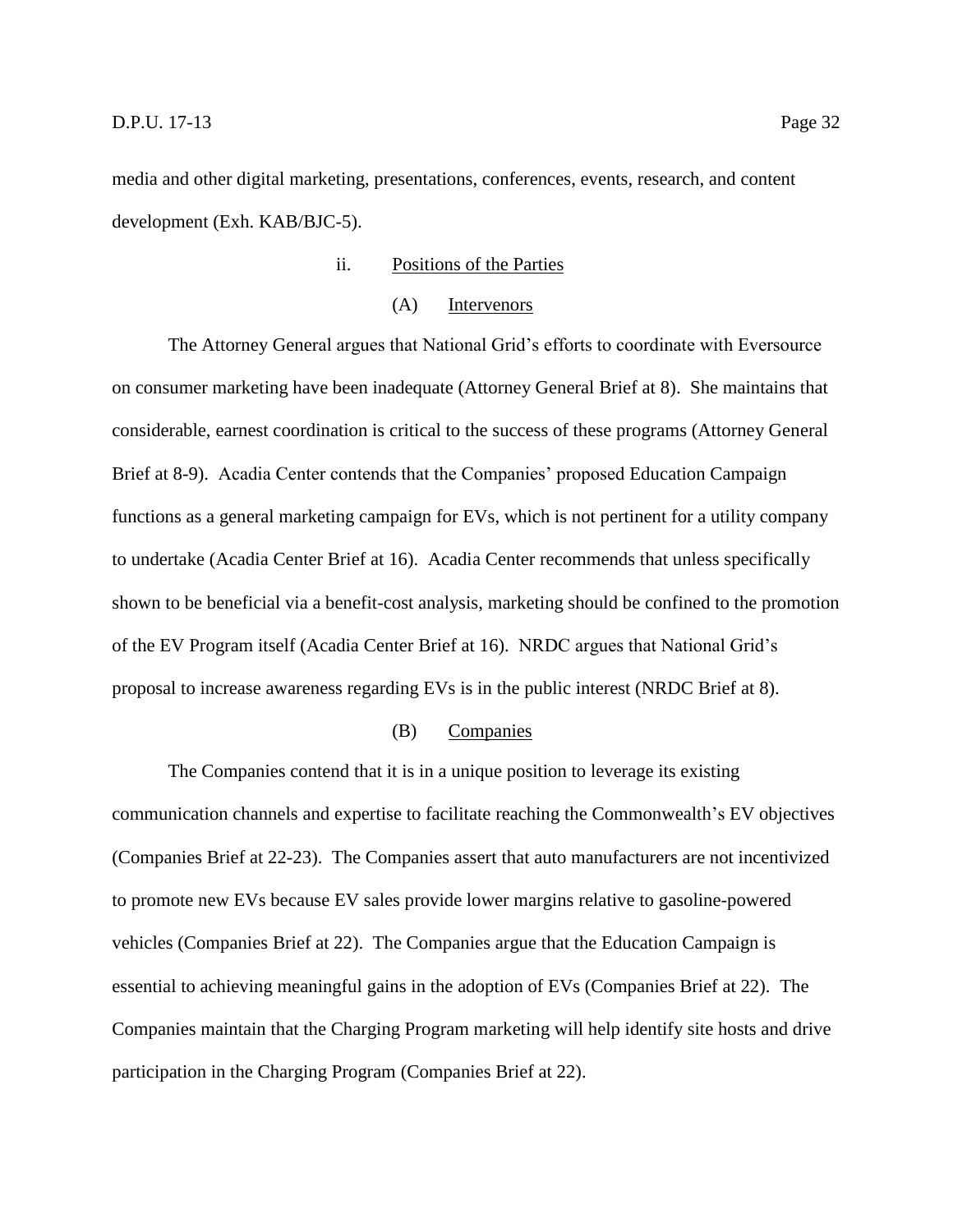media and other digital marketing, presentations, conferences, events, research, and content development (Exh. KAB/BJC-5).

ii. Positions of the Parties

(A) Intervenors

The Attorney General argues that National Grid's efforts to coordinate with Eversource on consumer marketing have been inadequate (Attorney General Brief at 8). She maintains that considerable, earnest coordination is critical to the success of these programs (Attorney General Brief at 8-9). Acadia Center contends that the Companies' proposed Education Campaign functions as a general marketing campaign for EVs, which is not pertinent for a utility company to undertake (Acadia Center Brief at 16). Acadia Center recommends that unless specifically shown to be beneficial via a benefit-cost analysis, marketing should be confined to the promotion of the EV Program itself (Acadia Center Brief at 16). NRDC argues that National Grid's proposal to increase awareness regarding EVs is in the public interest (NRDC Brief at 8).

(B) Companies

The Companies contend that it is in a unique position to leverage its existing communication channels and expertise to facilitate reaching the Commonwealth's EV objectives (Companies Brief at 22-23). The Companies assert that auto manufacturers are not incentivized to promote new EVs because EV sales provide lower margins relative to gasoline-powered vehicles (Companies Brief at 22). The Companies argue that the Education Campaign is essential to achieving meaningful gains in the adoption of EVs (Companies Brief at 22). The Companies maintain that the Charging Program marketing will help identify site hosts and drive participation in the Charging Program (Companies Brief at 22).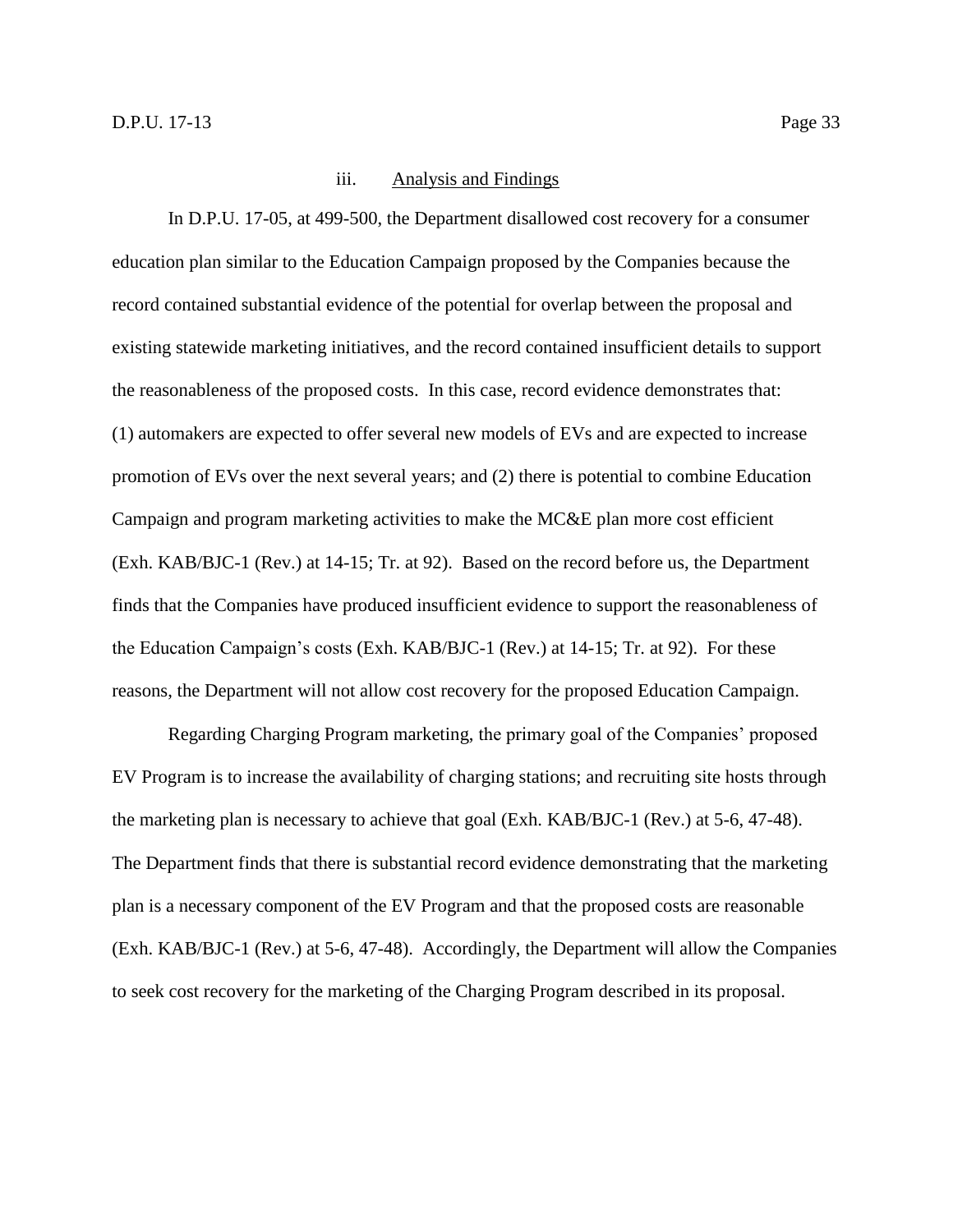#### iii. Analysis and Findings

In D.P.U. 17-05, at 499-500, the Department disallowed cost recovery for a consumer education plan similar to the Education Campaign proposed by the Companies because the record contained substantial evidence of the potential for overlap between the proposal and existing statewide marketing initiatives, and the record contained insufficient details to support the reasonableness of the proposed costs. In this case, record evidence demonstrates that: (1) automakers are expected to offer several new models of EVs and are expected to increase promotion of EVs over the next several years; and (2) there is potential to combine Education Campaign and program marketing activities to make the MC&E plan more cost efficient (Exh. KAB/BJC-1 (Rev.) at 14-15; Tr. at 92). Based on the record before us, the Department finds that the Companies have produced insufficient evidence to support the reasonableness of the Education Campaign's costs (Exh. KAB/BJC-1 (Rev.) at 14-15; Tr. at 92). For these reasons, the Department will not allow cost recovery for the proposed Education Campaign.

Regarding Charging Program marketing, the primary goal of the Companies' proposed EV Program is to increase the availability of charging stations; and recruiting site hosts through the marketing plan is necessary to achieve that goal (Exh. KAB/BJC-1 (Rev.) at 5-6, 47-48). The Department finds that there is substantial record evidence demonstrating that the marketing plan is a necessary component of the EV Program and that the proposed costs are reasonable (Exh. KAB/BJC-1 (Rev.) at 5-6, 47-48). Accordingly, the Department will allow the Companies to seek cost recovery for the marketing of the Charging Program described in its proposal.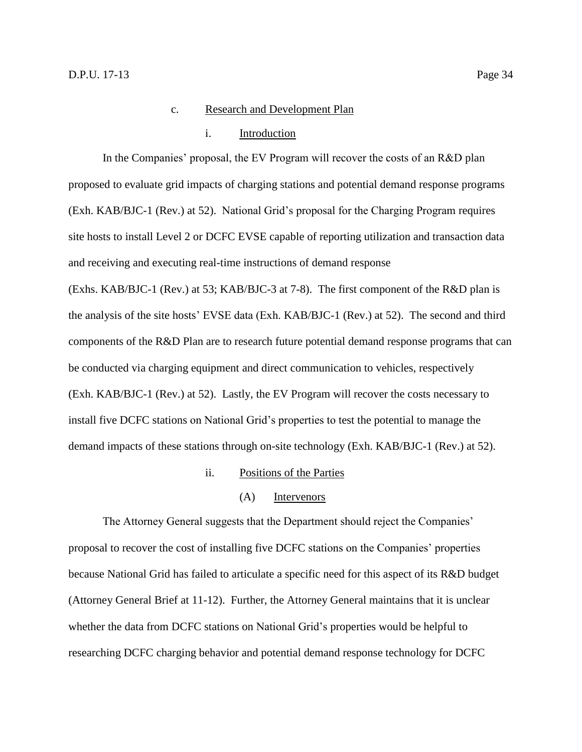c. Research and Development Plan

i. Introduction

In the Companies' proposal, the EV Program will recover the costs of an R&D plan proposed to evaluate grid impacts of charging stations and potential demand response programs (Exh. KAB/BJC-1 (Rev.) at 52). National Grid's proposal for the Charging Program requires site hosts to install Level 2 or DCFC EVSE capable of reporting utilization and transaction data and receiving and executing real-time instructions of demand response (Exhs. KAB/BJC-1 (Rev.) at 53; KAB/BJC-3 at 7-8). The first component of the R&D plan is the analysis of the site hosts' EVSE data (Exh. KAB/BJC-1 (Rev.) at 52). The second and third components of the R&D Plan are to research future potential demand response programs that can be conducted via charging equipment and direct communication to vehicles, respectively (Exh. KAB/BJC-1 (Rev.) at 52). Lastly, the EV Program will recover the costs necessary to install five DCFC stations on National Grid's properties to test the potential to manage the demand impacts of these stations through on-site technology (Exh. KAB/BJC-1 (Rev.) at 52).

ii. Positions of the Parties

(A) Intervenors

The Attorney General suggests that the Department should reject the Companies' proposal to recover the cost of installing five DCFC stations on the Companies' properties because National Grid has failed to articulate a specific need for this aspect of its R&D budget (Attorney General Brief at 11-12). Further, the Attorney General maintains that it is unclear whether the data from DCFC stations on National Grid's properties would be helpful to researching DCFC charging behavior and potential demand response technology for DCFC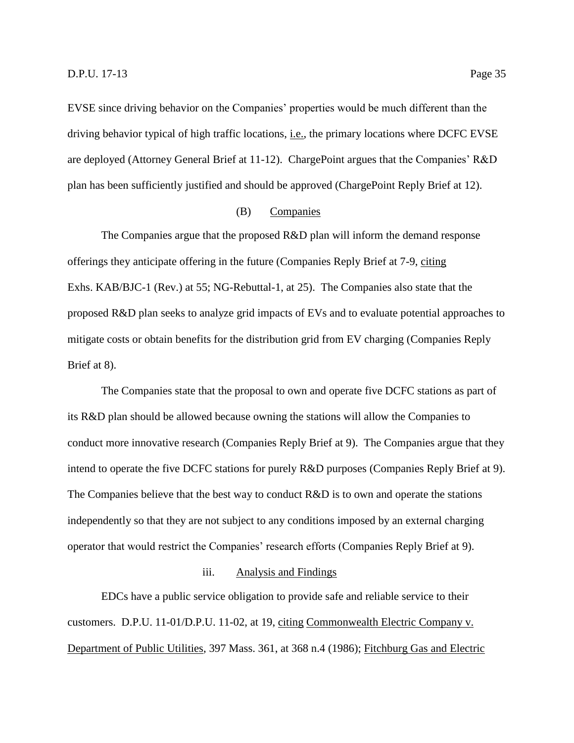EVSE since driving behavior on the Companies' properties would be much different than the driving behavior typical of high traffic locations, i.e., the primary locations where DCFC EVSE are deployed (Attorney General Brief at 11-12). ChargePoint argues that the Companies' R&D plan has been sufficiently justified and should be approved (ChargePoint Reply Brief at 12).

(B) Companies

The Companies argue that the proposed R&D plan will inform the demand response offerings they anticipate offering in the future (Companies Reply Brief at 7-9, citing Exhs. KAB/BJC-1 (Rev.) at 55; NG-Rebuttal-1, at 25). The Companies also state that the proposed R&D plan seeks to analyze grid impacts of EVs and to evaluate potential approaches to mitigate costs or obtain benefits for the distribution grid from EV charging (Companies Reply Brief at 8).

The Companies state that the proposal to own and operate five DCFC stations as part of its R&D plan should be allowed because owning the stations will allow the Companies to conduct more innovative research (Companies Reply Brief at 9). The Companies argue that they intend to operate the five DCFC stations for purely R&D purposes (Companies Reply Brief at 9). The Companies believe that the best way to conduct R&D is to own and operate the stations independently so that they are not subject to any conditions imposed by an external charging operator that would restrict the Companies' research efforts (Companies Reply Brief at 9).

iii. Analysis and Findings

EDCs have a public service obligation to provide safe and reliable service to their customers. D.P.U. 11-01/D.P.U. 11-02, at 19, citing Commonwealth Electric Company v. Department of Public Utilities, 397 Mass. 361, at 368 n.4 (1986); Fitchburg Gas and Electric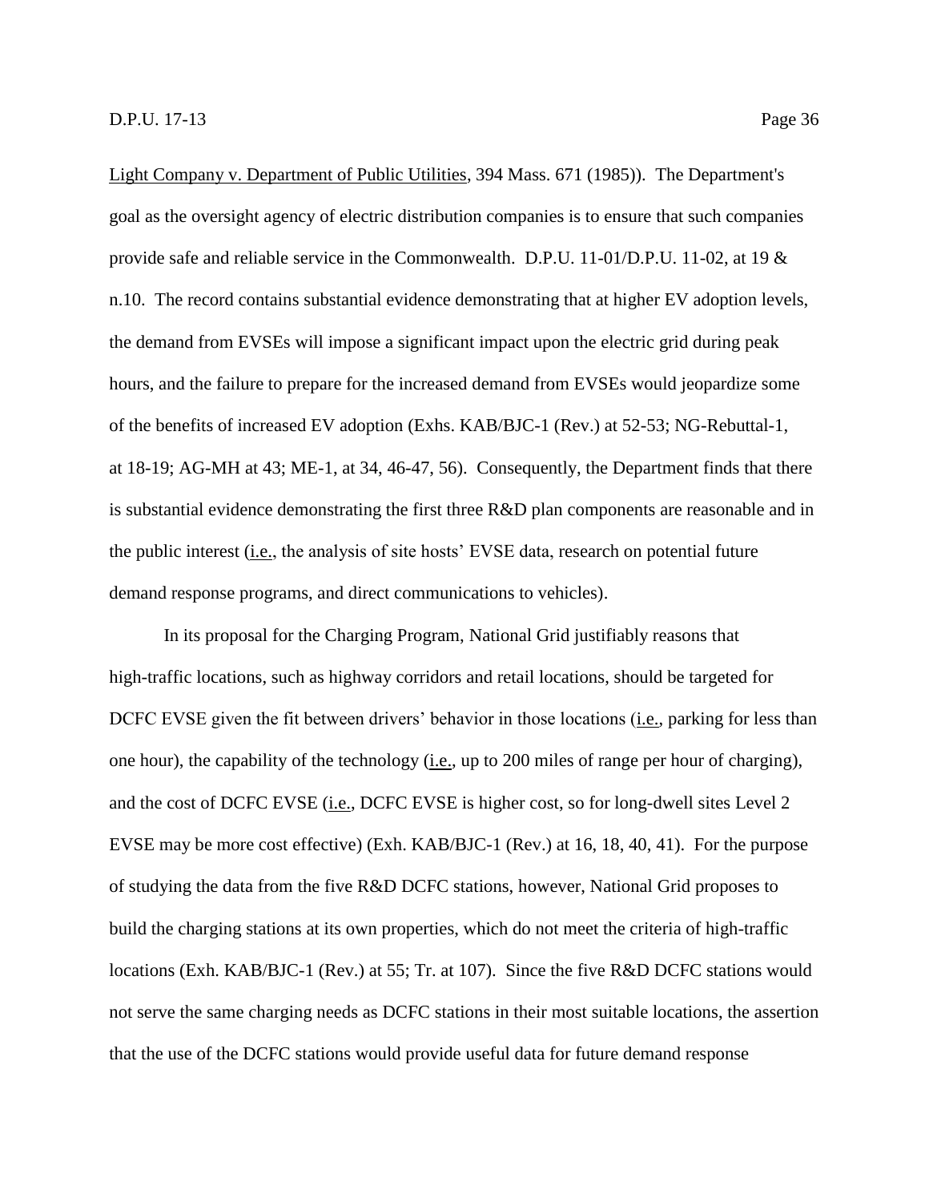Light Company v. Department of Public Utilities, 394 Mass. 671 (1985)). The Department's goal as the oversight agency of electric distribution companies is to ensure that such companies provide safe and reliable service in the Commonwealth. D.P.U. 11-01/D.P.U. 11-02, at 19 & n.10. The record contains substantial evidence demonstrating that at higher EV adoption levels, the demand from EVSEs will impose a significant impact upon the electric grid during peak hours, and the failure to prepare for the increased demand from EVSEs would jeopardize some of the benefits of increased EV adoption (Exhs. KAB/BJC-1 (Rev.) at 52-53; NG-Rebuttal-1, at 18-19; AG-MH at 43; ME-1, at 34, 46-47, 56). Consequently, the Department finds that there is substantial evidence demonstrating the first three R&D plan components are reasonable and in the public interest (i.e., the analysis of site hosts' EVSE data, research on potential future demand response programs, and direct communications to vehicles).

In its proposal for the Charging Program, National Grid justifiably reasons that high-traffic locations, such as highway corridors and retail locations, should be targeted for DCFC EVSE given the fit between drivers' behavior in those locations (i.e., parking for less than one hour), the capability of the technology (i.e., up to 200 miles of range per hour of charging), and the cost of DCFC EVSE (i.e., DCFC EVSE is higher cost, so for long-dwell sites Level 2 EVSE may be more cost effective) (Exh. KAB/BJC-1 (Rev.) at 16, 18, 40, 41). For the purpose of studying the data from the five R&D DCFC stations, however, National Grid proposes to build the charging stations at its own properties, which do not meet the criteria of high-traffic locations (Exh. KAB/BJC-1 (Rev.) at 55; Tr. at 107). Since the five R&D DCFC stations would not serve the same charging needs as DCFC stations in their most suitable locations, the assertion that the use of the DCFC stations would provide useful data for future demand response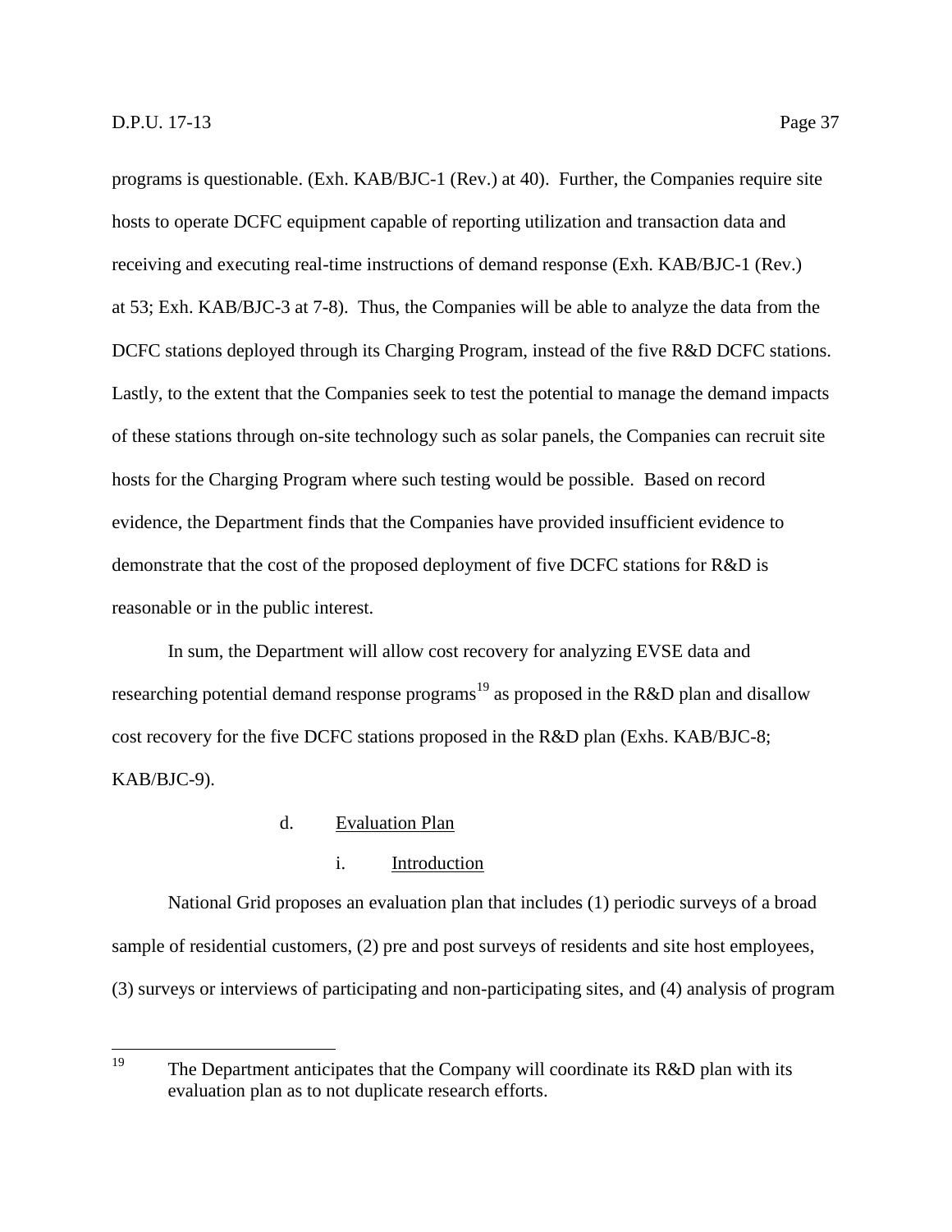programs is questionable. (Exh. KAB/BJC-1 (Rev.) at 40). Further, the Companies require site hosts to operate DCFC equipment capable of reporting utilization and transaction data and receiving and executing real-time instructions of demand response (Exh. KAB/BJC-1 (Rev.) at 53; Exh. KAB/BJC-3 at 7-8). Thus, the Companies will be able to analyze the data from the DCFC stations deployed through its Charging Program, instead of the five R&D DCFC stations. Lastly, to the extent that the Companies seek to test the potential to manage the demand impacts of these stations through on-site technology such as solar panels, the Companies can recruit site hosts for the Charging Program where such testing would be possible. Based on record evidence, the Department finds that the Companies have provided insufficient evidence to demonstrate that the cost of the proposed deployment of five DCFC stations for R&D is reasonable or in the public interest.

In sum, the Department will allow cost recovery for analyzing EVSE data and researching potential demand response programs[19] as proposed in the R&D plan and disallow cost recovery for the five DCFC stations proposed in the R&D plan (Exhs. KAB/BJC-8; KAB/BJC-9).

d. Evaluation Plan

i. Introduction

National Grid proposes an evaluation plan that includes (1) periodic surveys of a broad sample of residential customers, (2) pre and post surveys of residents and site host employees, (3) surveys or interviews of participating and non-participating sites, and (4) analysis of program

---

[19] The Department anticipates that the Company will coordinate its R&D plan with its evaluation plan as to not duplicate research efforts.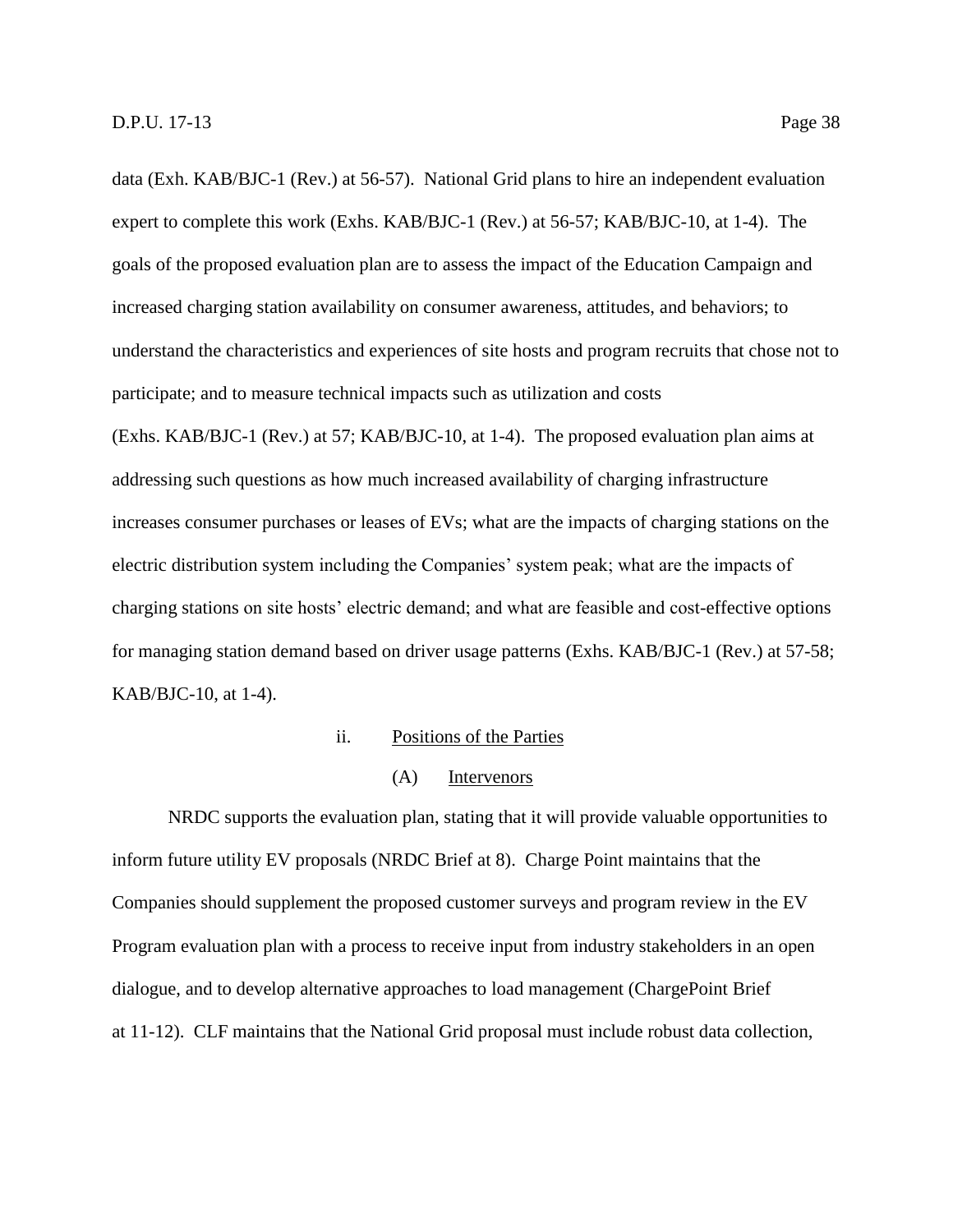data (Exh. KAB/BJC-1 (Rev.) at 56-57). National Grid plans to hire an independent evaluation expert to complete this work (Exhs. KAB/BJC-1 (Rev.) at 56-57; KAB/BJC-10, at 1-4). The goals of the proposed evaluation plan are to assess the impact of the Education Campaign and increased charging station availability on consumer awareness, attitudes, and behaviors; to understand the characteristics and experiences of site hosts and program recruits that chose not to participate; and to measure technical impacts such as utilization and costs (Exhs. KAB/BJC-1 (Rev.) at 57; KAB/BJC-10, at 1-4). The proposed evaluation plan aims at addressing such questions as how much increased availability of charging infrastructure increases consumer purchases or leases of EVs; what are the impacts of charging stations on the electric distribution system including the Companies' system peak; what are the impacts of charging stations on site hosts' electric demand; and what are feasible and cost-effective options for managing station demand based on driver usage patterns (Exhs. KAB/BJC-1 (Rev.) at 57-58; KAB/BJC-10, at 1-4).

ii. Positions of the Parties

(A) Intervenors

NRDC supports the evaluation plan, stating that it will provide valuable opportunities to inform future utility EV proposals (NRDC Brief at 8). Charge Point maintains that the Companies should supplement the proposed customer surveys and program review in the EV Program evaluation plan with a process to receive input from industry stakeholders in an open dialogue, and to develop alternative approaches to load management (ChargePoint Brief at 11-12). CLF maintains that the National Grid proposal must include robust data collection,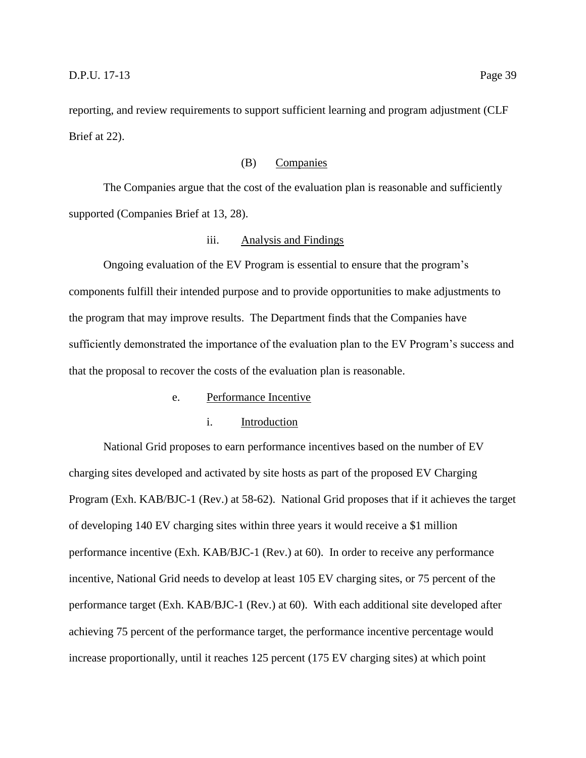reporting, and review requirements to support sufficient learning and program adjustment (CLF Brief at 22).

(B) Companies

The Companies argue that the cost of the evaluation plan is reasonable and sufficiently supported (Companies Brief at 13, 28).

iii. Analysis and Findings

Ongoing evaluation of the EV Program is essential to ensure that the program's components fulfill their intended purpose and to provide opportunities to make adjustments to the program that may improve results. The Department finds that the Companies have sufficiently demonstrated the importance of the evaluation plan to the EV Program's success and that the proposal to recover the costs of the evaluation plan is reasonable.

e. Performance Incentive

i. Introduction

National Grid proposes to earn performance incentives based on the number of EV charging sites developed and activated by site hosts as part of the proposed EV Charging Program (Exh. KAB/BJC-1 (Rev.) at 58-62). National Grid proposes that if it achieves the target of developing 140 EV charging sites within three years it would receive a $1 million performance incentive (Exh. KAB/BJC-1 (Rev.) at 60). In order to receive any performance incentive, National Grid needs to develop at least 105 EV charging sites, or 75 percent of the performance target (Exh. KAB/BJC-1 (Rev.) at 60). With each additional site developed after achieving 75 percent of the performance target, the performance incentive percentage would increase proportionally, until it reaches 125 percent (175 EV charging sites) at which point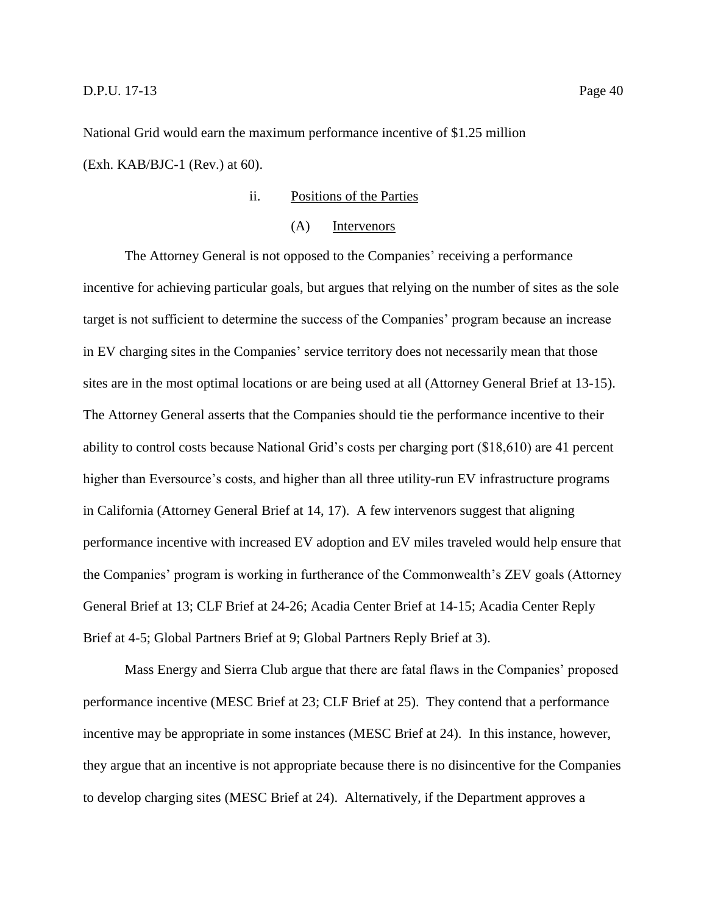National Grid would earn the maximum performance incentive of $1.25 million (Exh. KAB/BJC-1 (Rev.) at 60).

#### ii. Positions of the Parties

##### (A) Intervenors

The Attorney General is not opposed to the Companies' receiving a performance incentive for achieving particular goals, but argues that relying on the number of sites as the sole target is not sufficient to determine the success of the Companies' program because an increase in EV charging sites in the Companies' service territory does not necessarily mean that those sites are in the most optimal locations or are being used at all (Attorney General Brief at 13-15). The Attorney General asserts that the Companies should tie the performance incentive to their ability to control costs because National Grid's costs per charging port ($18,610) are 41 percent higher than Eversource's costs, and higher than all three utility-run EV infrastructure programs in California (Attorney General Brief at 14, 17). A few intervenors suggest that aligning performance incentive with increased EV adoption and EV miles traveled would help ensure that the Companies' program is working in furtherance of the Commonwealth's ZEV goals (Attorney General Brief at 13; CLF Brief at 24-26; Acadia Center Brief at 14-15; Acadia Center Reply Brief at 4-5; Global Partners Brief at 9; Global Partners Reply Brief at 3).

Mass Energy and Sierra Club argue that there are fatal flaws in the Companies' proposed performance incentive (MESC Brief at 23; CLF Brief at 25). They contend that a performance incentive may be appropriate in some instances (MESC Brief at 24). In this instance, however, they argue that an incentive is not appropriate because there is no disincentive for the Companies to develop charging sites (MESC Brief at 24). Alternatively, if the Department approves a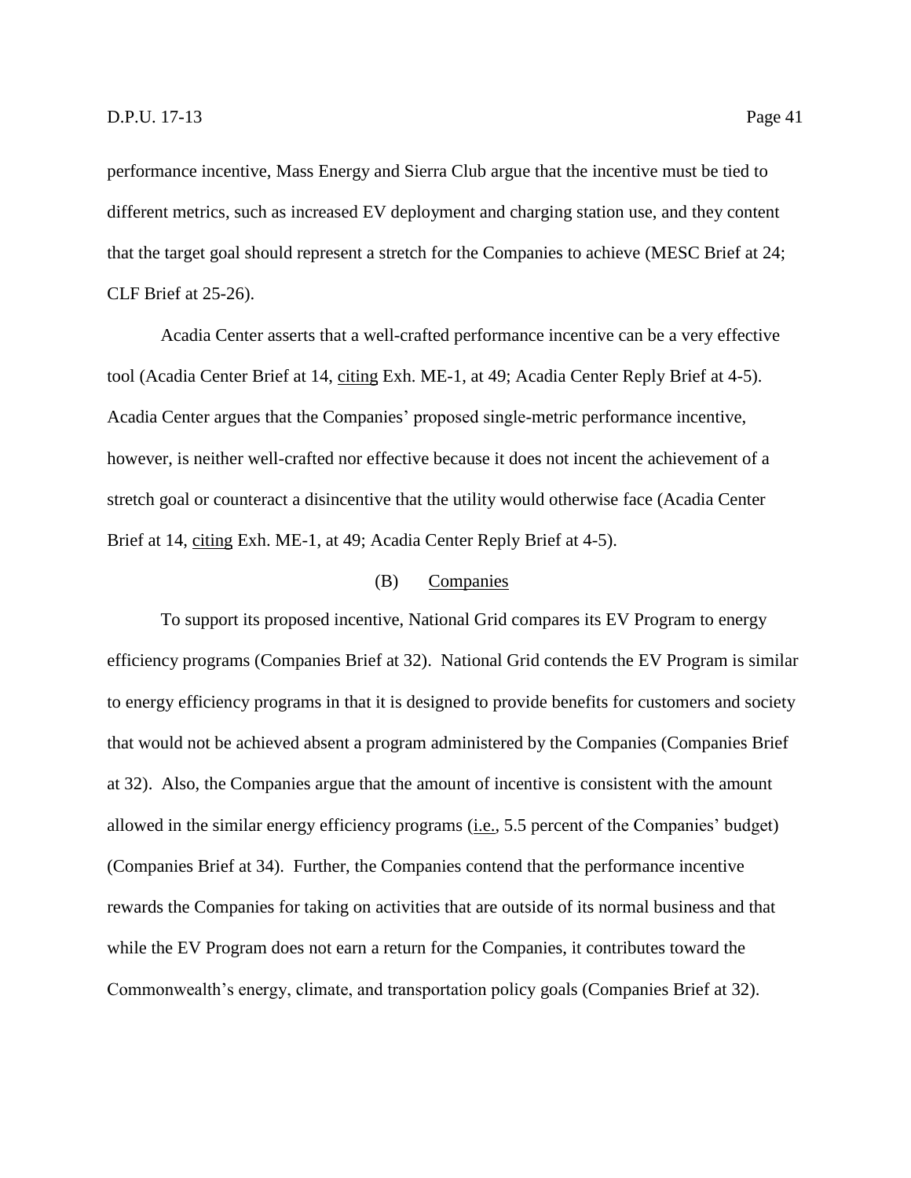performance incentive, Mass Energy and Sierra Club argue that the incentive must be tied to different metrics, such as increased EV deployment and charging station use, and they content that the target goal should represent a stretch for the Companies to achieve (MESC Brief at 24; CLF Brief at 25-26).

Acadia Center asserts that a well-crafted performance incentive can be a very effective tool (Acadia Center Brief at 14, citing Exh. ME-1, at 49; Acadia Center Reply Brief at 4-5). Acadia Center argues that the Companies' proposed single-metric performance incentive, however, is neither well-crafted nor effective because it does not incent the achievement of a stretch goal or counteract a disincentive that the utility would otherwise face (Acadia Center Brief at 14, citing Exh. ME-1, at 49; Acadia Center Reply Brief at 4-5).

(B) Companies

To support its proposed incentive, National Grid compares its EV Program to energy efficiency programs (Companies Brief at 32). National Grid contends the EV Program is similar to energy efficiency programs in that it is designed to provide benefits for customers and society that would not be achieved absent a program administered by the Companies (Companies Brief at 32). Also, the Companies argue that the amount of incentive is consistent with the amount allowed in the similar energy efficiency programs (i.e., 5.5 percent of the Companies' budget) (Companies Brief at 34). Further, the Companies contend that the performance incentive rewards the Companies for taking on activities that are outside of its normal business and that while the EV Program does not earn a return for the Companies, it contributes toward the Commonwealth's energy, climate, and transportation policy goals (Companies Brief at 32).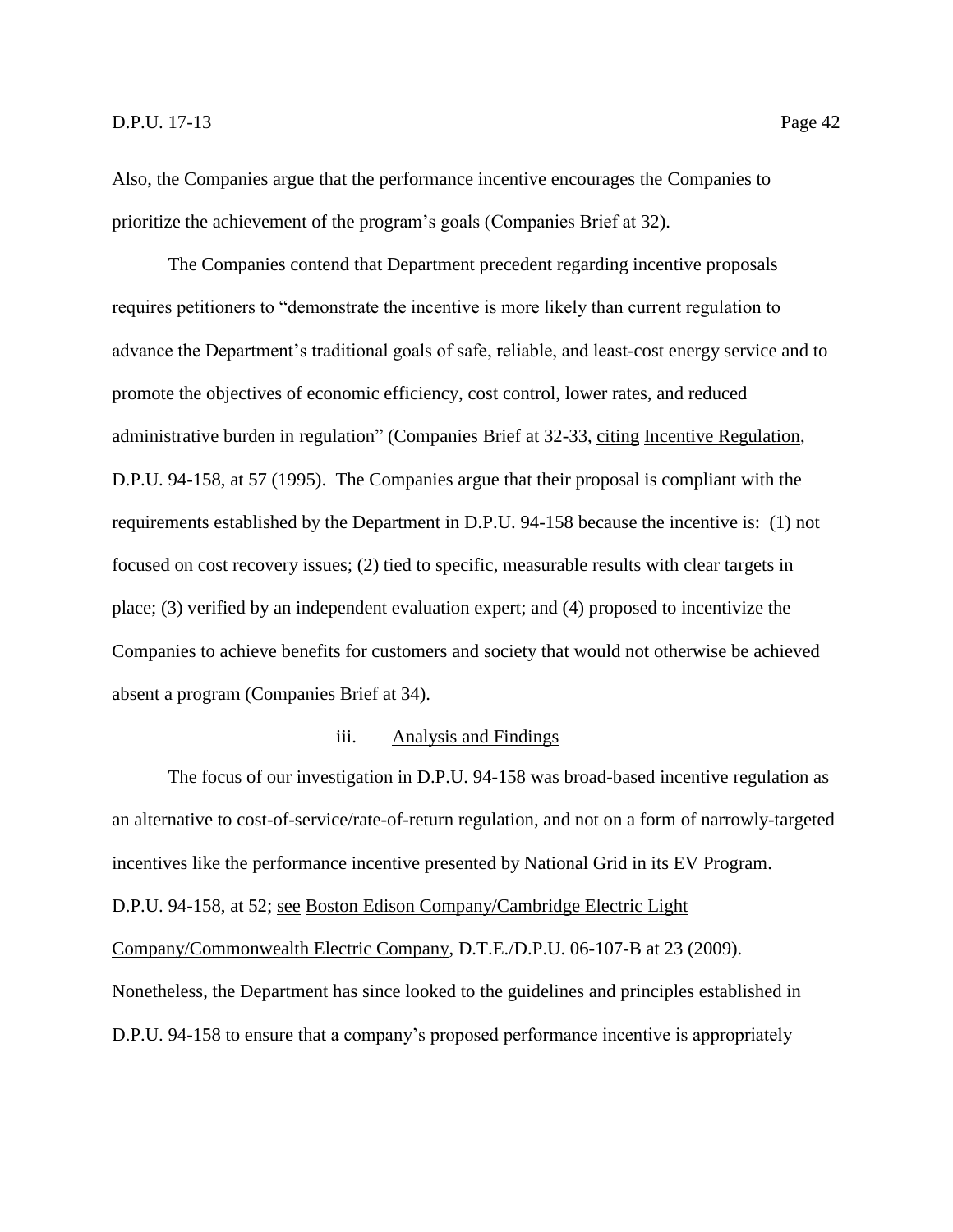Also, the Companies argue that the performance incentive encourages the Companies to prioritize the achievement of the program's goals (Companies Brief at 32).

The Companies contend that Department precedent regarding incentive proposals requires petitioners to "demonstrate the incentive is more likely than current regulation to advance the Department's traditional goals of safe, reliable, and least-cost energy service and to promote the objectives of economic efficiency, cost control, lower rates, and reduced administrative burden in regulation" (Companies Brief at 32-33, citing Incentive Regulation, D.P.U. 94-158, at 57 (1995). The Companies argue that their proposal is compliant with the requirements established by the Department in D.P.U. 94-158 because the incentive is: (1) not focused on cost recovery issues; (2) tied to specific, measurable results with clear targets in place; (3) verified by an independent evaluation expert; and (4) proposed to incentivize the Companies to achieve benefits for customers and society that would not otherwise be achieved absent a program (Companies Brief at 34).

iii. Analysis and Findings

The focus of our investigation in D.P.U. 94-158 was broad-based incentive regulation as an alternative to cost-of-service/rate-of-return regulation, and not on a form of narrowly-targeted incentives like the performance incentive presented by National Grid in its EV Program. D.P.U. 94-158, at 52; see Boston Edison Company/Cambridge Electric Light Company/Commonwealth Electric Company, D.T.E./D.P.U. 06-107-B at 23 (2009). Nonetheless, the Department has since looked to the guidelines and principles established in D.P.U. 94-158 to ensure that a company's proposed performance incentive is appropriately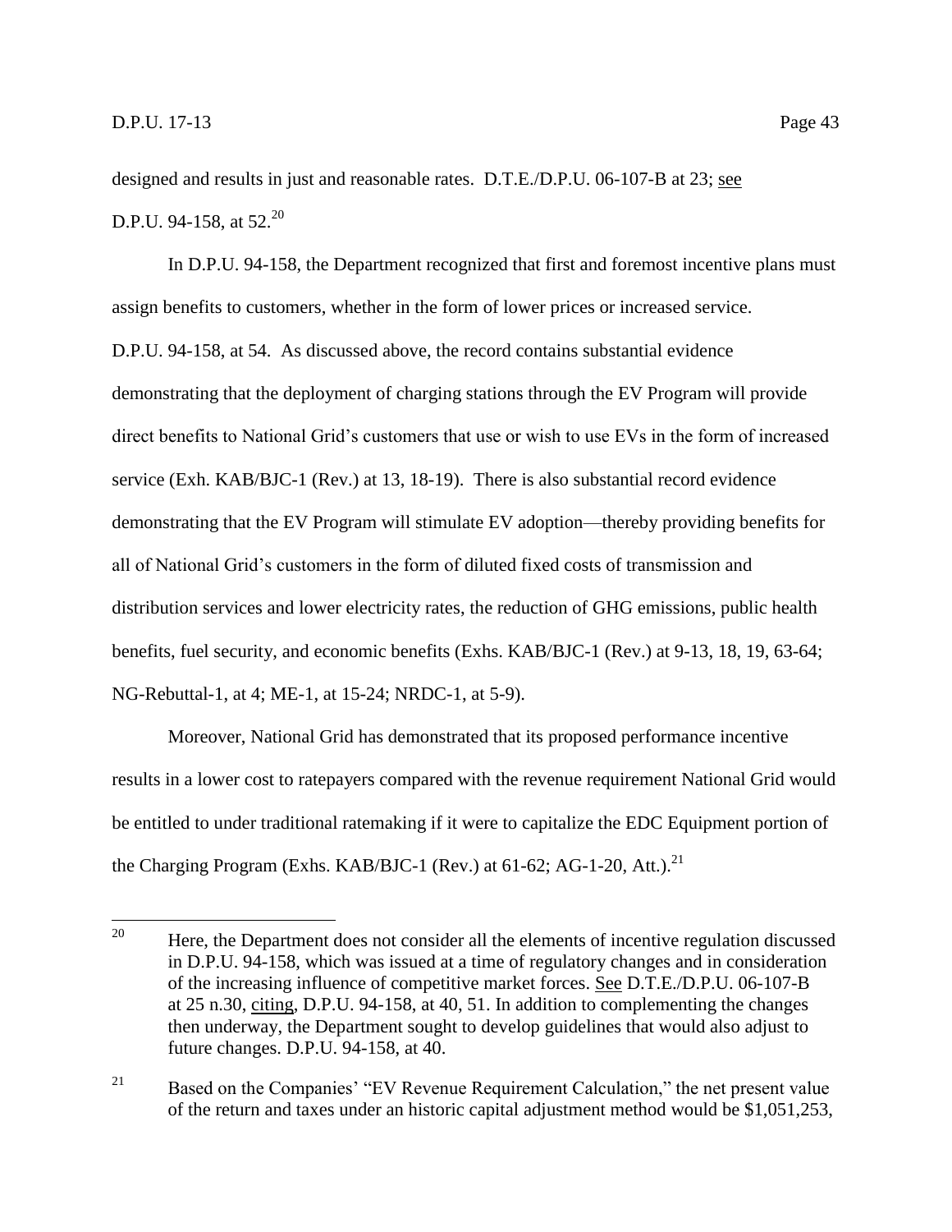designed and results in just and reasonable rates. D.T.E./D.P.U. 06-107-B at 23; see D.P.U. 94-158, at 52.[20]

In D.P.U. 94-158, the Department recognized that first and foremost incentive plans must assign benefits to customers, whether in the form of lower prices or increased service. D.P.U. 94-158, at 54. As discussed above, the record contains substantial evidence demonstrating that the deployment of charging stations through the EV Program will provide direct benefits to National Grid's customers that use or wish to use EVs in the form of increased service (Exh. KAB/BJC-1 (Rev.) at 13, 18-19). There is also substantial record evidence demonstrating that the EV Program will stimulate EV adoption—thereby providing benefits for all of National Grid's customers in the form of diluted fixed costs of transmission and distribution services and lower electricity rates, the reduction of GHG emissions, public health benefits, fuel security, and economic benefits (Exhs. KAB/BJC-1 (Rev.) at 9-13, 18, 19, 63-64; NG-Rebuttal-1, at 4; ME-1, at 15-24; NRDC-1, at 5-9).

Moreover, National Grid has demonstrated that its proposed performance incentive results in a lower cost to ratepayers compared with the revenue requirement National Grid would be entitled to under traditional ratemaking if it were to capitalize the EDC Equipment portion of the Charging Program (Exhs. KAB/BJC-1 (Rev.) at 61-62; AG-1-20, Att.).[21]

---

[20] Here, the Department does not consider all the elements of incentive regulation discussed in D.P.U. 94-158, which was issued at a time of regulatory changes and in consideration of the increasing influence of competitive market forces. See D.T.E./D.P.U. 06-107-B at 25 n.30, citing, D.P.U. 94-158, at 40, 51. In addition to complementing the changes then underway, the Department sought to develop guidelines that would also adjust to future changes. D.P.U. 94-158, at 40.

[21] Based on the Companies' "EV Revenue Requirement Calculation," the net present value of the return and taxes under an historic capital adjustment method would be $1,051,253,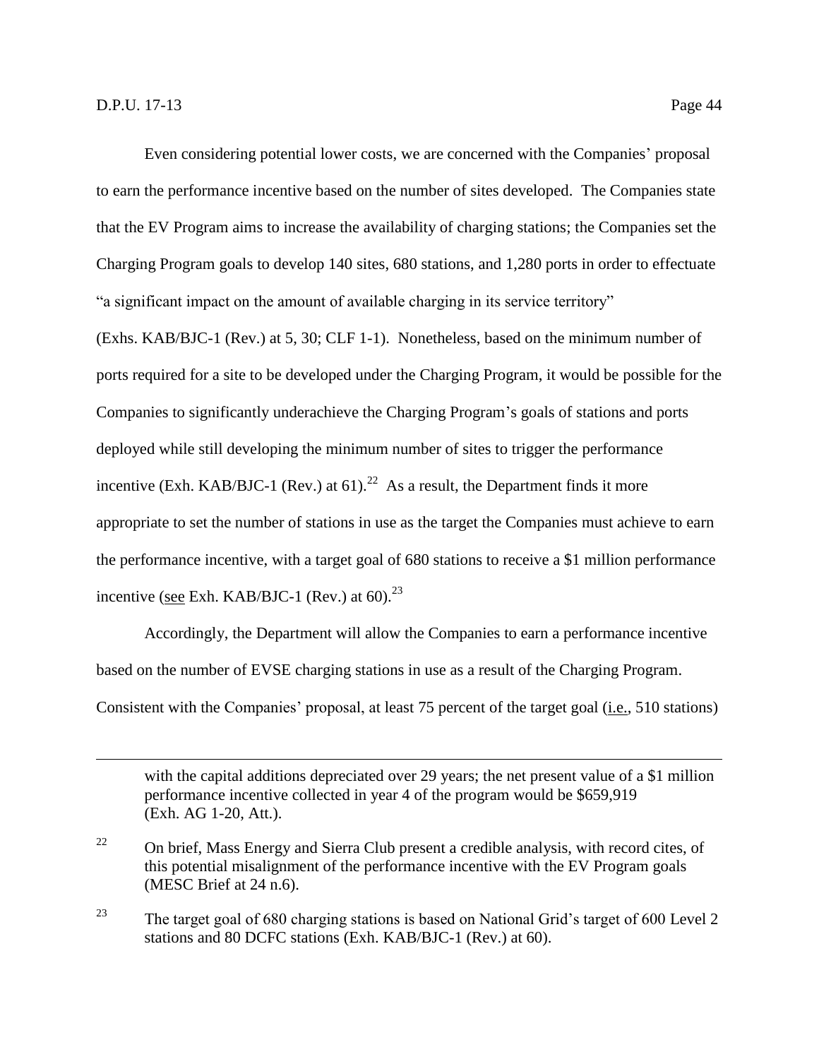Even considering potential lower costs, we are concerned with the Companies' proposal to earn the performance incentive based on the number of sites developed. The Companies state that the EV Program aims to increase the availability of charging stations; the Companies set the Charging Program goals to develop 140 sites, 680 stations, and 1,280 ports in order to effectuate "a significant impact on the amount of available charging in its service territory" (Exhs. KAB/BJC-1 (Rev.) at 5, 30; CLF 1-1). Nonetheless, based on the minimum number of ports required for a site to be developed under the Charging Program, it would be possible for the Companies to significantly underachieve the Charging Program's goals of stations and ports deployed while still developing the minimum number of sites to trigger the performance incentive (Exh. KAB/BJC-1 (Rev.) at 61).[22] As a result, the Department finds it more appropriate to set the number of stations in use as the target the Companies must achieve to earn the performance incentive, with a target goal of 680 stations to receive a $1 million performance incentive (see Exh. KAB/BJC-1 (Rev.) at 60).[23]

Accordingly, the Department will allow the Companies to earn a performance incentive based on the number of EVSE charging stations in use as a result of the Charging Program. Consistent with the Companies' proposal, at least 75 percent of the target goal (i.e., 510 stations)

---

with the capital additions depreciated over 29 years; the net present value of a $1 million performance incentive collected in year 4 of the program would be $659,919 (Exh. AG 1-20, Att.).

[22] On brief, Mass Energy and Sierra Club present a credible analysis, with record cites, of this potential misalignment of the performance incentive with the EV Program goals (MESC Brief at 24 n.6).

[23] The target goal of 680 charging stations is based on National Grid's target of 600 Level 2 stations and 80 DCFC stations (Exh. KAB/BJC-1 (Rev.) at 60).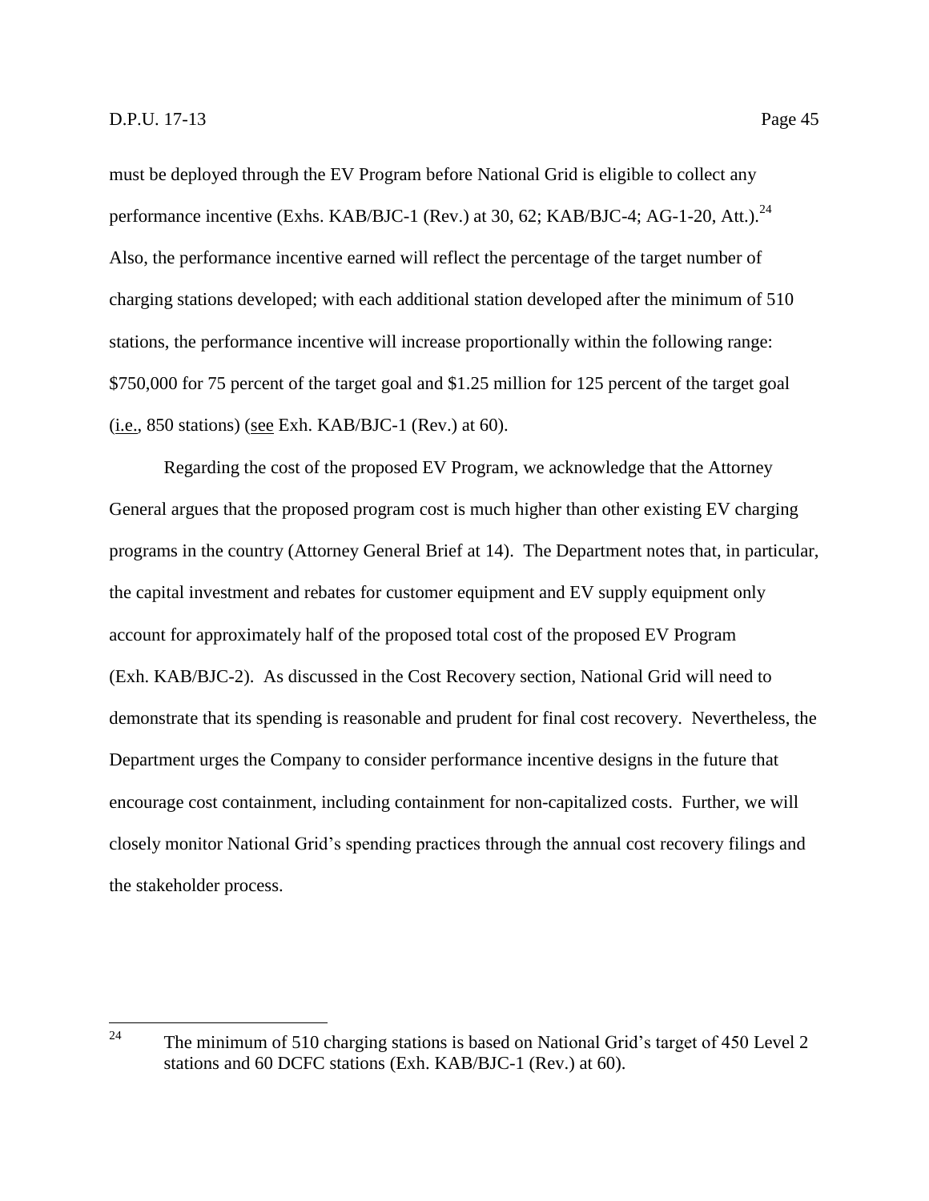must be deployed through the EV Program before National Grid is eligible to collect any performance incentive (Exhs. KAB/BJC-1 (Rev.) at 30, 62; KAB/BJC-4; AG-1-20, Att.).[24] Also, the performance incentive earned will reflect the percentage of the target number of charging stations developed; with each additional station developed after the minimum of 510 stations, the performance incentive will increase proportionally within the following range: $750,000 for 75 percent of the target goal and $1.25 million for 125 percent of the target goal (i.e., 850 stations) (see Exh. KAB/BJC-1 (Rev.) at 60).

Regarding the cost of the proposed EV Program, we acknowledge that the Attorney General argues that the proposed program cost is much higher than other existing EV charging programs in the country (Attorney General Brief at 14). The Department notes that, in particular, the capital investment and rebates for customer equipment and EV supply equipment only account for approximately half of the proposed total cost of the proposed EV Program (Exh. KAB/BJC-2). As discussed in the Cost Recovery section, National Grid will need to demonstrate that its spending is reasonable and prudent for final cost recovery. Nevertheless, the Department urges the Company to consider performance incentive designs in the future that encourage cost containment, including containment for non-capitalized costs. Further, we will closely monitor National Grid's spending practices through the annual cost recovery filings and the stakeholder process.

---

[24] The minimum of 510 charging stations is based on National Grid's target of 450 Level 2 stations and 60 DCFC stations (Exh. KAB/BJC-1 (Rev.) at 60).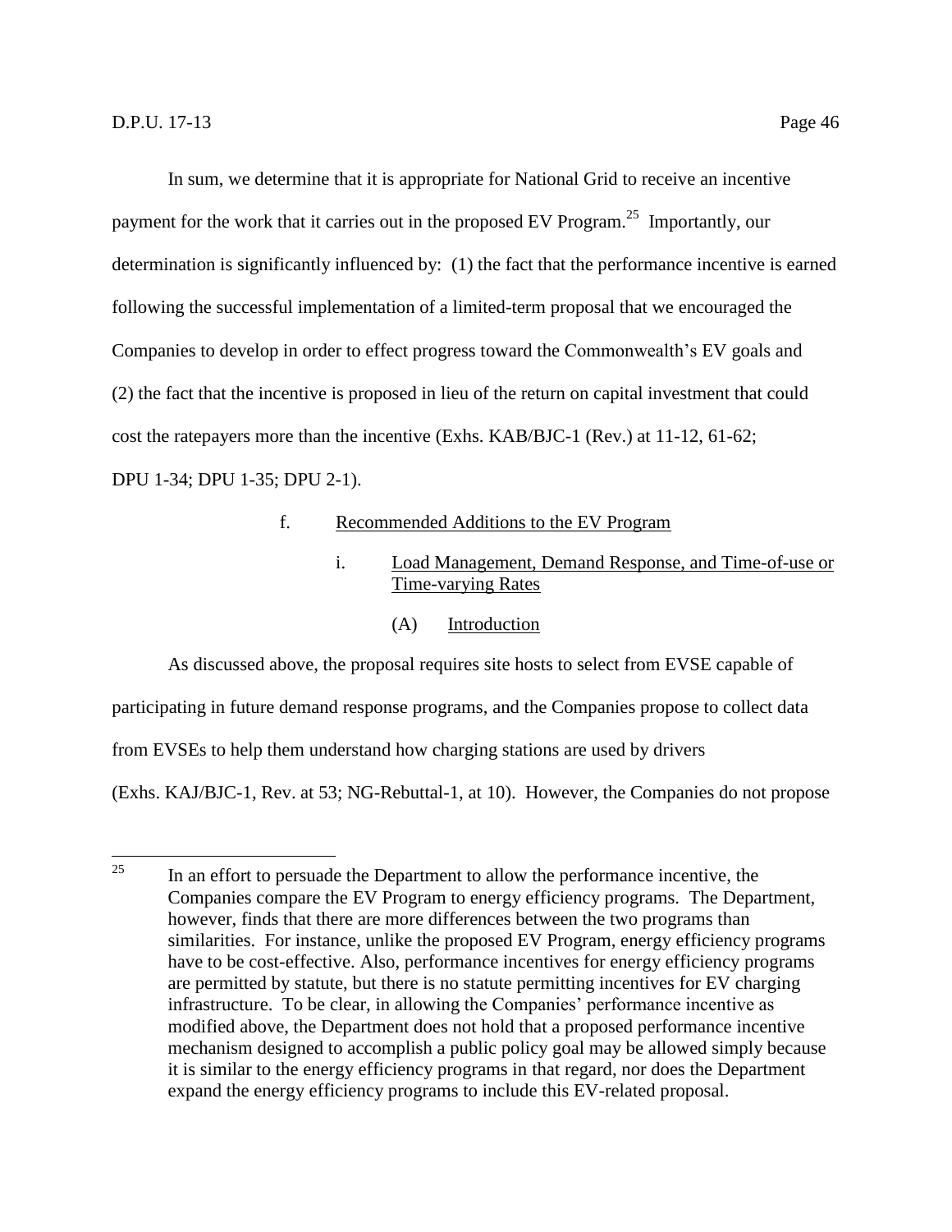In sum, we determine that it is appropriate for National Grid to receive an incentive payment for the work that it carries out in the proposed EV Program.[25] Importantly, our determination is significantly influenced by: (1) the fact that the performance incentive is earned following the successful implementation of a limited-term proposal that we encouraged the Companies to develop in order to effect progress toward the Commonwealth's EV goals and (2) the fact that the incentive is proposed in lieu of the return on capital investment that could cost the ratepayers more than the incentive (Exhs. KAB/BJC-1 (Rev.) at 11-12, 61-62; DPU 1-34; DPU 1-35; DPU 2-1).

f. Recommended Additions to the EV Program

i. Load Management, Demand Response, and Time-of-use or Time-varying Rates

(A) Introduction

As discussed above, the proposal requires site hosts to select from EVSE capable of participating in future demand response programs, and the Companies propose to collect data from EVSEs to help them understand how charging stations are used by drivers (Exhs. KAJ/BJC-1, Rev. at 53; NG-Rebuttal-1, at 10). However, the Companies do not propose

[25] In an effort to persuade the Department to allow the performance incentive, the Companies compare the EV Program to energy efficiency programs. The Department, however, finds that there are more differences between the two programs than similarities. For instance, unlike the proposed EV Program, energy efficiency programs have to be cost-effective. Also, performance incentives for energy efficiency programs are permitted by statute, but there is no statute permitting incentives for EV charging infrastructure. To be clear, in allowing the Companies' performance incentive as modified above, the Department does not hold that a proposed performance incentive mechanism designed to accomplish a public policy goal may be allowed simply because it is similar to the energy efficiency programs in that regard, nor does the Department expand the energy efficiency programs to include this EV-related proposal.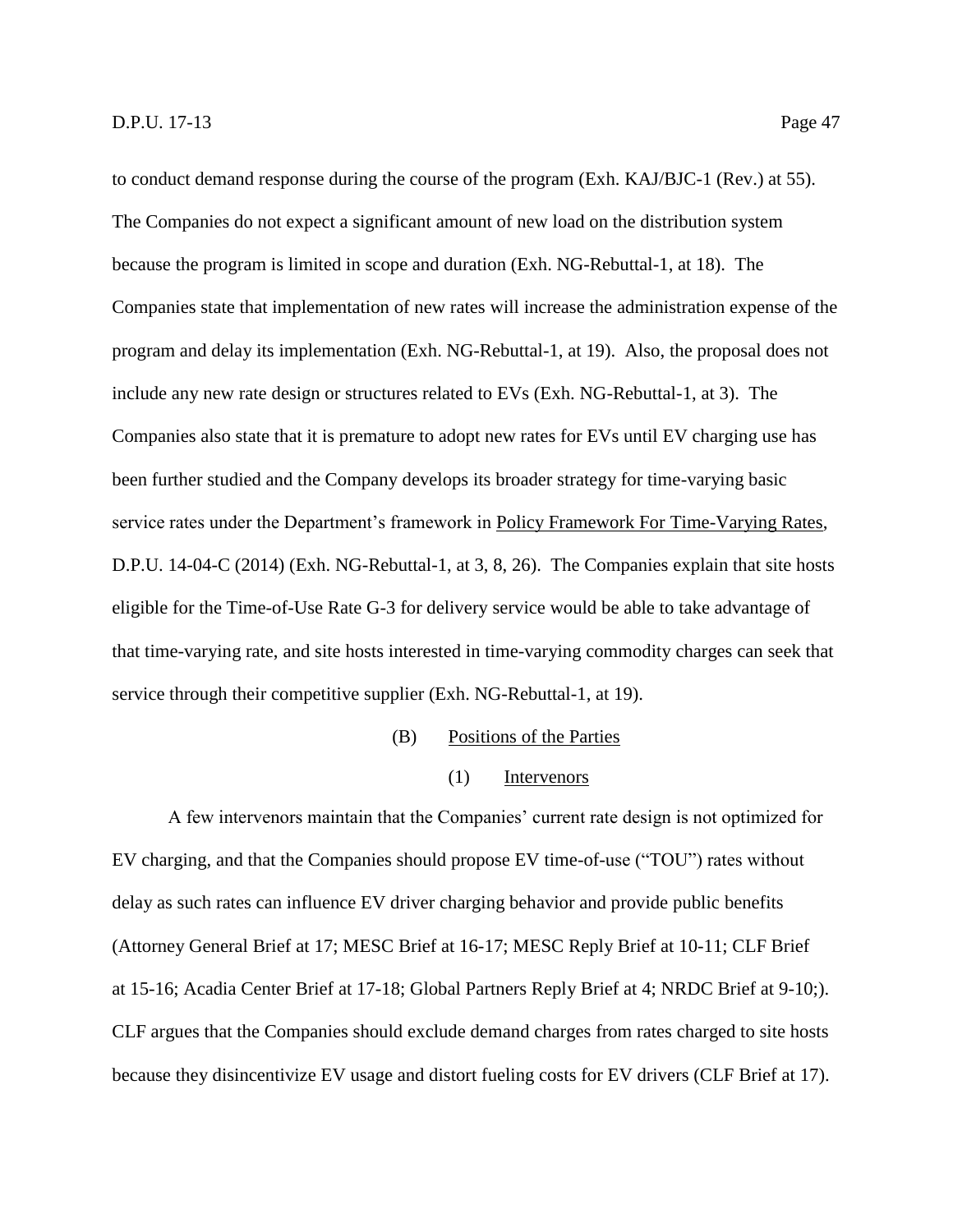to conduct demand response during the course of the program (Exh. KAJ/BJC-1 (Rev.) at 55). The Companies do not expect a significant amount of new load on the distribution system because the program is limited in scope and duration (Exh. NG-Rebuttal-1, at 18). The Companies state that implementation of new rates will increase the administration expense of the program and delay its implementation (Exh. NG-Rebuttal-1, at 19). Also, the proposal does not include any new rate design or structures related to EVs (Exh. NG-Rebuttal-1, at 3). The Companies also state that it is premature to adopt new rates for EVs until EV charging use has been further studied and the Company develops its broader strategy for time-varying basic service rates under the Department's framework in Policy Framework For Time-Varying Rates, D.P.U. 14-04-C (2014) (Exh. NG-Rebuttal-1, at 3, 8, 26). The Companies explain that site hosts eligible for the Time-of-Use Rate G-3 for delivery service would be able to take advantage of that time-varying rate, and site hosts interested in time-varying commodity charges can seek that service through their competitive supplier (Exh. NG-Rebuttal-1, at 19).

(B) Positions of the Parties

(1) Intervenors

A few intervenors maintain that the Companies' current rate design is not optimized for EV charging, and that the Companies should propose EV time-of-use ("TOU") rates without delay as such rates can influence EV driver charging behavior and provide public benefits (Attorney General Brief at 17; MESC Brief at 16-17; MESC Reply Brief at 10-11; CLF Brief at 15-16; Acadia Center Brief at 17-18; Global Partners Reply Brief at 4; NRDC Brief at 9-10;). CLF argues that the Companies should exclude demand charges from rates charged to site hosts because they disincentivize EV usage and distort fueling costs for EV drivers (CLF Brief at 17).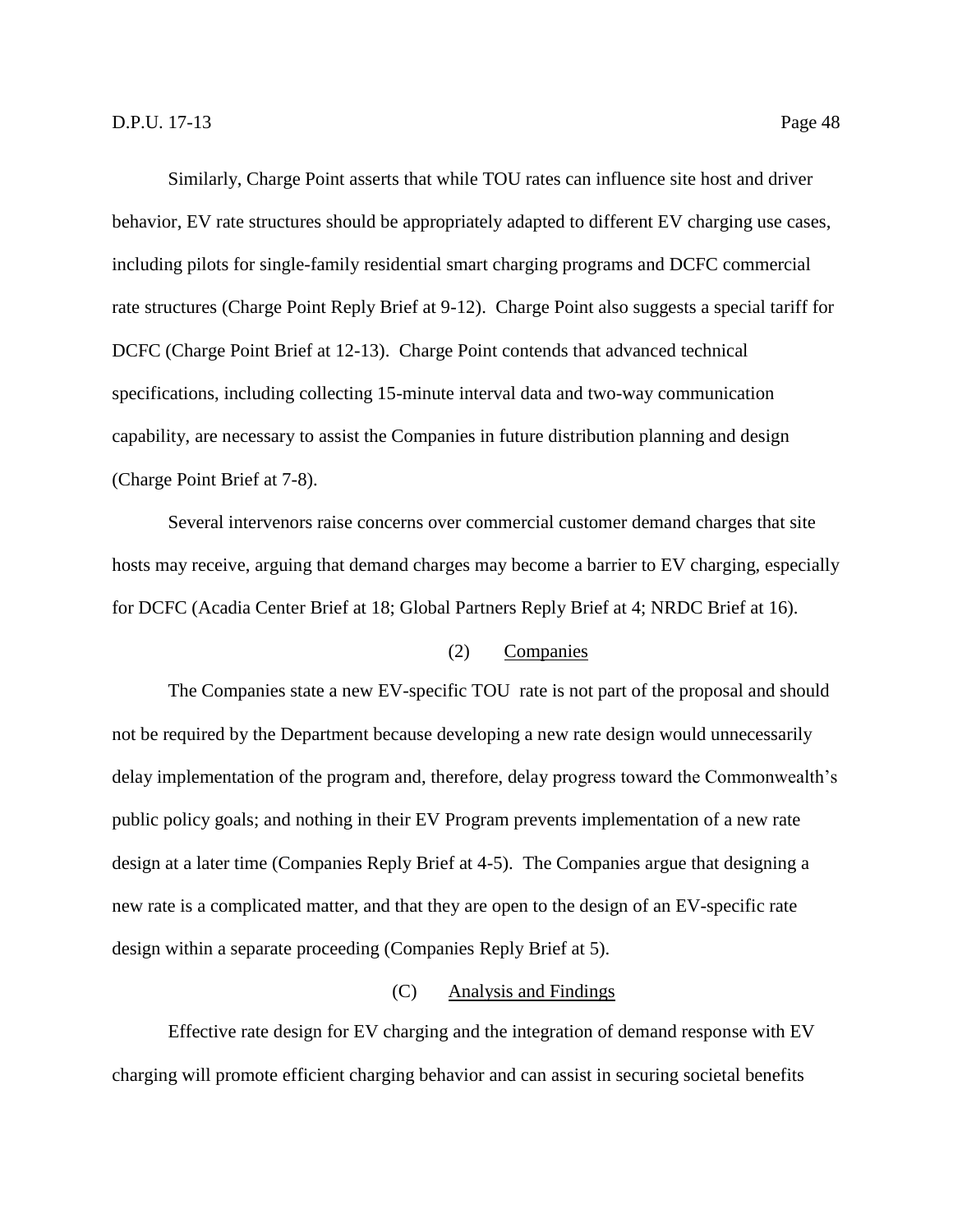Similarly, Charge Point asserts that while TOU rates can influence site host and driver behavior, EV rate structures should be appropriately adapted to different EV charging use cases, including pilots for single-family residential smart charging programs and DCFC commercial rate structures (Charge Point Reply Brief at 9-12). Charge Point also suggests a special tariff for DCFC (Charge Point Brief at 12-13). Charge Point contends that advanced technical specifications, including collecting 15-minute interval data and two-way communication capability, are necessary to assist the Companies in future distribution planning and design (Charge Point Brief at 7-8).

Several intervenors raise concerns over commercial customer demand charges that site hosts may receive, arguing that demand charges may become a barrier to EV charging, especially for DCFC (Acadia Center Brief at 18; Global Partners Reply Brief at 4; NRDC Brief at 16).

(2) Companies

The Companies state a new EV-specific TOU rate is not part of the proposal and should not be required by the Department because developing a new rate design would unnecessarily delay implementation of the program and, therefore, delay progress toward the Commonwealth's public policy goals; and nothing in their EV Program prevents implementation of a new rate design at a later time (Companies Reply Brief at 4-5). The Companies argue that designing a new rate is a complicated matter, and that they are open to the design of an EV-specific rate design within a separate proceeding (Companies Reply Brief at 5).

(C) Analysis and Findings

Effective rate design for EV charging and the integration of demand response with EV charging will promote efficient charging behavior and can assist in securing societal benefits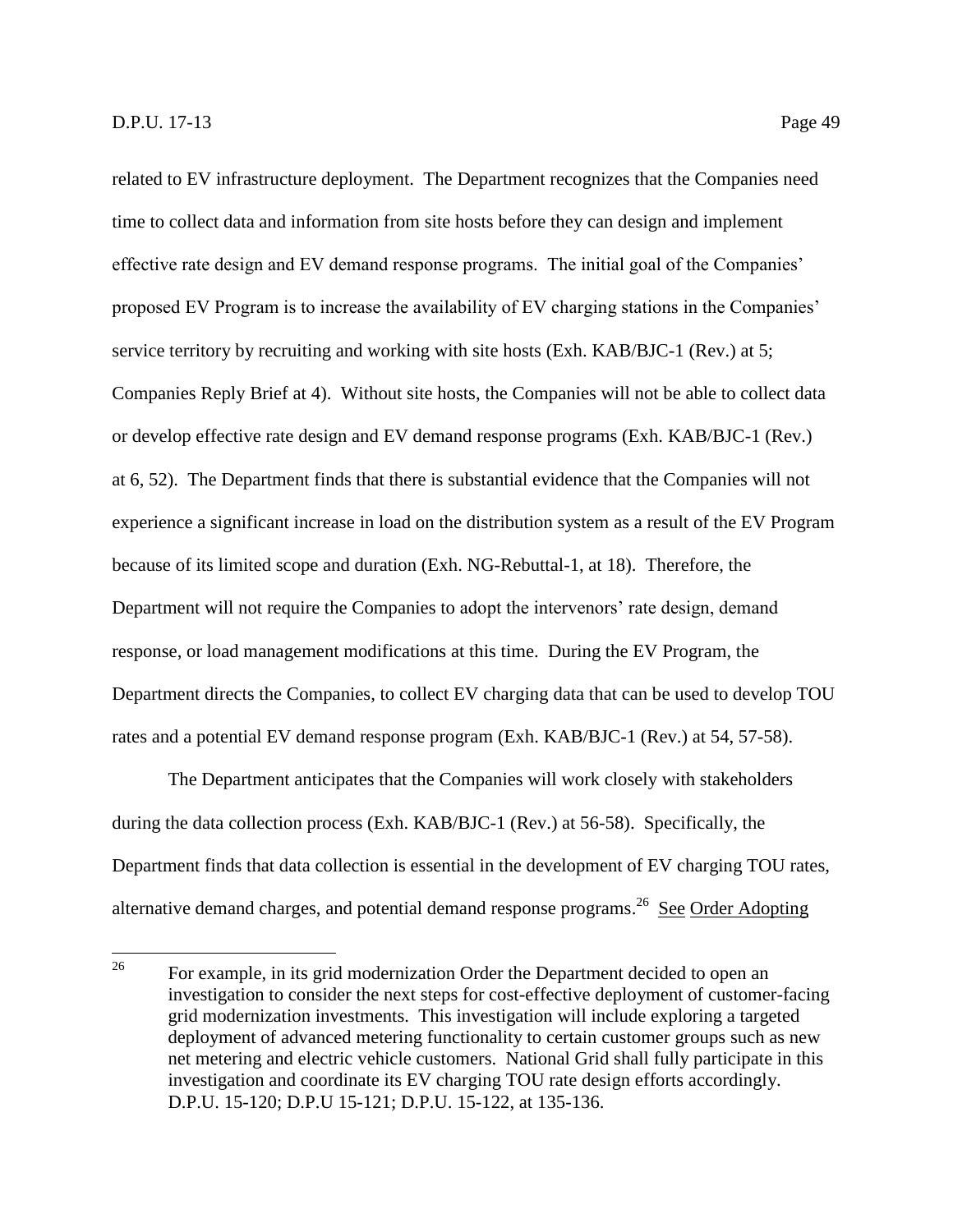related to EV infrastructure deployment. The Department recognizes that the Companies need time to collect data and information from site hosts before they can design and implement effective rate design and EV demand response programs. The initial goal of the Companies' proposed EV Program is to increase the availability of EV charging stations in the Companies' service territory by recruiting and working with site hosts (Exh. KAB/BJC-1 (Rev.) at 5; Companies Reply Brief at 4). Without site hosts, the Companies will not be able to collect data or develop effective rate design and EV demand response programs (Exh. KAB/BJC-1 (Rev.) at 6, 52). The Department finds that there is substantial evidence that the Companies will not experience a significant increase in load on the distribution system as a result of the EV Program because of its limited scope and duration (Exh. NG-Rebuttal-1, at 18). Therefore, the Department will not require the Companies to adopt the intervenors' rate design, demand response, or load management modifications at this time. During the EV Program, the Department directs the Companies, to collect EV charging data that can be used to develop TOU rates and a potential EV demand response program (Exh. KAB/BJC-1 (Rev.) at 54, 57-58).

The Department anticipates that the Companies will work closely with stakeholders during the data collection process (Exh. KAB/BJC-1 (Rev.) at 56-58). Specifically, the Department finds that data collection is essential in the development of EV charging TOU rates, alternative demand charges, and potential demand response programs.[26] See Order Adopting

---

[26] For example, in its grid modernization Order the Department decided to open an investigation to consider the next steps for cost-effective deployment of customer-facing grid modernization investments. This investigation will include exploring a targeted deployment of advanced metering functionality to certain customer groups such as new net metering and electric vehicle customers. National Grid shall fully participate in this investigation and coordinate its EV charging TOU rate design efforts accordingly. D.P.U. 15-120; D.P.U 15-121; D.P.U. 15-122, at 135-136.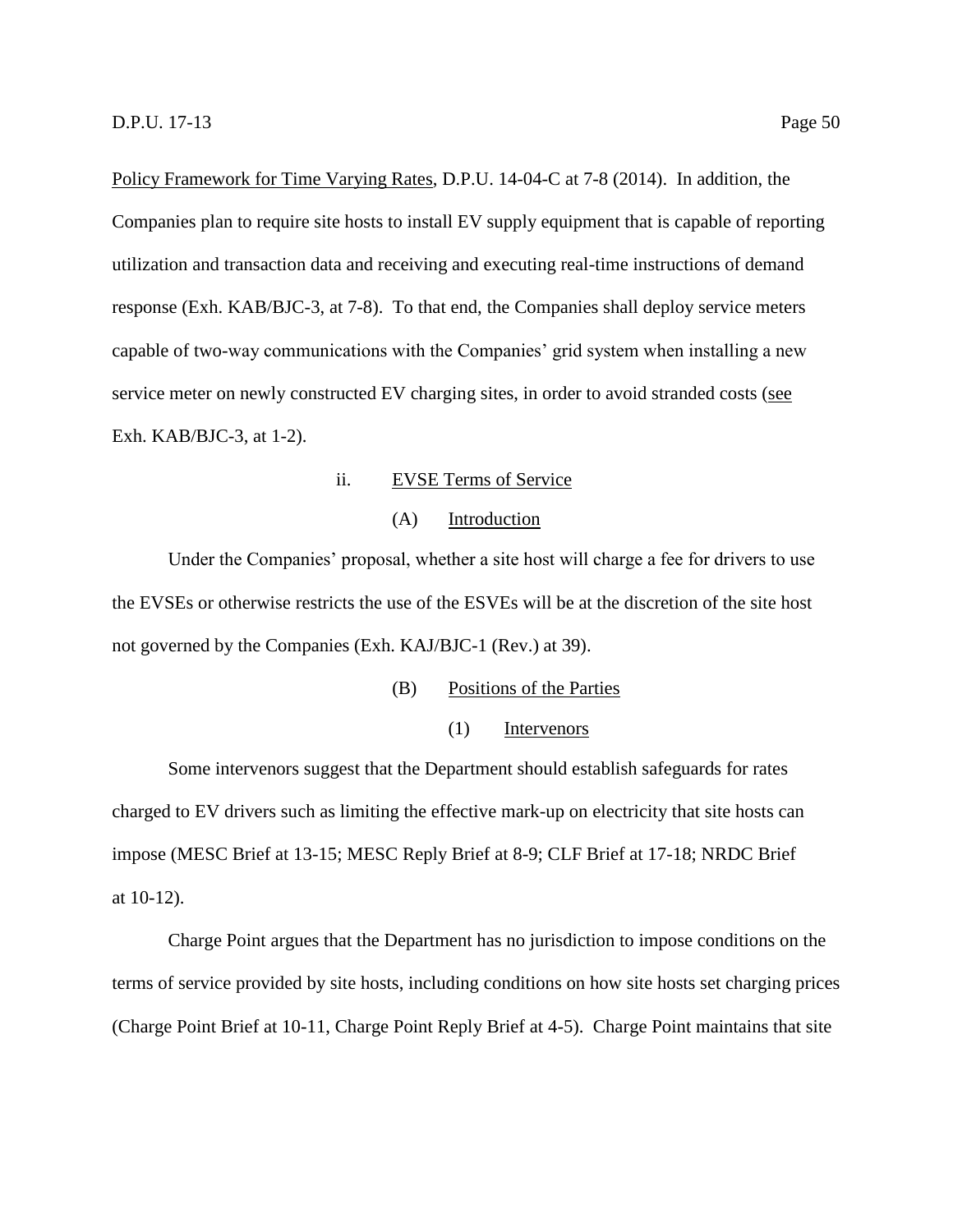Policy Framework for Time Varying Rates, D.P.U. 14-04-C at 7-8 (2014). In addition, the Companies plan to require site hosts to install EV supply equipment that is capable of reporting utilization and transaction data and receiving and executing real-time instructions of demand response (Exh. KAB/BJC-3, at 7-8). To that end, the Companies shall deploy service meters capable of two-way communications with the Companies' grid system when installing a new service meter on newly constructed EV charging sites, in order to avoid stranded costs (see Exh. KAB/BJC-3, at 1-2).

### ii. EVSE Terms of Service

#### (A) Introduction

Under the Companies' proposal, whether a site host will charge a fee for drivers to use the EVSEs or otherwise restricts the use of the ESVEs will be at the discretion of the site host not governed by the Companies (Exh. KAJ/BJC-1 (Rev.) at 39).

#### (B) Positions of the Parties

##### (1) Intervenors

Some intervenors suggest that the Department should establish safeguards for rates charged to EV drivers such as limiting the effective mark-up on electricity that site hosts can impose (MESC Brief at 13-15; MESC Reply Brief at 8-9; CLF Brief at 17-18; NRDC Brief at 10-12).

Charge Point argues that the Department has no jurisdiction to impose conditions on the terms of service provided by site hosts, including conditions on how site hosts set charging prices (Charge Point Brief at 10-11, Charge Point Reply Brief at 4-5). Charge Point maintains that site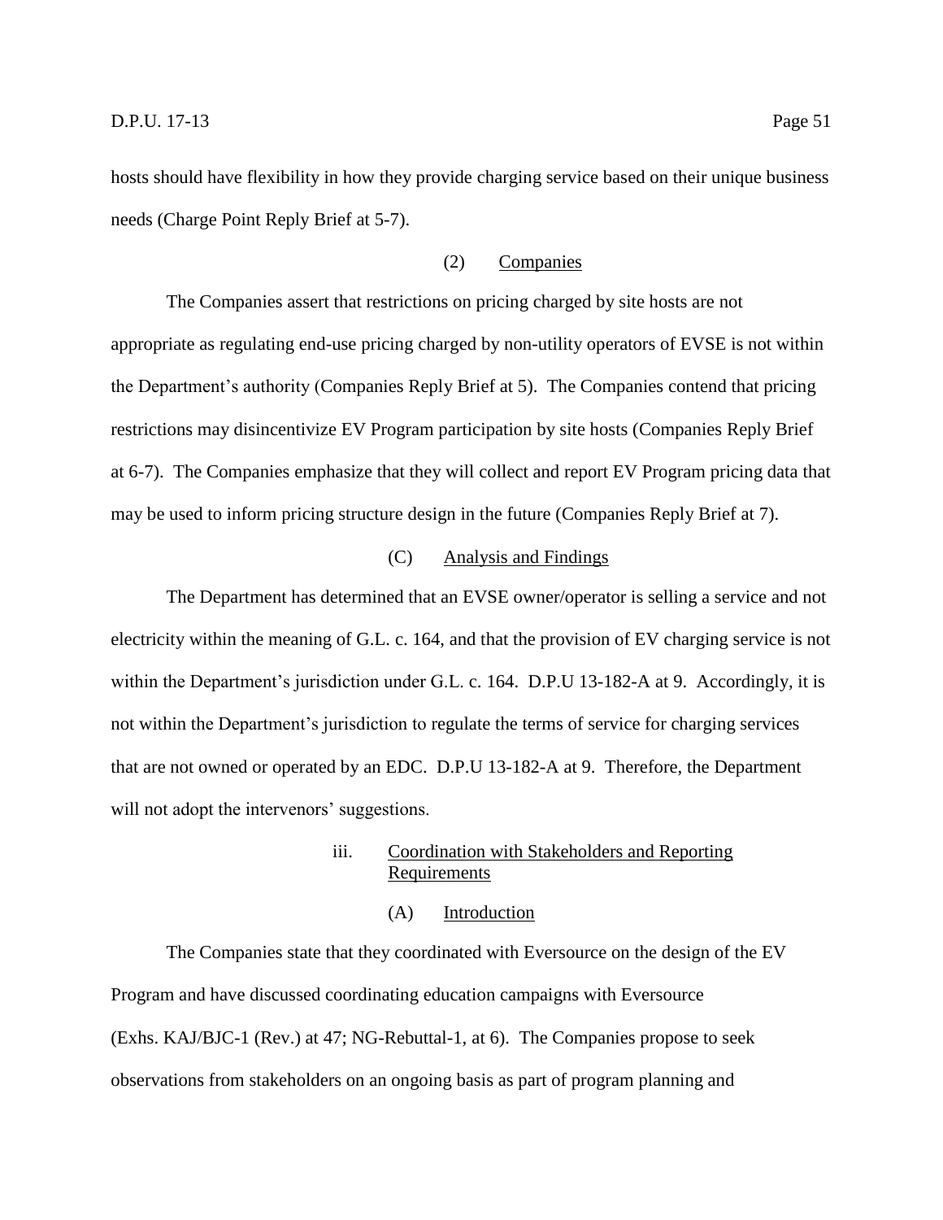hosts should have flexibility in how they provide charging service based on their unique business needs (Charge Point Reply Brief at 5-7).

(2) Companies

The Companies assert that restrictions on pricing charged by site hosts are not appropriate as regulating end-use pricing charged by non-utility operators of EVSE is not within the Department's authority (Companies Reply Brief at 5). The Companies contend that pricing restrictions may disincentivize EV Program participation by site hosts (Companies Reply Brief at 6-7). The Companies emphasize that they will collect and report EV Program pricing data that may be used to inform pricing structure design in the future (Companies Reply Brief at 7).

(C) Analysis and Findings

The Department has determined that an EVSE owner/operator is selling a service and not electricity within the meaning of G.L. c. 164, and that the provision of EV charging service is not within the Department's jurisdiction under G.L. c. 164. D.P.U 13-182-A at 9. Accordingly, it is not within the Department's jurisdiction to regulate the terms of service for charging services that are not owned or operated by an EDC. D.P.U 13-182-A at 9. Therefore, the Department will not adopt the intervenors' suggestions.

iii. Coordination with Stakeholders and Reporting Requirements

(A) Introduction

The Companies state that they coordinated with Eversource on the design of the EV Program and have discussed coordinating education campaigns with Eversource (Exhs. KAJ/BJC-1 (Rev.) at 47; NG-Rebuttal-1, at 6). The Companies propose to seek observations from stakeholders on an ongoing basis as part of program planning and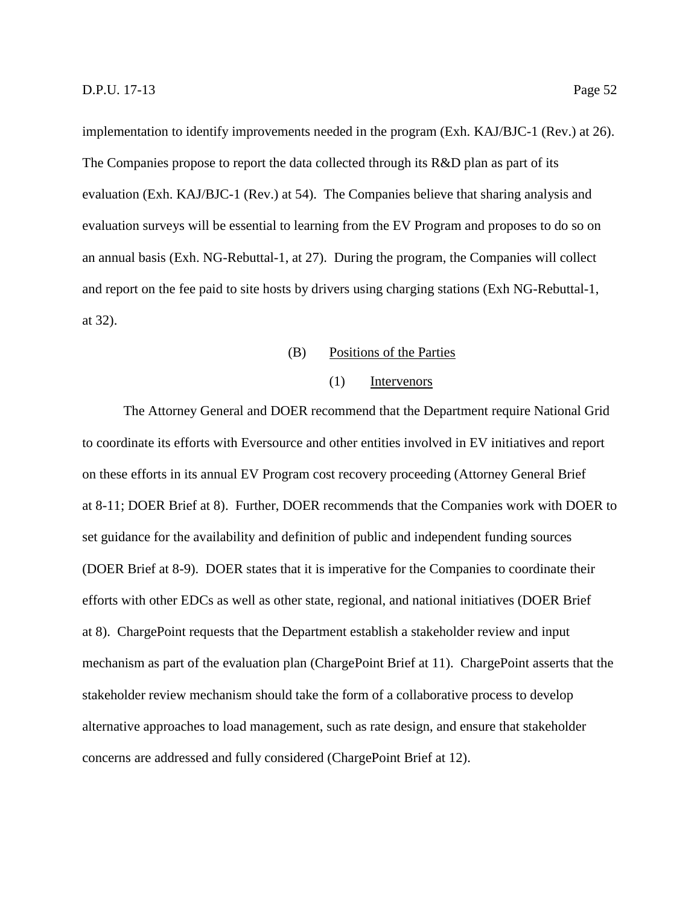implementation to identify improvements needed in the program (Exh. KAJ/BJC-1 (Rev.) at 26). The Companies propose to report the data collected through its R&D plan as part of its evaluation (Exh. KAJ/BJC-1 (Rev.) at 54). The Companies believe that sharing analysis and evaluation surveys will be essential to learning from the EV Program and proposes to do so on an annual basis (Exh. NG-Rebuttal-1, at 27). During the program, the Companies will collect and report on the fee paid to site hosts by drivers using charging stations (Exh NG-Rebuttal-1, at 32).

(B) Positions of the Parties

(1) Intervenors

The Attorney General and DOER recommend that the Department require National Grid to coordinate its efforts with Eversource and other entities involved in EV initiatives and report on these efforts in its annual EV Program cost recovery proceeding (Attorney General Brief at 8-11; DOER Brief at 8). Further, DOER recommends that the Companies work with DOER to set guidance for the availability and definition of public and independent funding sources (DOER Brief at 8-9). DOER states that it is imperative for the Companies to coordinate their efforts with other EDCs as well as other state, regional, and national initiatives (DOER Brief at 8). ChargePoint requests that the Department establish a stakeholder review and input mechanism as part of the evaluation plan (ChargePoint Brief at 11). ChargePoint asserts that the stakeholder review mechanism should take the form of a collaborative process to develop alternative approaches to load management, such as rate design, and ensure that stakeholder concerns are addressed and fully considered (ChargePoint Brief at 12).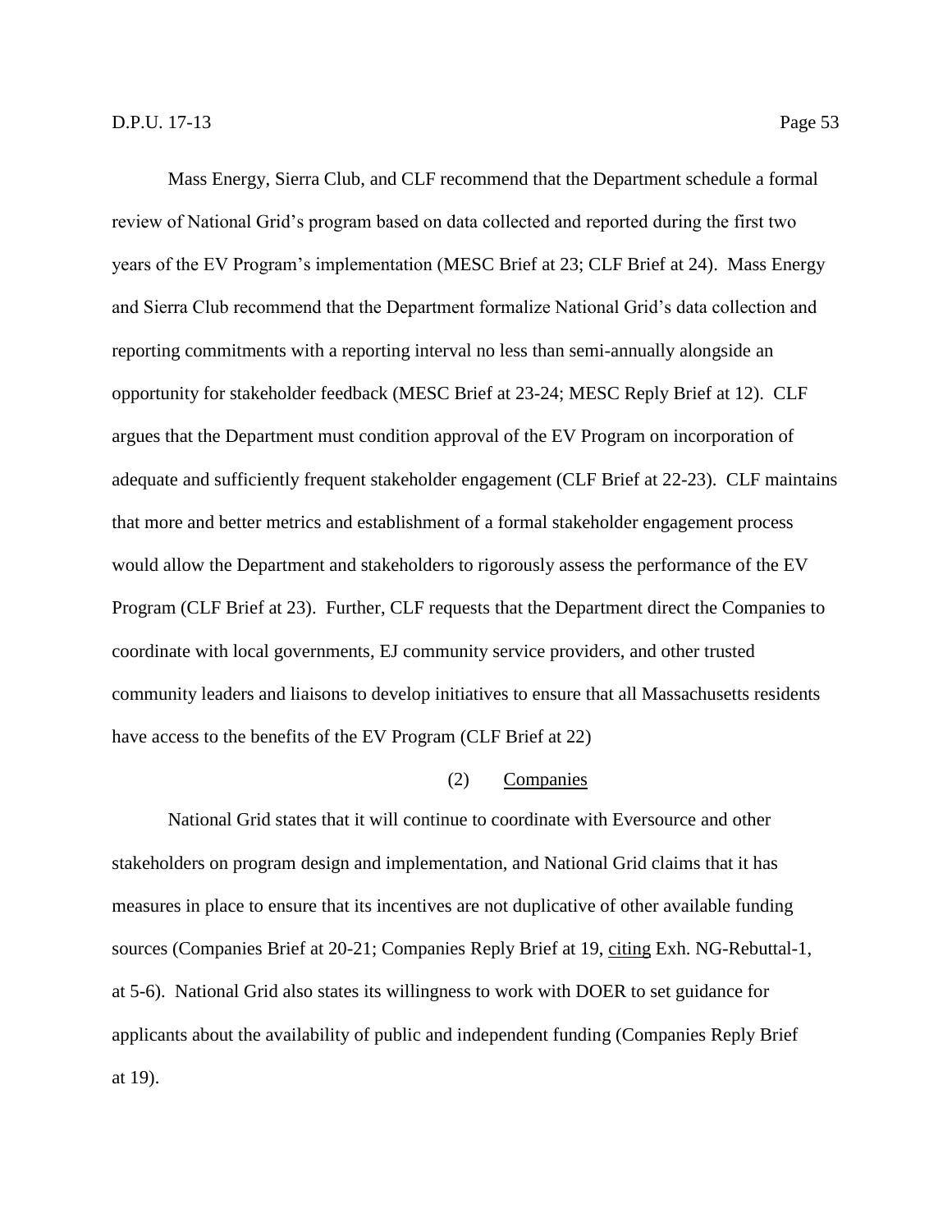Mass Energy, Sierra Club, and CLF recommend that the Department schedule a formal review of National Grid's program based on data collected and reported during the first two years of the EV Program's implementation (MESC Brief at 23; CLF Brief at 24). Mass Energy and Sierra Club recommend that the Department formalize National Grid's data collection and reporting commitments with a reporting interval no less than semi-annually alongside an opportunity for stakeholder feedback (MESC Brief at 23-24; MESC Reply Brief at 12). CLF argues that the Department must condition approval of the EV Program on incorporation of adequate and sufficiently frequent stakeholder engagement (CLF Brief at 22-23). CLF maintains that more and better metrics and establishment of a formal stakeholder engagement process would allow the Department and stakeholders to rigorously assess the performance of the EV Program (CLF Brief at 23). Further, CLF requests that the Department direct the Companies to coordinate with local governments, EJ community service providers, and other trusted community leaders and liaisons to develop initiatives to ensure that all Massachusetts residents have access to the benefits of the EV Program (CLF Brief at 22)

(2) Companies

National Grid states that it will continue to coordinate with Eversource and other stakeholders on program design and implementation, and National Grid claims that it has measures in place to ensure that its incentives are not duplicative of other available funding sources (Companies Brief at 20-21; Companies Reply Brief at 19, citing Exh. NG-Rebuttal-1, at 5-6). National Grid also states its willingness to work with DOER to set guidance for applicants about the availability of public and independent funding (Companies Reply Brief at 19).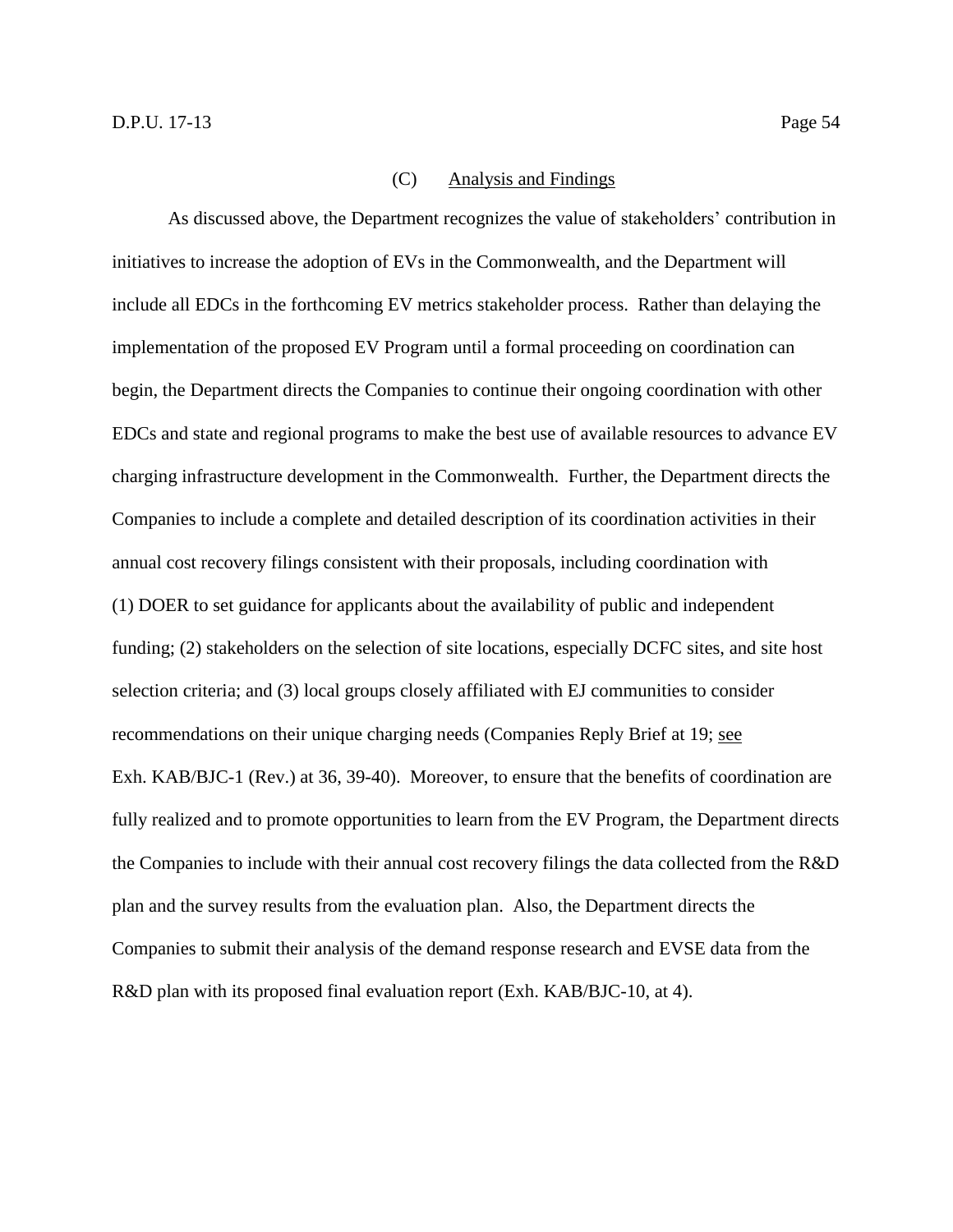#### (C) Analysis and Findings

As discussed above, the Department recognizes the value of stakeholders' contribution in initiatives to increase the adoption of EVs in the Commonwealth, and the Department will include all EDCs in the forthcoming EV metrics stakeholder process. Rather than delaying the implementation of the proposed EV Program until a formal proceeding on coordination can begin, the Department directs the Companies to continue their ongoing coordination with other EDCs and state and regional programs to make the best use of available resources to advance EV charging infrastructure development in the Commonwealth. Further, the Department directs the Companies to include a complete and detailed description of its coordination activities in their annual cost recovery filings consistent with their proposals, including coordination with (1) DOER to set guidance for applicants about the availability of public and independent funding; (2) stakeholders on the selection of site locations, especially DCFC sites, and site host selection criteria; and (3) local groups closely affiliated with EJ communities to consider recommendations on their unique charging needs (Companies Reply Brief at 19; see Exh. KAB/BJC-1 (Rev.) at 36, 39-40). Moreover, to ensure that the benefits of coordination are fully realized and to promote opportunities to learn from the EV Program, the Department directs the Companies to include with their annual cost recovery filings the data collected from the R&D plan and the survey results from the evaluation plan. Also, the Department directs the Companies to submit their analysis of the demand response research and EVSE data from the R&D plan with its proposed final evaluation report (Exh. KAB/BJC-10, at 4).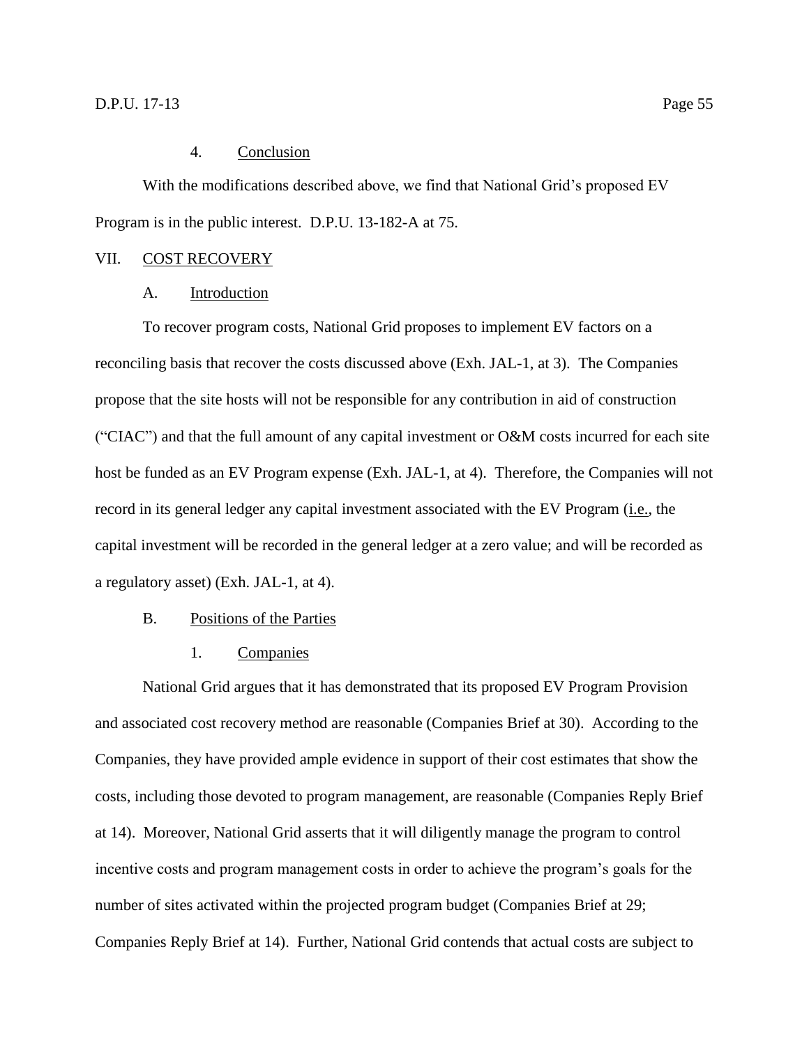### 4. Conclusion

With the modifications described above, we find that National Grid's proposed EV Program is in the public interest. D.P.U. 13-182-A at 75.

## VII. COST RECOVERY

### A. Introduction

To recover program costs, National Grid proposes to implement EV factors on a reconciling basis that recover the costs discussed above (Exh. JAL-1, at 3). The Companies propose that the site hosts will not be responsible for any contribution in aid of construction ("CIAC") and that the full amount of any capital investment or O&M costs incurred for each site host be funded as an EV Program expense (Exh. JAL-1, at 4). Therefore, the Companies will not record in its general ledger any capital investment associated with the EV Program (i.e., the capital investment will be recorded in the general ledger at a zero value; and will be recorded as a regulatory asset) (Exh. JAL-1, at 4).

### B. Positions of the Parties

#### 1. Companies

National Grid argues that it has demonstrated that its proposed EV Program Provision and associated cost recovery method are reasonable (Companies Brief at 30). According to the Companies, they have provided ample evidence in support of their cost estimates that show the costs, including those devoted to program management, are reasonable (Companies Reply Brief at 14). Moreover, National Grid asserts that it will diligently manage the program to control incentive costs and program management costs in order to achieve the program's goals for the number of sites activated within the projected program budget (Companies Brief at 29; Companies Reply Brief at 14). Further, National Grid contends that actual costs are subject to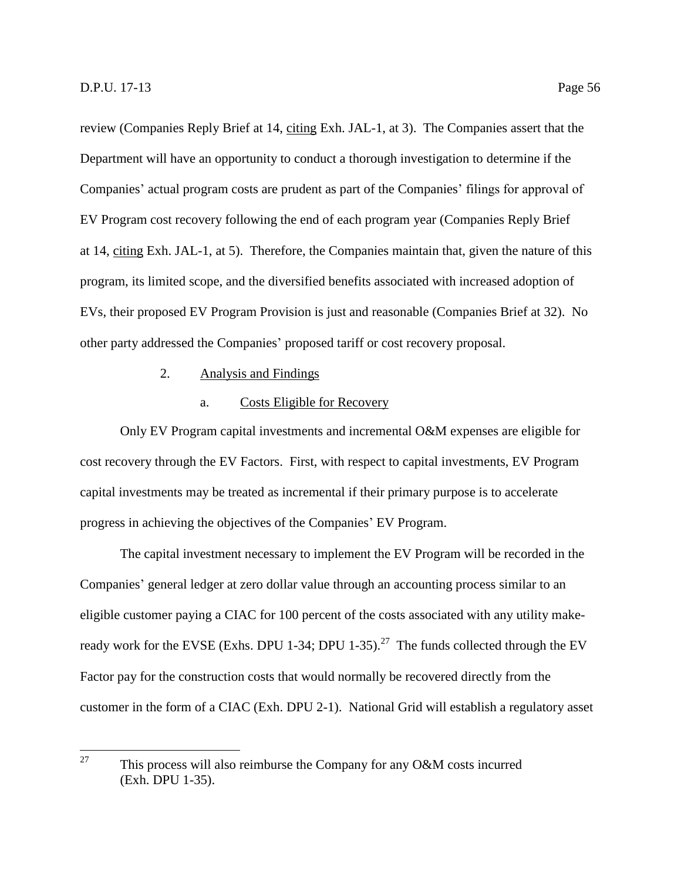review (Companies Reply Brief at 14, citing Exh. JAL-1, at 3). The Companies assert that the Department will have an opportunity to conduct a thorough investigation to determine if the Companies' actual program costs are prudent as part of the Companies' filings for approval of EV Program cost recovery following the end of each program year (Companies Reply Brief at 14, citing Exh. JAL-1, at 5). Therefore, the Companies maintain that, given the nature of this program, its limited scope, and the diversified benefits associated with increased adoption of EVs, their proposed EV Program Provision is just and reasonable (Companies Brief at 32). No other party addressed the Companies' proposed tariff or cost recovery proposal.

2. Analysis and Findings

a. Costs Eligible for Recovery

Only EV Program capital investments and incremental O&M expenses are eligible for cost recovery through the EV Factors. First, with respect to capital investments, EV Program capital investments may be treated as incremental if their primary purpose is to accelerate progress in achieving the objectives of the Companies' EV Program.

The capital investment necessary to implement the EV Program will be recorded in the Companies' general ledger at zero dollar value through an accounting process similar to an eligible customer paying a CIAC for 100 percent of the costs associated with any utility make-ready work for the EVSE (Exhs. DPU 1-34; DPU 1-35).[27] The funds collected through the EV Factor pay for the construction costs that would normally be recovered directly from the customer in the form of a CIAC (Exh. DPU 2-1). National Grid will establish a regulatory asset

[27] This process will also reimburse the Company for any O&M costs incurred (Exh. DPU 1-35).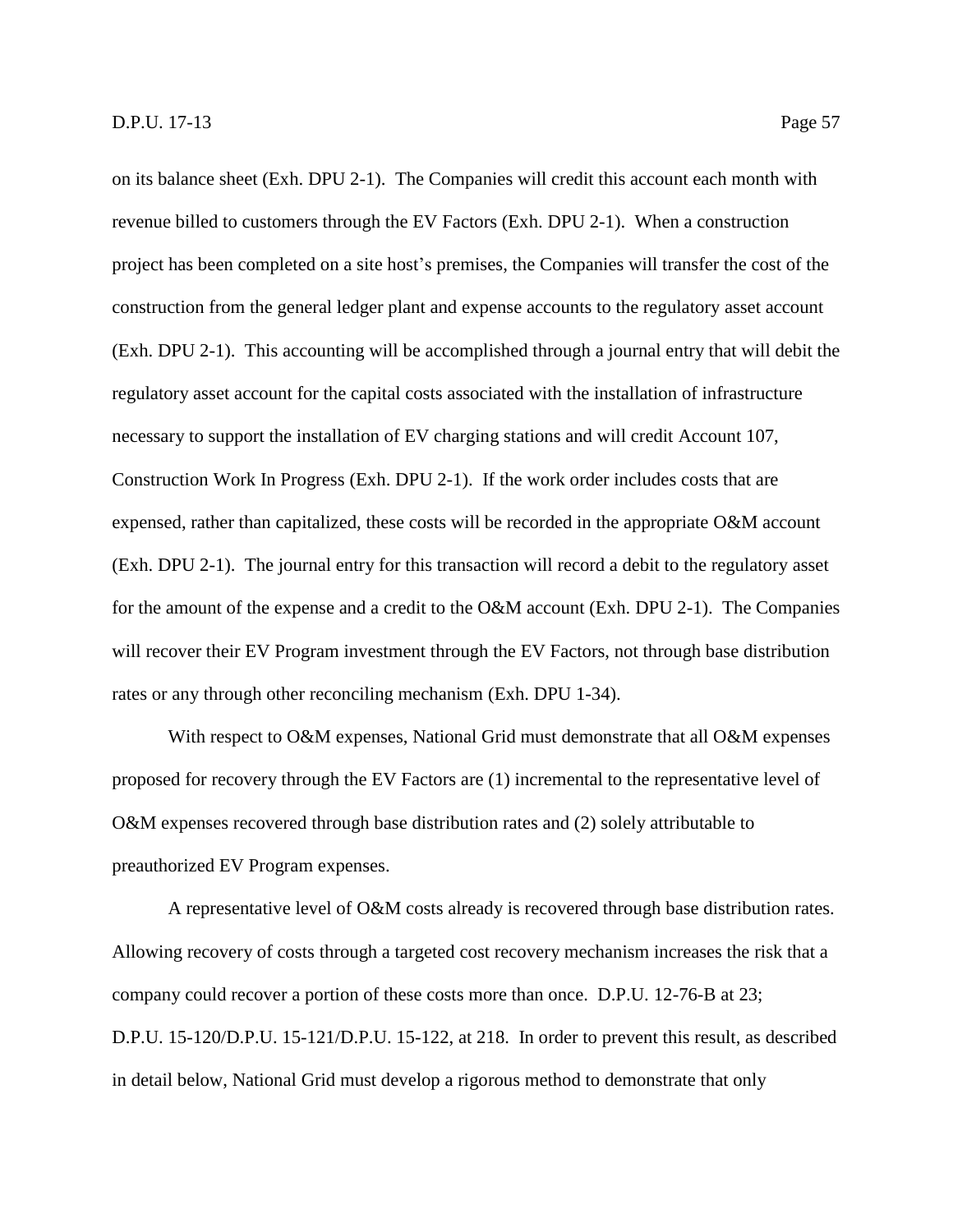on its balance sheet (Exh. DPU 2-1). The Companies will credit this account each month with revenue billed to customers through the EV Factors (Exh. DPU 2-1). When a construction project has been completed on a site host's premises, the Companies will transfer the cost of the construction from the general ledger plant and expense accounts to the regulatory asset account (Exh. DPU 2-1). This accounting will be accomplished through a journal entry that will debit the regulatory asset account for the capital costs associated with the installation of infrastructure necessary to support the installation of EV charging stations and will credit Account 107, Construction Work In Progress (Exh. DPU 2-1). If the work order includes costs that are expensed, rather than capitalized, these costs will be recorded in the appropriate O&M account (Exh. DPU 2-1). The journal entry for this transaction will record a debit to the regulatory asset for the amount of the expense and a credit to the O&M account (Exh. DPU 2-1). The Companies will recover their EV Program investment through the EV Factors, not through base distribution rates or any through other reconciling mechanism (Exh. DPU 1-34).

With respect to O&M expenses, National Grid must demonstrate that all O&M expenses proposed for recovery through the EV Factors are (1) incremental to the representative level of O&M expenses recovered through base distribution rates and (2) solely attributable to preauthorized EV Program expenses.

A representative level of O&M costs already is recovered through base distribution rates. Allowing recovery of costs through a targeted cost recovery mechanism increases the risk that a company could recover a portion of these costs more than once. D.P.U. 12-76-B at 23; D.P.U. 15-120/D.P.U. 15-121/D.P.U. 15-122, at 218. In order to prevent this result, as described in detail below, National Grid must develop a rigorous method to demonstrate that only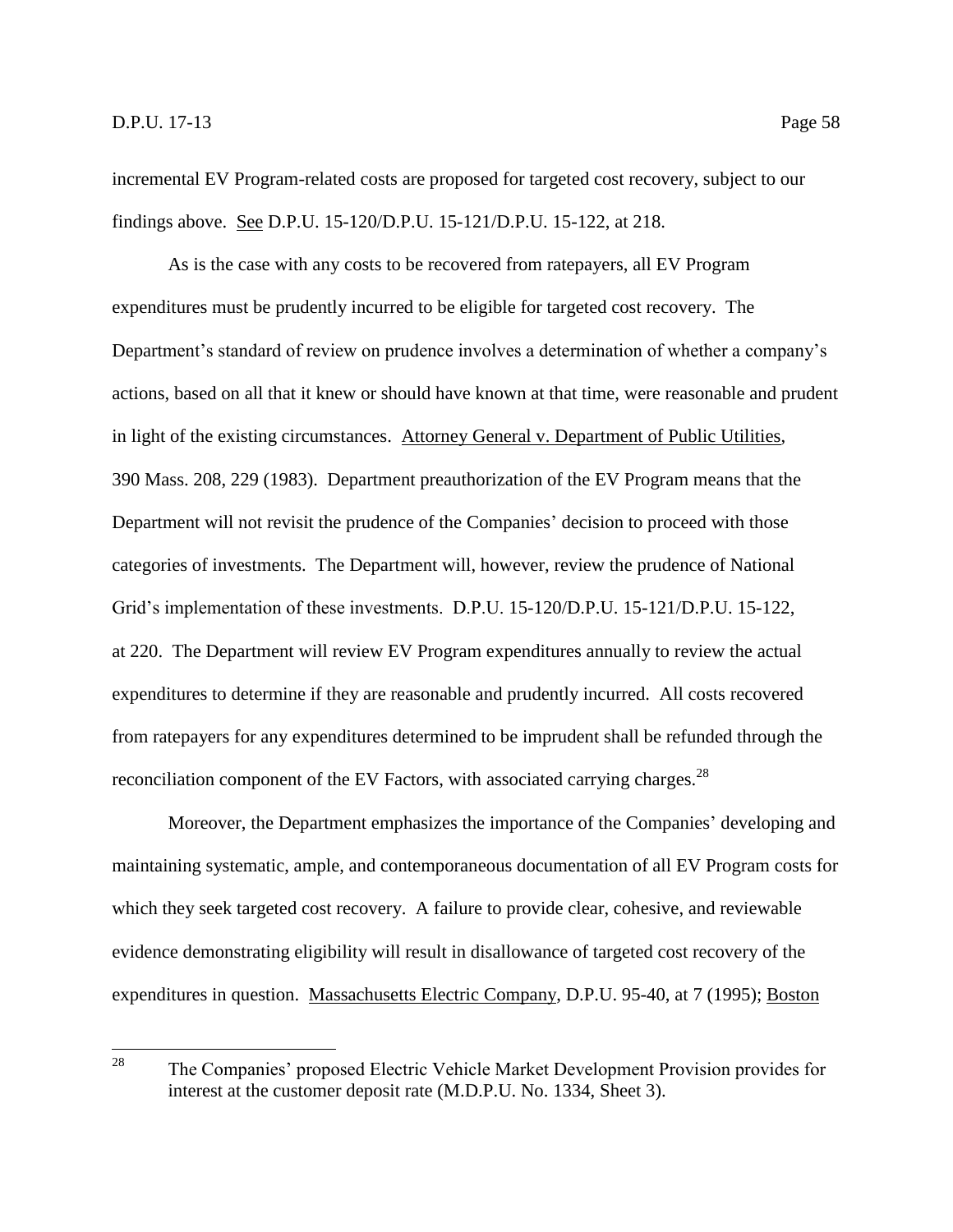incremental EV Program-related costs are proposed for targeted cost recovery, subject to our findings above. See D.P.U. 15-120/D.P.U. 15-121/D.P.U. 15-122, at 218.

As is the case with any costs to be recovered from ratepayers, all EV Program expenditures must be prudently incurred to be eligible for targeted cost recovery. The Department's standard of review on prudence involves a determination of whether a company's actions, based on all that it knew or should have known at that time, were reasonable and prudent in light of the existing circumstances. Attorney General v. Department of Public Utilities, 390 Mass. 208, 229 (1983). Department preauthorization of the EV Program means that the Department will not revisit the prudence of the Companies' decision to proceed with those categories of investments. The Department will, however, review the prudence of National Grid's implementation of these investments. D.P.U. 15-120/D.P.U. 15-121/D.P.U. 15-122, at 220. The Department will review EV Program expenditures annually to review the actual expenditures to determine if they are reasonable and prudently incurred. All costs recovered from ratepayers for any expenditures determined to be imprudent shall be refunded through the reconciliation component of the EV Factors, with associated carrying charges.[28]

Moreover, the Department emphasizes the importance of the Companies' developing and maintaining systematic, ample, and contemporaneous documentation of all EV Program costs for which they seek targeted cost recovery. A failure to provide clear, cohesive, and reviewable evidence demonstrating eligibility will result in disallowance of targeted cost recovery of the expenditures in question. Massachusetts Electric Company, D.P.U. 95-40, at 7 (1995); Boston

---

[28] The Companies' proposed Electric Vehicle Market Development Provision provides for interest at the customer deposit rate (M.D.P.U. No. 1334, Sheet 3).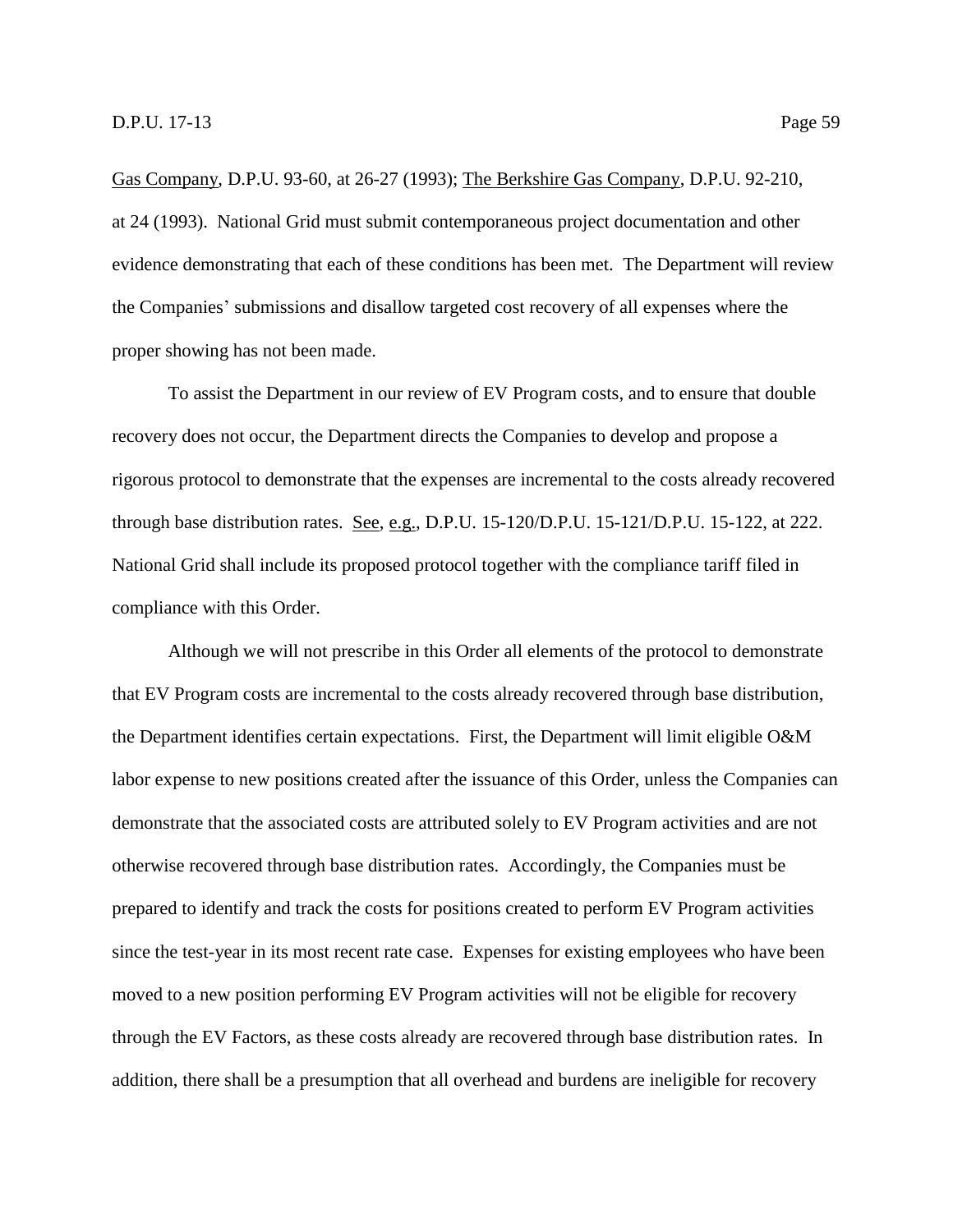Gas Company, D.P.U. 93-60, at 26-27 (1993); The Berkshire Gas Company, D.P.U. 92-210, at 24 (1993). National Grid must submit contemporaneous project documentation and other evidence demonstrating that each of these conditions has been met. The Department will review the Companies' submissions and disallow targeted cost recovery of all expenses where the proper showing has not been made.

To assist the Department in our review of EV Program costs, and to ensure that double recovery does not occur, the Department directs the Companies to develop and propose a rigorous protocol to demonstrate that the expenses are incremental to the costs already recovered through base distribution rates. See, e.g., D.P.U. 15-120/D.P.U. 15-121/D.P.U. 15-122, at 222. National Grid shall include its proposed protocol together with the compliance tariff filed in compliance with this Order.

Although we will not prescribe in this Order all elements of the protocol to demonstrate that EV Program costs are incremental to the costs already recovered through base distribution, the Department identifies certain expectations. First, the Department will limit eligible O&M labor expense to new positions created after the issuance of this Order, unless the Companies can demonstrate that the associated costs are attributed solely to EV Program activities and are not otherwise recovered through base distribution rates. Accordingly, the Companies must be prepared to identify and track the costs for positions created to perform EV Program activities since the test-year in its most recent rate case. Expenses for existing employees who have been moved to a new position performing EV Program activities will not be eligible for recovery through the EV Factors, as these costs already are recovered through base distribution rates. In addition, there shall be a presumption that all overhead and burdens are ineligible for recovery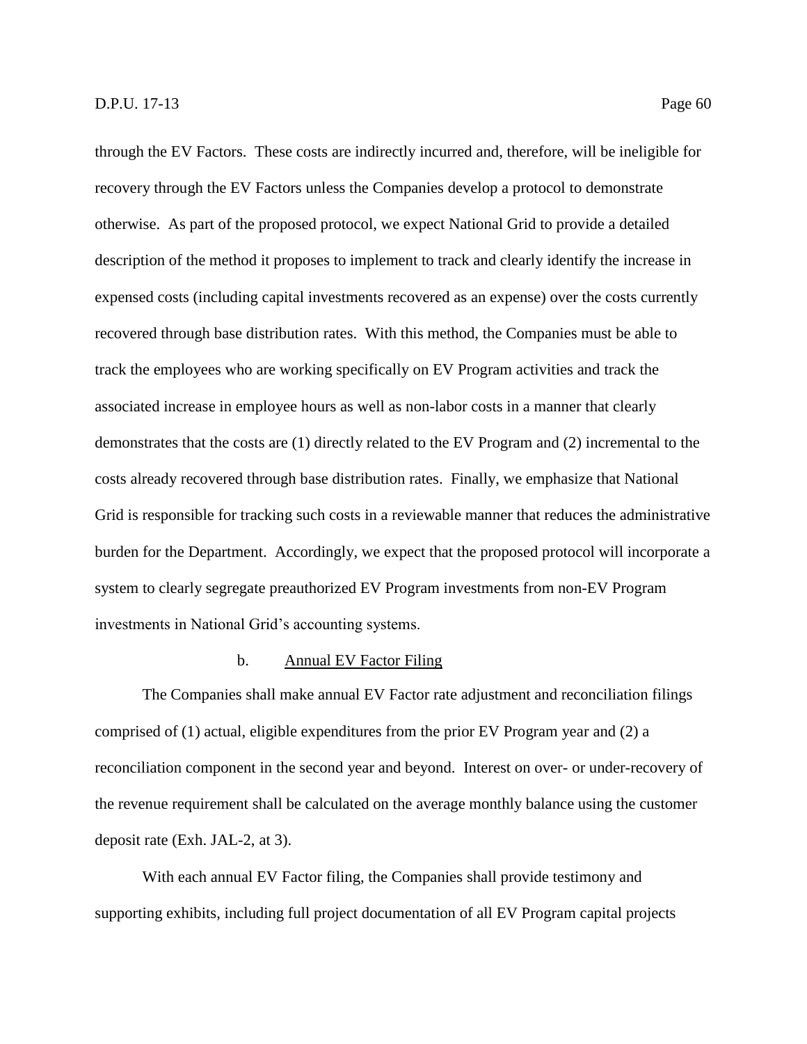through the EV Factors. These costs are indirectly incurred and, therefore, will be ineligible for recovery through the EV Factors unless the Companies develop a protocol to demonstrate otherwise. As part of the proposed protocol, we expect National Grid to provide a detailed description of the method it proposes to implement to track and clearly identify the increase in expensed costs (including capital investments recovered as an expense) over the costs currently recovered through base distribution rates. With this method, the Companies must be able to track the employees who are working specifically on EV Program activities and track the associated increase in employee hours as well as non-labor costs in a manner that clearly demonstrates that the costs are (1) directly related to the EV Program and (2) incremental to the costs already recovered through base distribution rates. Finally, we emphasize that National Grid is responsible for tracking such costs in a reviewable manner that reduces the administrative burden for the Department. Accordingly, we expect that the proposed protocol will incorporate a system to clearly segregate preauthorized EV Program investments from non-EV Program investments in National Grid's accounting systems.

#### b. Annual EV Factor Filing

The Companies shall make annual EV Factor rate adjustment and reconciliation filings comprised of (1) actual, eligible expenditures from the prior EV Program year and (2) a reconciliation component in the second year and beyond. Interest on over- or under-recovery of the revenue requirement shall be calculated on the average monthly balance using the customer deposit rate (Exh. JAL-2, at 3).

With each annual EV Factor filing, the Companies shall provide testimony and supporting exhibits, including full project documentation of all EV Program capital projects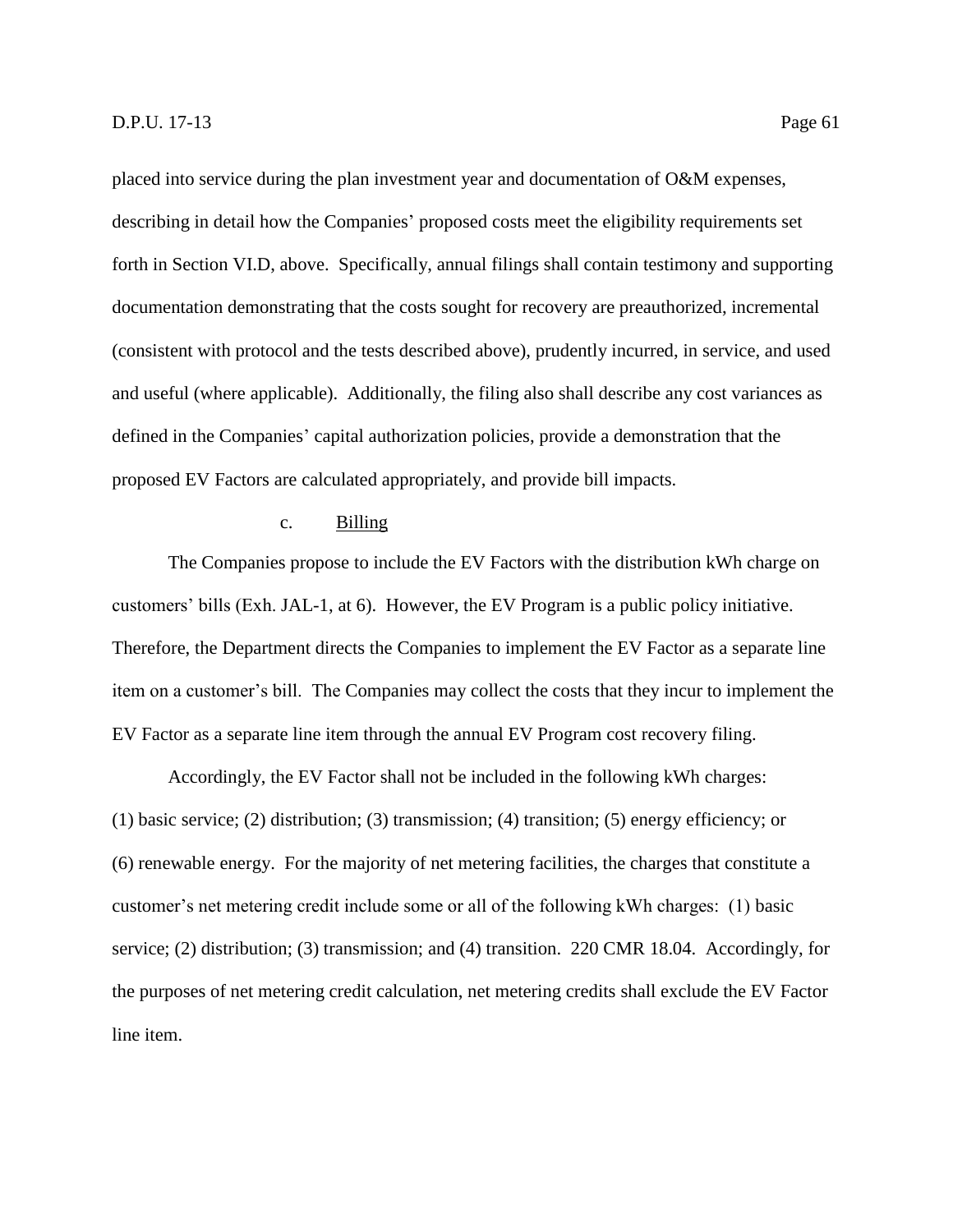placed into service during the plan investment year and documentation of O&M expenses, describing in detail how the Companies' proposed costs meet the eligibility requirements set forth in Section VI.D, above. Specifically, annual filings shall contain testimony and supporting documentation demonstrating that the costs sought for recovery are preauthorized, incremental (consistent with protocol and the tests described above), prudently incurred, in service, and used and useful (where applicable). Additionally, the filing also shall describe any cost variances as defined in the Companies' capital authorization policies, provide a demonstration that the proposed EV Factors are calculated appropriately, and provide bill impacts.

c. Billing

The Companies propose to include the EV Factors with the distribution kWh charge on customers' bills (Exh. JAL-1, at 6). However, the EV Program is a public policy initiative. Therefore, the Department directs the Companies to implement the EV Factor as a separate line item on a customer's bill. The Companies may collect the costs that they incur to implement the EV Factor as a separate line item through the annual EV Program cost recovery filing.

Accordingly, the EV Factor shall not be included in the following kWh charges: (1) basic service; (2) distribution; (3) transmission; (4) transition; (5) energy efficiency; or (6) renewable energy. For the majority of net metering facilities, the charges that constitute a customer's net metering credit include some or all of the following kWh charges: (1) basic service; (2) distribution; (3) transmission; and (4) transition. 220 CMR 18.04. Accordingly, for the purposes of net metering credit calculation, net metering credits shall exclude the EV Factor line item.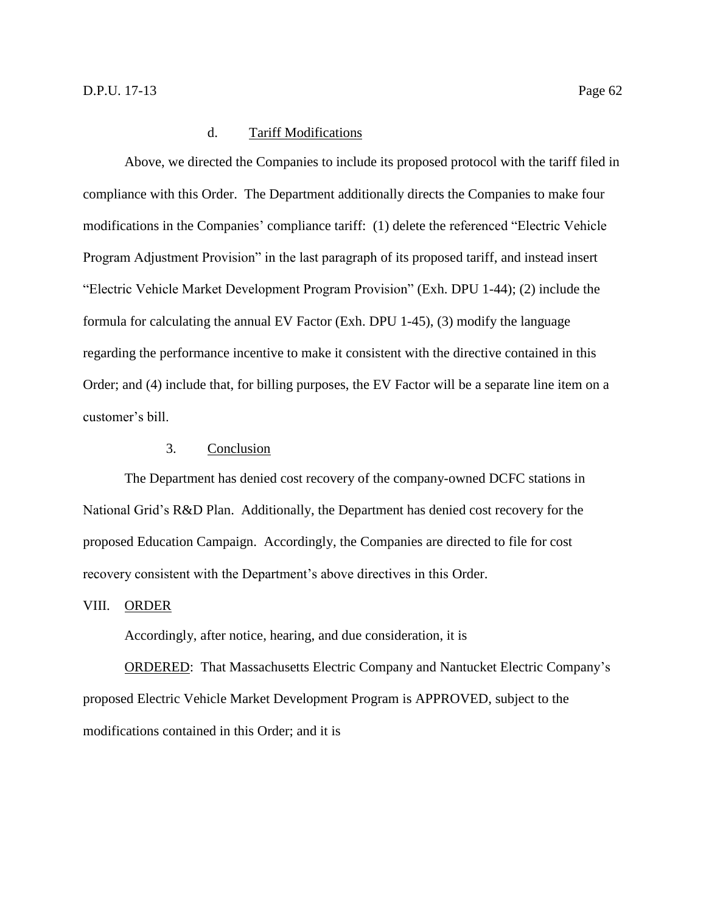#### d. Tariff Modifications

Above, we directed the Companies to include its proposed protocol with the tariff filed in compliance with this Order. The Department additionally directs the Companies to make four modifications in the Companies' compliance tariff: (1) delete the referenced "Electric Vehicle Program Adjustment Provision" in the last paragraph of its proposed tariff, and instead insert "Electric Vehicle Market Development Program Provision" (Exh. DPU 1-44); (2) include the formula for calculating the annual EV Factor (Exh. DPU 1-45), (3) modify the language regarding the performance incentive to make it consistent with the directive contained in this Order; and (4) include that, for billing purposes, the EV Factor will be a separate line item on a customer's bill.

### 3. Conclusion

The Department has denied cost recovery of the company-owned DCFC stations in National Grid's R&D Plan. Additionally, the Department has denied cost recovery for the proposed Education Campaign. Accordingly, the Companies are directed to file for cost recovery consistent with the Department's above directives in this Order.

## VIII. ORDER

Accordingly, after notice, hearing, and due consideration, it is

ORDERED: That Massachusetts Electric Company and Nantucket Electric Company's proposed Electric Vehicle Market Development Program is APPROVED, subject to the modifications contained in this Order; and it is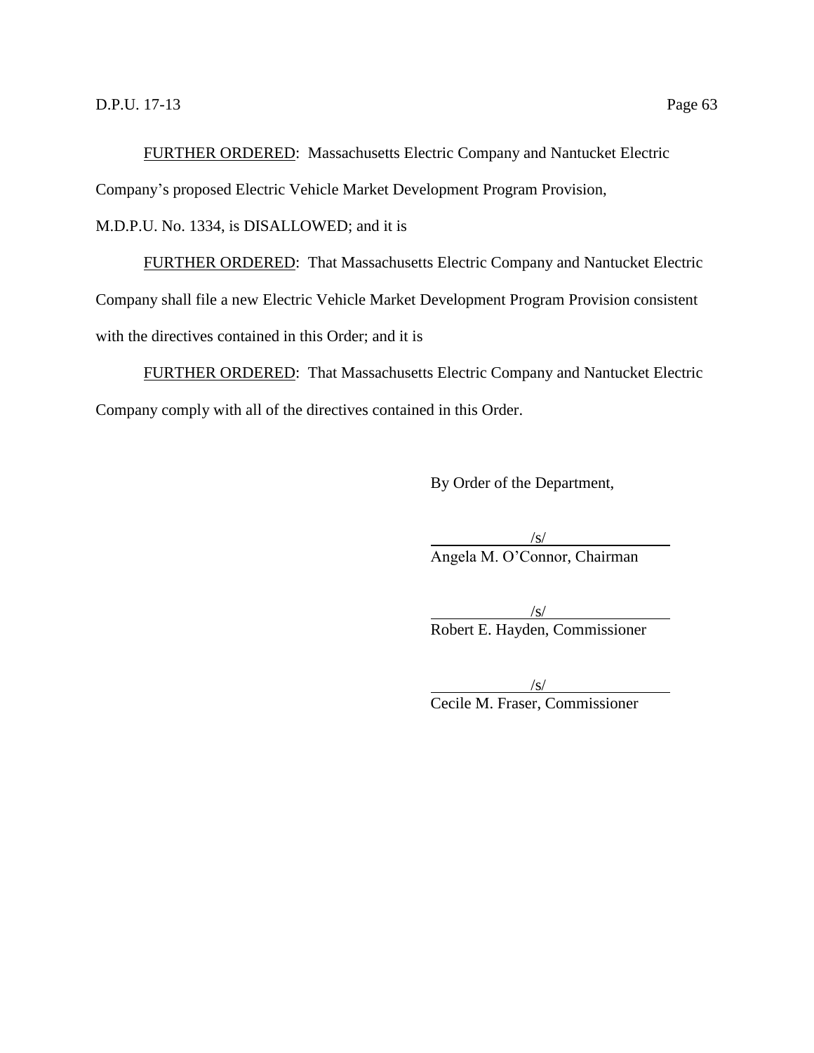FURTHER ORDERED: Massachusetts Electric Company and Nantucket Electric Company's proposed Electric Vehicle Market Development Program Provision, M.D.P.U. No. 1334, is DISALLOWED; and it is

FURTHER ORDERED: That Massachusetts Electric Company and Nantucket Electric Company shall file a new Electric Vehicle Market Development Program Provision consistent with the directives contained in this Order; and it is

FURTHER ORDERED: That Massachusetts Electric Company and Nantucket Electric Company comply with all of the directives contained in this Order.

By Order of the Department,

/s/

Angela M. O'Connor, Chairman

/s/

Robert E. Hayden, Commissioner

/s/

Cecile M. Fraser, Commissioner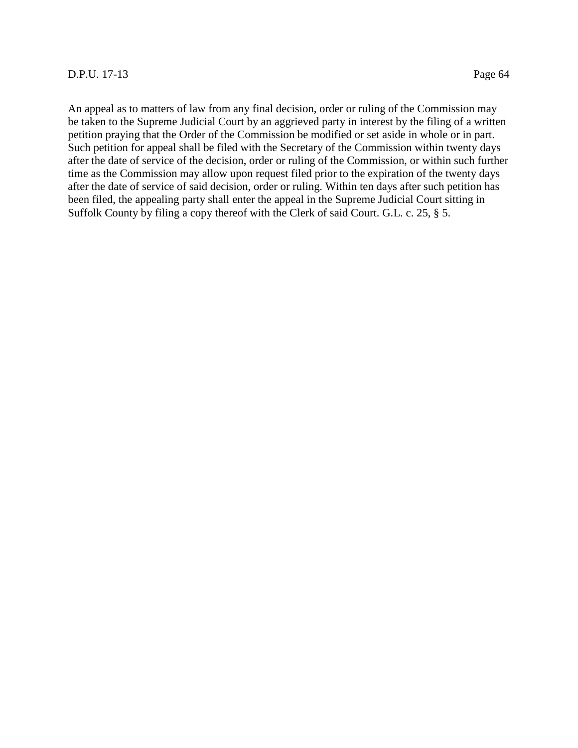An appeal as to matters of law from any final decision, order or ruling of the Commission may be taken to the Supreme Judicial Court by an aggrieved party in interest by the filing of a written petition praying that the Order of the Commission be modified or set aside in whole or in part. Such petition for appeal shall be filed with the Secretary of the Commission within twenty days after the date of service of the decision, order or ruling of the Commission, or within such further time as the Commission may allow upon request filed prior to the expiration of the twenty days after the date of service of said decision, order or ruling. Within ten days after such petition has been filed, the appealing party shall enter the appeal in the Supreme Judicial Court sitting in Suffolk County by filing a copy thereof with the Clerk of said Court. G.L. c. 25, § 5.